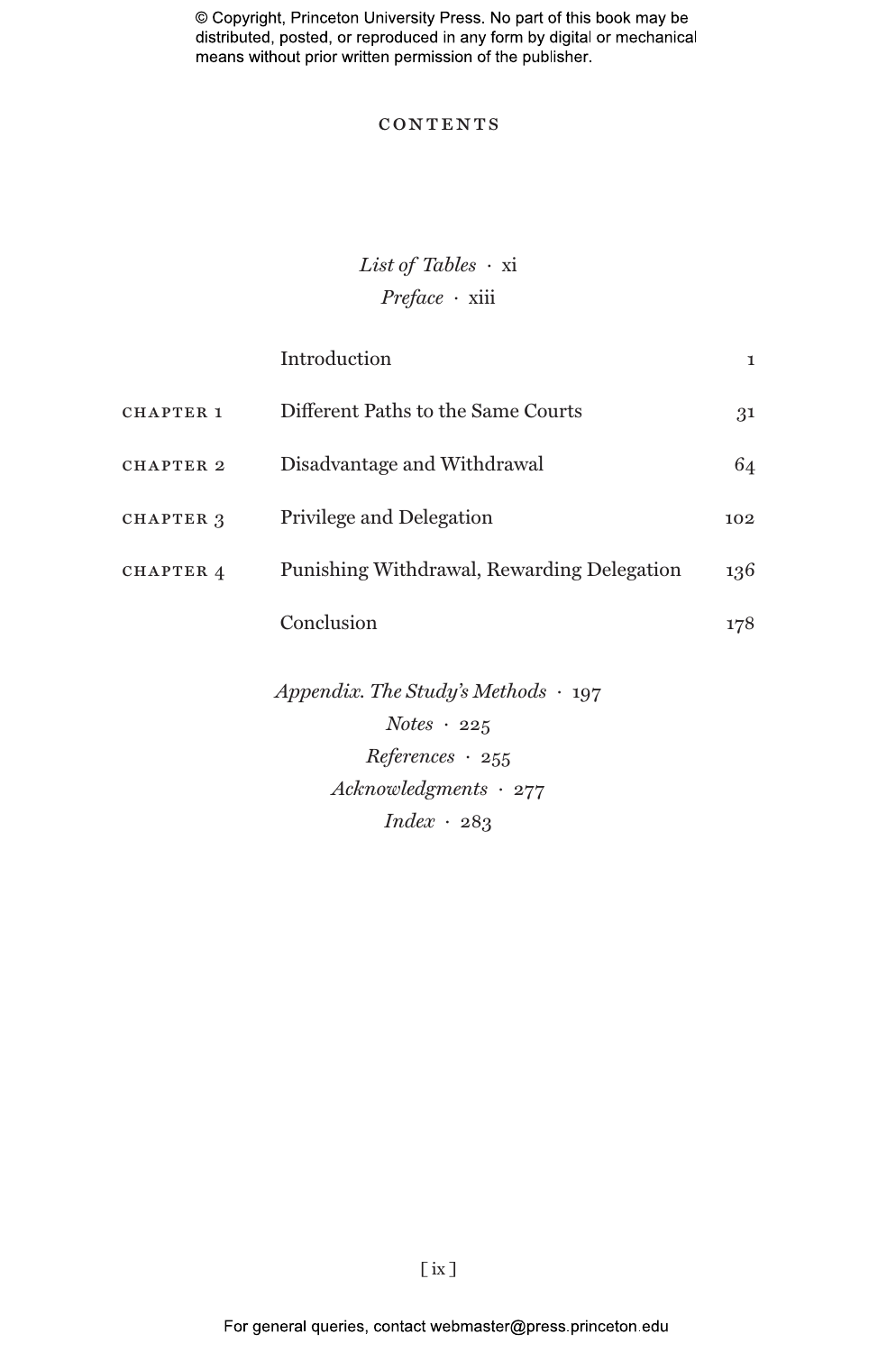# CONTENTS

*List of Tables* · xi

*Preface* · xiii

| | | |
|---|---|---|
| | Introduction | 1 |
| CHAPTER 1 | Different Paths to the Same Courts | 31 |
| CHAPTER 2 | Disadvantage and Withdrawal | 64 |
| CHAPTER 3 | Privilege and Delegation | 102 |
| CHAPTER 4 | Punishing Withdrawal, Rewarding Delegation | 136 |
| | Conclusion | 178 |

*Appendix. The Study's Methods* · 197

*Notes* · 225

*References* · 255

*Acknowledgments* · 277

*Index* · 283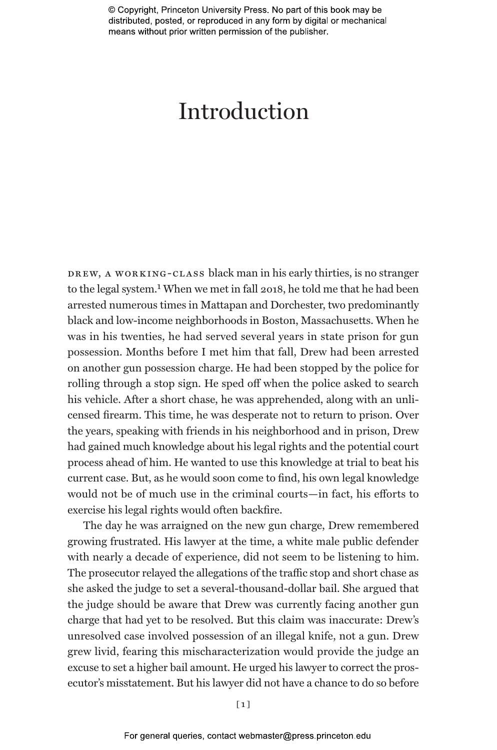# Introduction

Drew, a working-class black man in his early thirties, is no stranger to the legal system.[1] When we met in fall 2018, he told me that he had been arrested numerous times in Mattapan and Dorchester, two predominantly black and low-income neighborhoods in Boston, Massachusetts. When he was in his twenties, he had served several years in state prison for gun possession. Months before I met him that fall, Drew had been arrested on another gun possession charge. He had been stopped by the police for rolling through a stop sign. He sped off when the police asked to search his vehicle. After a short chase, he was apprehended, along with an unlicensed firearm. This time, he was desperate not to return to prison. Over the years, speaking with friends in his neighborhood and in prison, Drew had gained much knowledge about his legal rights and the potential court process ahead of him. He wanted to use this knowledge at trial to beat his current case. But, as he would soon come to find, his own legal knowledge would not be of much use in the criminal courts—in fact, his efforts to exercise his legal rights would often backfire.

The day he was arraigned on the new gun charge, Drew remembered growing frustrated. His lawyer at the time, a white male public defender with nearly a decade of experience, did not seem to be listening to him. The prosecutor relayed the allegations of the traffic stop and short chase as she asked the judge to set a several-thousand-dollar bail. She argued that the judge should be aware that Drew was currently facing another gun charge that had yet to be resolved. But this claim was inaccurate: Drew's unresolved case involved possession of an illegal knife, not a gun. Drew grew livid, fearing this mischaracterization would provide the judge an excuse to set a higher bail amount. He urged his lawyer to correct the prosecutor's misstatement. But his lawyer did not have a chance to do so before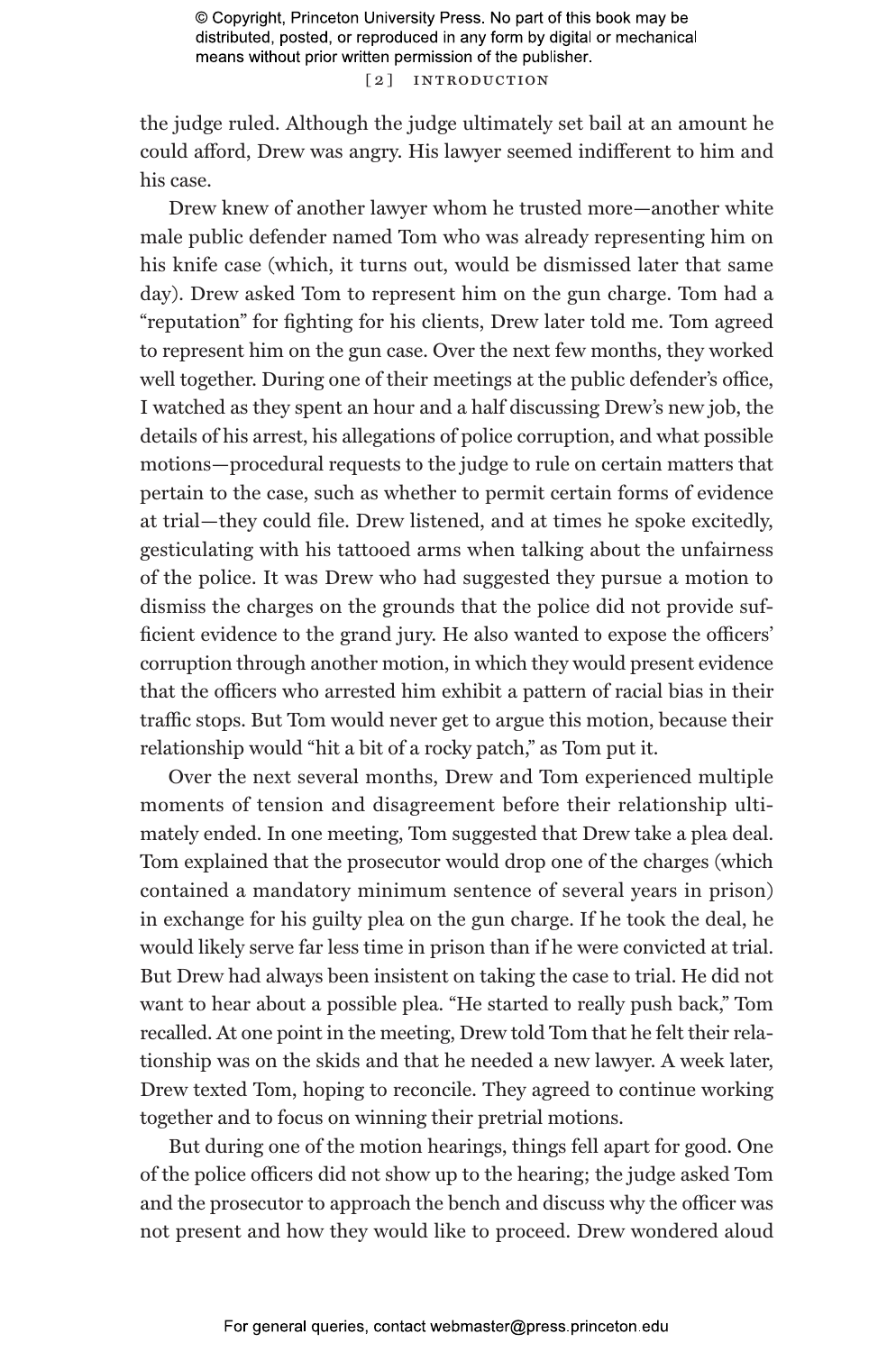the judge ruled. Although the judge ultimately set bail at an amount he could afford, Drew was angry. His lawyer seemed indifferent to him and his case.

Drew knew of another lawyer whom he trusted more—another white male public defender named Tom who was already representing him on his knife case (which, it turns out, would be dismissed later that same day). Drew asked Tom to represent him on the gun charge. Tom had a "reputation" for fighting for his clients, Drew later told me. Tom agreed to represent him on the gun case. Over the next few months, they worked well together. During one of their meetings at the public defender's office, I watched as they spent an hour and a half discussing Drew's new job, the details of his arrest, his allegations of police corruption, and what possible motions—procedural requests to the judge to rule on certain matters that pertain to the case, such as whether to permit certain forms of evidence at trial—they could file. Drew listened, and at times he spoke excitedly, gesticulating with his tattooed arms when talking about the unfairness of the police. It was Drew who had suggested they pursue a motion to dismiss the charges on the grounds that the police did not provide sufficient evidence to the grand jury. He also wanted to expose the officers' corruption through another motion, in which they would present evidence that the officers who arrested him exhibit a pattern of racial bias in their traffic stops. But Tom would never get to argue this motion, because their relationship would "hit a bit of a rocky patch," as Tom put it.

Over the next several months, Drew and Tom experienced multiple moments of tension and disagreement before their relationship ultimately ended. In one meeting, Tom suggested that Drew take a plea deal. Tom explained that the prosecutor would drop one of the charges (which contained a mandatory minimum sentence of several years in prison) in exchange for his guilty plea on the gun charge. If he took the deal, he would likely serve far less time in prison than if he were convicted at trial. But Drew had always been insistent on taking the case to trial. He did not want to hear about a possible plea. "He started to really push back," Tom recalled. At one point in the meeting, Drew told Tom that he felt their relationship was on the skids and that he needed a new lawyer. A week later, Drew texted Tom, hoping to reconcile. They agreed to continue working together and to focus on winning their pretrial motions.

But during one of the motion hearings, things fell apart for good. One of the police officers did not show up to the hearing; the judge asked Tom and the prosecutor to approach the bench and discuss why the officer was not present and how they would like to proceed. Drew wondered aloud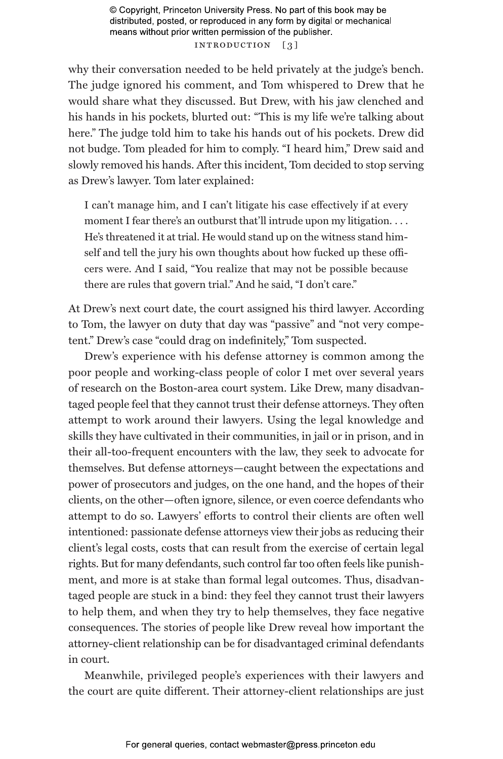why their conversation needed to be held privately at the judge's bench. The judge ignored his comment, and Tom whispered to Drew that he would share what they discussed. But Drew, with his jaw clenched and his hands in his pockets, blurted out: "This is my life we're talking about here." The judge told him to take his hands out of his pockets. Drew did not budge. Tom pleaded for him to comply. "I heard him," Drew said and slowly removed his hands. After this incident, Tom decided to stop serving as Drew's lawyer. Tom later explained:

> I can't manage him, and I can't litigate his case effectively if at every moment I fear there's an outburst that'll intrude upon my litigation. . . . He's threatened it at trial. He would stand up on the witness stand himself and tell the jury his own thoughts about how fucked up these officers were. And I said, "You realize that may not be possible because there are rules that govern trial." And he said, "I don't care."

At Drew's next court date, the court assigned his third lawyer. According to Tom, the lawyer on duty that day was "passive" and "not very competent." Drew's case "could drag on indefinitely," Tom suspected.

Drew's experience with his defense attorney is common among the poor people and working-class people of color I met over several years of research on the Boston-area court system. Like Drew, many disadvantaged people feel that they cannot trust their defense attorneys. They often attempt to work around their lawyers. Using the legal knowledge and skills they have cultivated in their communities, in jail or in prison, and in their all-too-frequent encounters with the law, they seek to advocate for themselves. But defense attorneys—caught between the expectations and power of prosecutors and judges, on the one hand, and the hopes of their clients, on the other—often ignore, silence, or even coerce defendants who attempt to do so. Lawyers' efforts to control their clients are often well intentioned: passionate defense attorneys view their jobs as reducing their client's legal costs, costs that can result from the exercise of certain legal rights. But for many defendants, such control far too often feels like punishment, and more is at stake than formal legal outcomes. Thus, disadvantaged people are stuck in a bind: they feel they cannot trust their lawyers to help them, and when they try to help themselves, they face negative consequences. The stories of people like Drew reveal how important the attorney-client relationship can be for disadvantaged criminal defendants in court.

Meanwhile, privileged people's experiences with their lawyers and the court are quite different. Their attorney-client relationships are just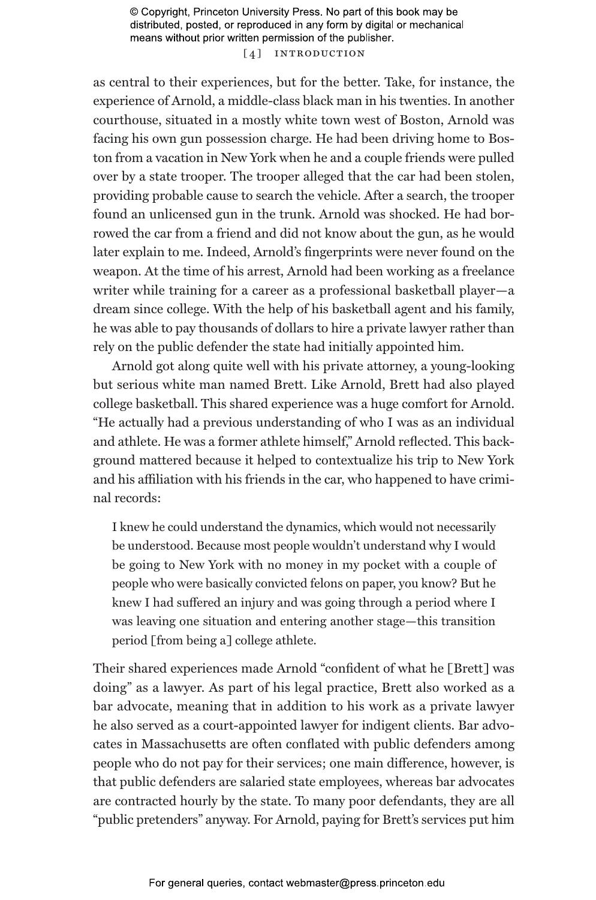as central to their experiences, but for the better. Take, for instance, the experience of Arnold, a middle-class black man in his twenties. In another courthouse, situated in a mostly white town west of Boston, Arnold was facing his own gun possession charge. He had been driving home to Boston from a vacation in New York when he and a couple friends were pulled over by a state trooper. The trooper alleged that the car had been stolen, providing probable cause to search the vehicle. After a search, the trooper found an unlicensed gun in the trunk. Arnold was shocked. He had borrowed the car from a friend and did not know about the gun, as he would later explain to me. Indeed, Arnold's fingerprints were never found on the weapon. At the time of his arrest, Arnold had been working as a freelance writer while training for a career as a professional basketball player—a dream since college. With the help of his basketball agent and his family, he was able to pay thousands of dollars to hire a private lawyer rather than rely on the public defender the state had initially appointed him.

Arnold got along quite well with his private attorney, a young-looking but serious white man named Brett. Like Arnold, Brett had also played college basketball. This shared experience was a huge comfort for Arnold. "He actually had a previous understanding of who I was as an individual and athlete. He was a former athlete himself," Arnold reflected. This background mattered because it helped to contextualize his trip to New York and his affiliation with his friends in the car, who happened to have criminal records:

> I knew he could understand the dynamics, which would not necessarily be understood. Because most people wouldn't understand why I would be going to New York with no money in my pocket with a couple of people who were basically convicted felons on paper, you know? But he knew I had suffered an injury and was going through a period where I was leaving one situation and entering another stage—this transition period [from being a] college athlete.

Their shared experiences made Arnold "confident of what he [Brett] was doing" as a lawyer. As part of his legal practice, Brett also worked as a bar advocate, meaning that in addition to his work as a private lawyer he also served as a court-appointed lawyer for indigent clients. Bar advocates in Massachusetts are often conflated with public defenders among people who do not pay for their services; one main difference, however, is that public defenders are salaried state employees, whereas bar advocates are contracted hourly by the state. To many poor defendants, they are all "public pretenders" anyway. For Arnold, paying for Brett's services put him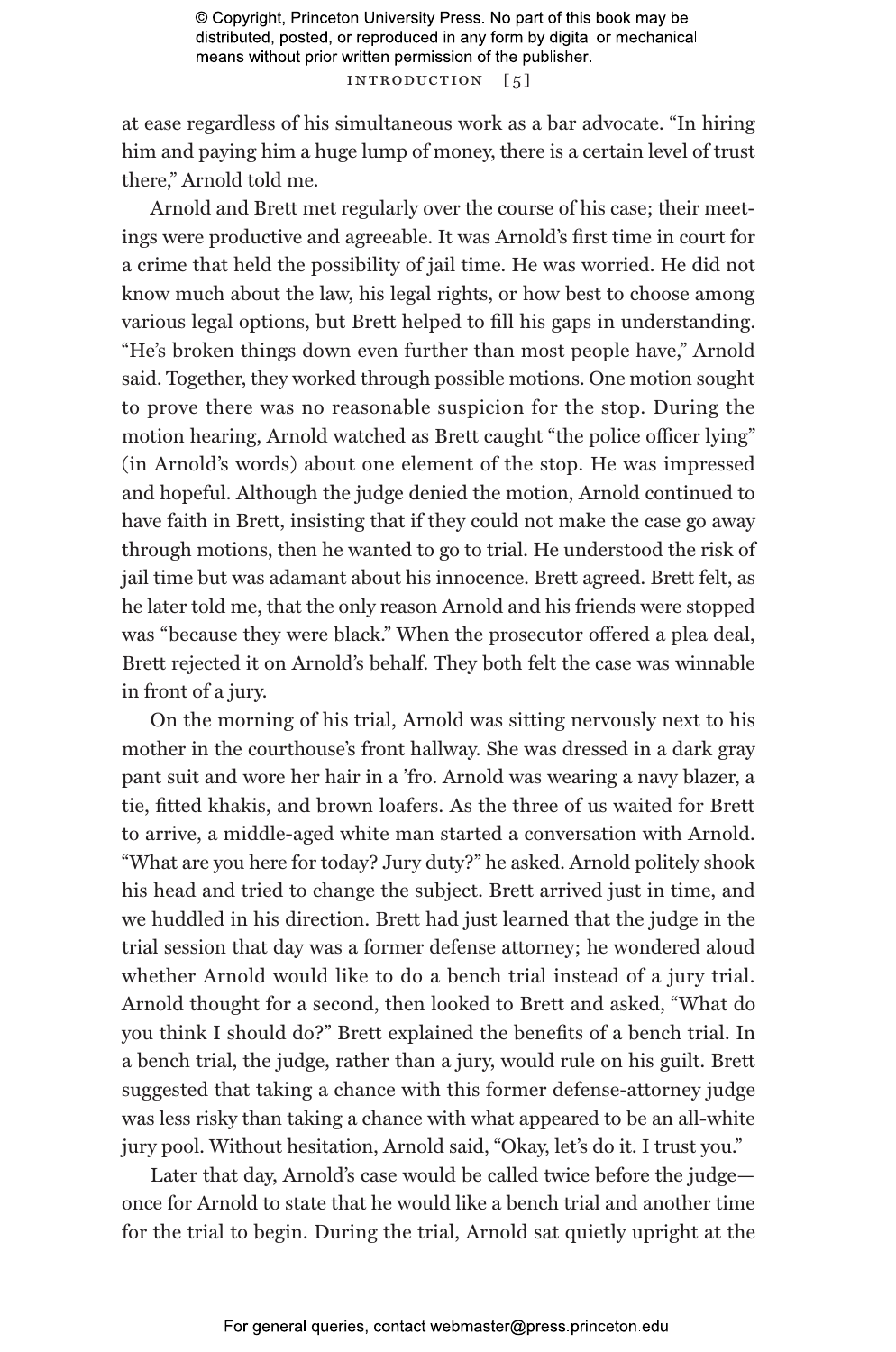at ease regardless of his simultaneous work as a bar advocate. "In hiring him and paying him a huge lump of money, there is a certain level of trust there," Arnold told me.

Arnold and Brett met regularly over the course of his case; their meetings were productive and agreeable. It was Arnold's first time in court for a crime that held the possibility of jail time. He was worried. He did not know much about the law, his legal rights, or how best to choose among various legal options, but Brett helped to fill his gaps in understanding. "He's broken things down even further than most people have," Arnold said. Together, they worked through possible motions. One motion sought to prove there was no reasonable suspicion for the stop. During the motion hearing, Arnold watched as Brett caught "the police officer lying" (in Arnold's words) about one element of the stop. He was impressed and hopeful. Although the judge denied the motion, Arnold continued to have faith in Brett, insisting that if they could not make the case go away through motions, then he wanted to go to trial. He understood the risk of jail time but was adamant about his innocence. Brett agreed. Brett felt, as he later told me, that the only reason Arnold and his friends were stopped was "because they were black." When the prosecutor offered a plea deal, Brett rejected it on Arnold's behalf. They both felt the case was winnable in front of a jury.

On the morning of his trial, Arnold was sitting nervously next to his mother in the courthouse's front hallway. She was dressed in a dark gray pant suit and wore her hair in a 'fro. Arnold was wearing a navy blazer, a tie, fitted khakis, and brown loafers. As the three of us waited for Brett to arrive, a middle-aged white man started a conversation with Arnold. "What are you here for today? Jury duty?" he asked. Arnold politely shook his head and tried to change the subject. Brett arrived just in time, and we huddled in his direction. Brett had just learned that the judge in the trial session that day was a former defense attorney; he wondered aloud whether Arnold would like to do a bench trial instead of a jury trial. Arnold thought for a second, then looked to Brett and asked, "What do you think I should do?" Brett explained the benefits of a bench trial. In a bench trial, the judge, rather than a jury, would rule on his guilt. Brett suggested that taking a chance with this former defense-attorney judge was less risky than taking a chance with what appeared to be an all-white jury pool. Without hesitation, Arnold said, "Okay, let's do it. I trust you."

Later that day, Arnold's case would be called twice before the judge—once for Arnold to state that he would like a bench trial and another time for the trial to begin. During the trial, Arnold sat quietly upright at the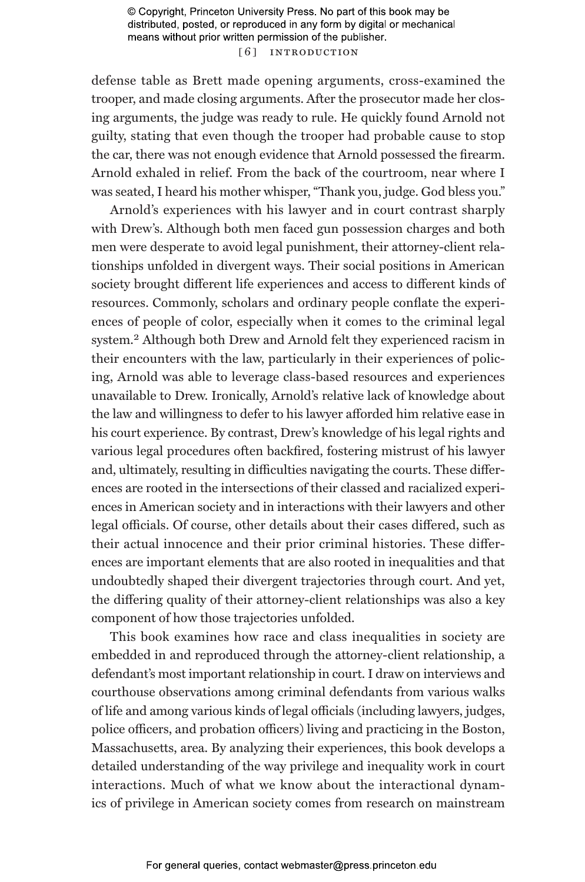defense table as Brett made opening arguments, cross-examined the trooper, and made closing arguments. After the prosecutor made her closing arguments, the judge was ready to rule. He quickly found Arnold not guilty, stating that even though the trooper had probable cause to stop the car, there was not enough evidence that Arnold possessed the firearm. Arnold exhaled in relief. From the back of the courtroom, near where I was seated, I heard his mother whisper, "Thank you, judge. God bless you."

Arnold's experiences with his lawyer and in court contrast sharply with Drew's. Although both men faced gun possession charges and both men were desperate to avoid legal punishment, their attorney-client relationships unfolded in divergent ways. Their social positions in American society brought different life experiences and access to different kinds of resources. Commonly, scholars and ordinary people conflate the experiences of people of color, especially when it comes to the criminal legal system.[2] Although both Drew and Arnold felt they experienced racism in their encounters with the law, particularly in their experiences of policing, Arnold was able to leverage class-based resources and experiences unavailable to Drew. Ironically, Arnold's relative lack of knowledge about the law and willingness to defer to his lawyer afforded him relative ease in his court experience. By contrast, Drew's knowledge of his legal rights and various legal procedures often backfired, fostering mistrust of his lawyer and, ultimately, resulting in difficulties navigating the courts. These differences are rooted in the intersections of their classed and racialized experiences in American society and in interactions with their lawyers and other legal officials. Of course, other details about their cases differed, such as their actual innocence and their prior criminal histories. These differences are important elements that are also rooted in inequalities and that undoubtedly shaped their divergent trajectories through court. And yet, the differing quality of their attorney-client relationships was also a key component of how those trajectories unfolded.

This book examines how race and class inequalities in society are embedded in and reproduced through the attorney-client relationship, a defendant's most important relationship in court. I draw on interviews and courthouse observations among criminal defendants from various walks of life and among various kinds of legal officials (including lawyers, judges, police officers, and probation officers) living and practicing in the Boston, Massachusetts, area. By analyzing their experiences, this book develops a detailed understanding of the way privilege and inequality work in court interactions. Much of what we know about the interactional dynamics of privilege in American society comes from research on mainstream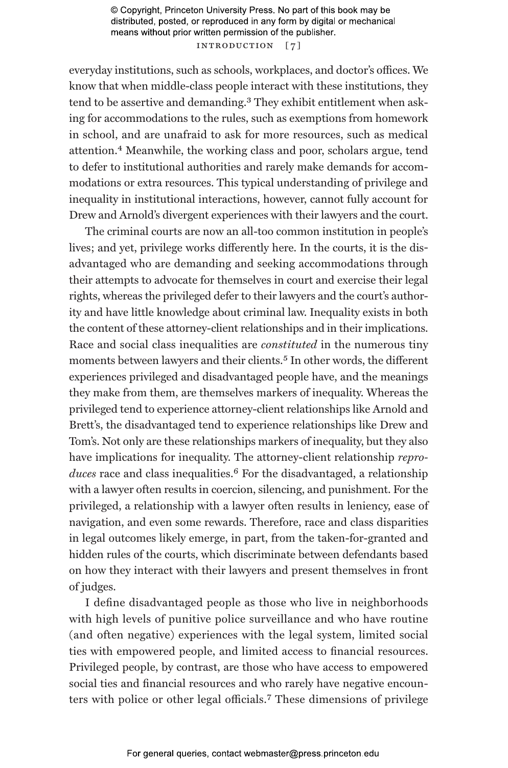everyday institutions, such as schools, workplaces, and doctor's offices. We know that when middle-class people interact with these institutions, they tend to be assertive and demanding.[3] They exhibit entitlement when asking for accommodations to the rules, such as exemptions from homework in school, and are unafraid to ask for more resources, such as medical attention.[4] Meanwhile, the working class and poor, scholars argue, tend to defer to institutional authorities and rarely make demands for accommodations or extra resources. This typical understanding of privilege and inequality in institutional interactions, however, cannot fully account for Drew and Arnold's divergent experiences with their lawyers and the court.

The criminal courts are now an all-too common institution in people's lives; and yet, privilege works differently here. In the courts, it is the disadvantaged who are demanding and seeking accommodations through their attempts to advocate for themselves in court and exercise their legal rights, whereas the privileged defer to their lawyers and the court's authority and have little knowledge about criminal law. Inequality exists in both the content of these attorney-client relationships and in their implications. Race and social class inequalities are *constituted* in the numerous tiny moments between lawyers and their clients.[5] In other words, the different experiences privileged and disadvantaged people have, and the meanings they make from them, are themselves markers of inequality. Whereas the privileged tend to experience attorney-client relationships like Arnold and Brett's, the disadvantaged tend to experience relationships like Drew and Tom's. Not only are these relationships markers of inequality, but they also have implications for inequality. The attorney-client relationship *reproduces* race and class inequalities.[6] For the disadvantaged, a relationship with a lawyer often results in coercion, silencing, and punishment. For the privileged, a relationship with a lawyer often results in leniency, ease of navigation, and even some rewards. Therefore, race and class disparities in legal outcomes likely emerge, in part, from the taken-for-granted and hidden rules of the courts, which discriminate between defendants based on how they interact with their lawyers and present themselves in front of judges.

I define disadvantaged people as those who live in neighborhoods with high levels of punitive police surveillance and who have routine (and often negative) experiences with the legal system, limited social ties with empowered people, and limited access to financial resources. Privileged people, by contrast, are those who have access to empowered social ties and financial resources and who rarely have negative encounters with police or other legal officials.[7] These dimensions of privilege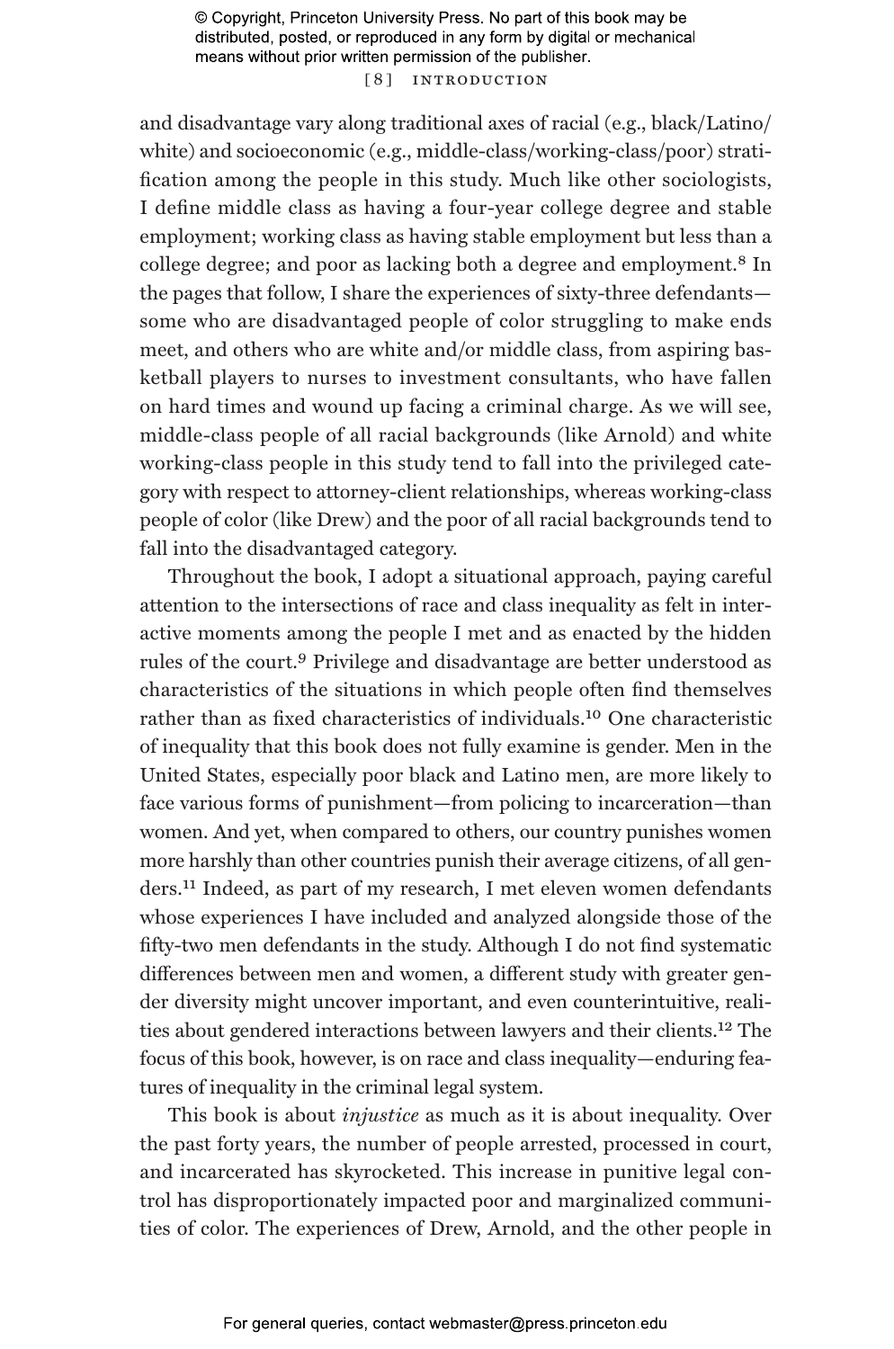and disadvantage vary along traditional axes of racial (e.g., black/Latino/white) and socioeconomic (e.g., middle-class/working-class/poor) stratification among the people in this study. Much like other sociologists, I define middle class as having a four-year college degree and stable employment; working class as having stable employment but less than a college degree; and poor as lacking both a degree and employment.[8] In the pages that follow, I share the experiences of sixty-three defendants—some who are disadvantaged people of color struggling to make ends meet, and others who are white and/or middle class, from aspiring basketball players to nurses to investment consultants, who have fallen on hard times and wound up facing a criminal charge. As we will see, middle-class people of all racial backgrounds (like Arnold) and white working-class people in this study tend to fall into the privileged category with respect to attorney-client relationships, whereas working-class people of color (like Drew) and the poor of all racial backgrounds tend to fall into the disadvantaged category.

Throughout the book, I adopt a situational approach, paying careful attention to the intersections of race and class inequality as felt in interactive moments among the people I met and as enacted by the hidden rules of the court.[9] Privilege and disadvantage are better understood as characteristics of the situations in which people often find themselves rather than as fixed characteristics of individuals.[10] One characteristic of inequality that this book does not fully examine is gender. Men in the United States, especially poor black and Latino men, are more likely to face various forms of punishment—from policing to incarceration—than women. And yet, when compared to others, our country punishes women more harshly than other countries punish their average citizens, of all genders.[11] Indeed, as part of my research, I met eleven women defendants whose experiences I have included and analyzed alongside those of the fifty-two men defendants in the study. Although I do not find systematic differences between men and women, a different study with greater gender diversity might uncover important, and even counterintuitive, realities about gendered interactions between lawyers and their clients.[12] The focus of this book, however, is on race and class inequality—enduring features of inequality in the criminal legal system.

This book is about *injustice* as much as it is about inequality. Over the past forty years, the number of people arrested, processed in court, and incarcerated has skyrocketed. This increase in punitive legal control has disproportionately impacted poor and marginalized communities of color. The experiences of Drew, Arnold, and the other people in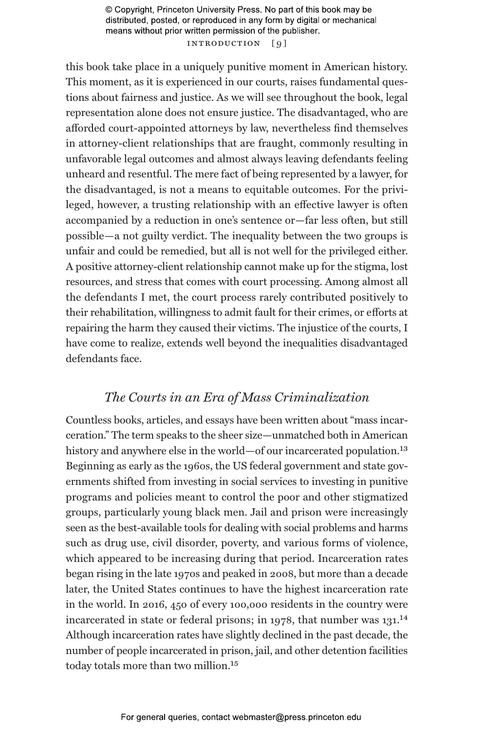this book take place in a uniquely punitive moment in American history. This moment, as it is experienced in our courts, raises fundamental questions about fairness and justice. As we will see throughout the book, legal representation alone does not ensure justice. The disadvantaged, who are afforded court-appointed attorneys by law, nevertheless find themselves in attorney-client relationships that are fraught, commonly resulting in unfavorable legal outcomes and almost always leaving defendants feeling unheard and resentful. The mere fact of being represented by a lawyer, for the disadvantaged, is not a means to equitable outcomes. For the privileged, however, a trusting relationship with an effective lawyer is often accompanied by a reduction in one's sentence or—far less often, but still possible—a not guilty verdict. The inequality between the two groups is unfair and could be remedied, but all is not well for the privileged either. A positive attorney-client relationship cannot make up for the stigma, lost resources, and stress that comes with court processing. Among almost all the defendants I met, the court process rarely contributed positively to their rehabilitation, willingness to admit fault for their crimes, or efforts at repairing the harm they caused their victims. The injustice of the courts, I have come to realize, extends well beyond the inequalities disadvantaged defendants face.

## *The Courts in an Era of Mass Criminalization*

Countless books, articles, and essays have been written about "mass incarceration." The term speaks to the sheer size—unmatched both in American history and anywhere else in the world—of our incarcerated population.[13] Beginning as early as the 1960s, the US federal government and state governments shifted from investing in social services to investing in punitive programs and policies meant to control the poor and other stigmatized groups, particularly young black men. Jail and prison were increasingly seen as the best-available tools for dealing with social problems and harms such as drug use, civil disorder, poverty, and various forms of violence, which appeared to be increasing during that period. Incarceration rates began rising in the late 1970s and peaked in 2008, but more than a decade later, the United States continues to have the highest incarceration rate in the world. In 2016, 450 of every 100,000 residents in the country were incarcerated in state or federal prisons; in 1978, that number was 131.[14] Although incarceration rates have slightly declined in the past decade, the number of people incarcerated in prison, jail, and other detention facilities today totals more than two million.[15]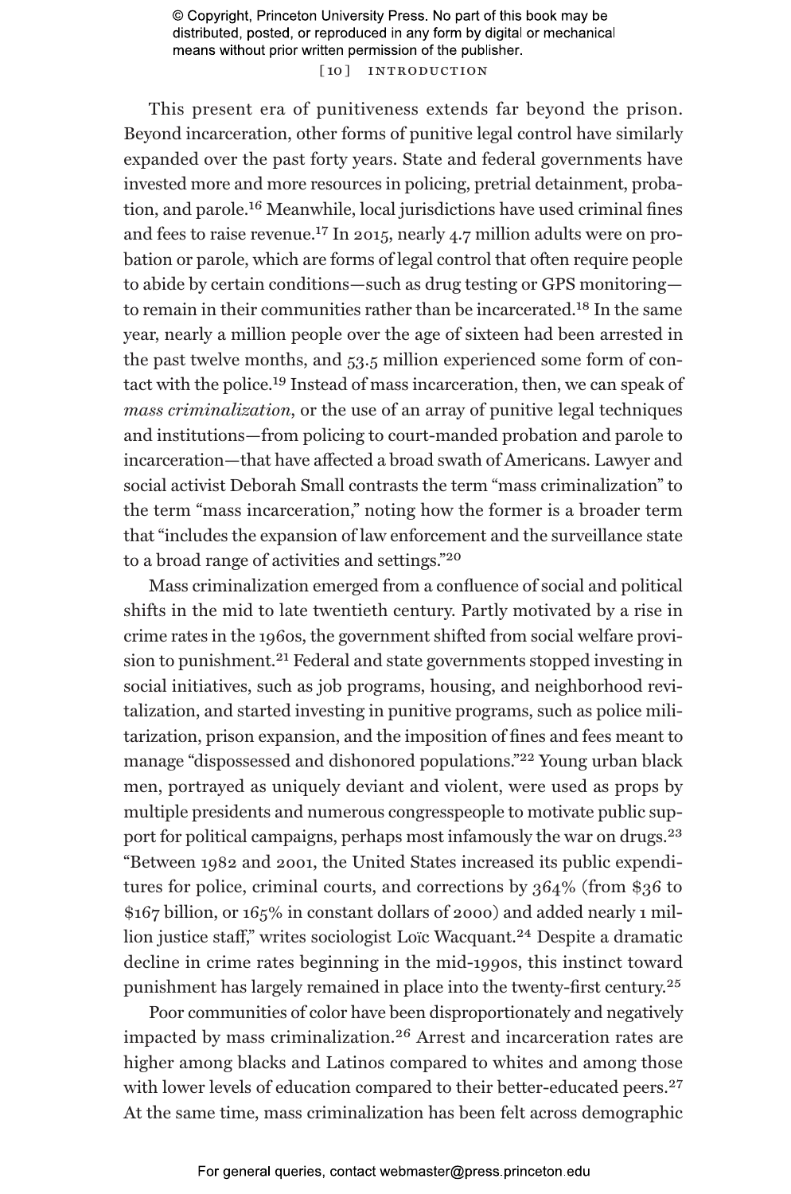This present era of punitiveness extends far beyond the prison. Beyond incarceration, other forms of punitive legal control have similarly expanded over the past forty years. State and federal governments have invested more and more resources in policing, pretrial detainment, probation, and parole.[16] Meanwhile, local jurisdictions have used criminal fines and fees to raise revenue.[17] In 2015, nearly 4.7 million adults were on probation or parole, which are forms of legal control that often require people to abide by certain conditions—such as drug testing or GPS monitoring—to remain in their communities rather than be incarcerated.[18] In the same year, nearly a million people over the age of sixteen had been arrested in the past twelve months, and 53.5 million experienced some form of contact with the police.[19] Instead of mass incarceration, then, we can speak of *mass criminalization*, or the use of an array of punitive legal techniques and institutions—from policing to court-manded probation and parole to incarceration—that have affected a broad swath of Americans. Lawyer and social activist Deborah Small contrasts the term "mass criminalization" to the term "mass incarceration," noting how the former is a broader term that "includes the expansion of law enforcement and the surveillance state to a broad range of activities and settings."[20]

Mass criminalization emerged from a confluence of social and political shifts in the mid to late twentieth century. Partly motivated by a rise in crime rates in the 1960s, the government shifted from social welfare provision to punishment.[21] Federal and state governments stopped investing in social initiatives, such as job programs, housing, and neighborhood revitalization, and started investing in punitive programs, such as police militarization, prison expansion, and the imposition of fines and fees meant to manage "dispossessed and dishonored populations."[22] Young urban black men, portrayed as uniquely deviant and violent, were used as props by multiple presidents and numerous congresspeople to motivate public support for political campaigns, perhaps most infamously the war on drugs.[23] "Between 1982 and 2001, the United States increased its public expenditures for police, criminal courts, and corrections by 364% (from $36 to $167 billion, or 165% in constant dollars of 2000) and added nearly 1 million justice staff," writes sociologist Loïc Wacquant.[24] Despite a dramatic decline in crime rates beginning in the mid-1990s, this instinct toward punishment has largely remained in place into the twenty-first century.[25]

Poor communities of color have been disproportionately and negatively impacted by mass criminalization.[26] Arrest and incarceration rates are higher among blacks and Latinos compared to whites and among those with lower levels of education compared to their better-educated peers.[27] At the same time, mass criminalization has been felt across demographic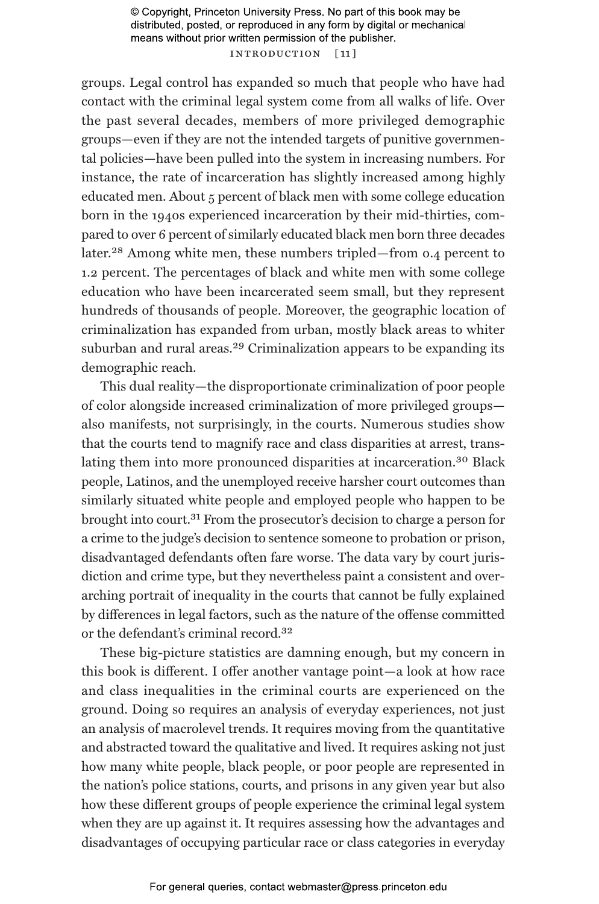groups. Legal control has expanded so much that people who have had contact with the criminal legal system come from all walks of life. Over the past several decades, members of more privileged demographic groups—even if they are not the intended targets of punitive governmental policies—have been pulled into the system in increasing numbers. For instance, the rate of incarceration has slightly increased among highly educated men. About 5 percent of black men with some college education born in the 1940s experienced incarceration by their mid-thirties, compared to over 6 percent of similarly educated black men born three decades later.[28] Among white men, these numbers tripled—from 0.4 percent to 1.2 percent. The percentages of black and white men with some college education who have been incarcerated seem small, but they represent hundreds of thousands of people. Moreover, the geographic location of criminalization has expanded from urban, mostly black areas to whiter suburban and rural areas.[29] Criminalization appears to be expanding its demographic reach.

This dual reality—the disproportionate criminalization of poor people of color alongside increased criminalization of more privileged groups—also manifests, not surprisingly, in the courts. Numerous studies show that the courts tend to magnify race and class disparities at arrest, translating them into more pronounced disparities at incarceration.[30] Black people, Latinos, and the unemployed receive harsher court outcomes than similarly situated white people and employed people who happen to be brought into court.[31] From the prosecutor's decision to charge a person for a crime to the judge's decision to sentence someone to probation or prison, disadvantaged defendants often fare worse. The data vary by court jurisdiction and crime type, but they nevertheless paint a consistent and overarching portrait of inequality in the courts that cannot be fully explained by differences in legal factors, such as the nature of the offense committed or the defendant's criminal record.[32]

These big-picture statistics are damning enough, but my concern in this book is different. I offer another vantage point—a look at how race and class inequalities in the criminal courts are experienced on the ground. Doing so requires an analysis of everyday experiences, not just an analysis of macrolevel trends. It requires moving from the quantitative and abstracted toward the qualitative and lived. It requires asking not just how many white people, black people, or poor people are represented in the nation's police stations, courts, and prisons in any given year but also how these different groups of people experience the criminal legal system when they are up against it. It requires assessing how the advantages and disadvantages of occupying particular race or class categories in everyday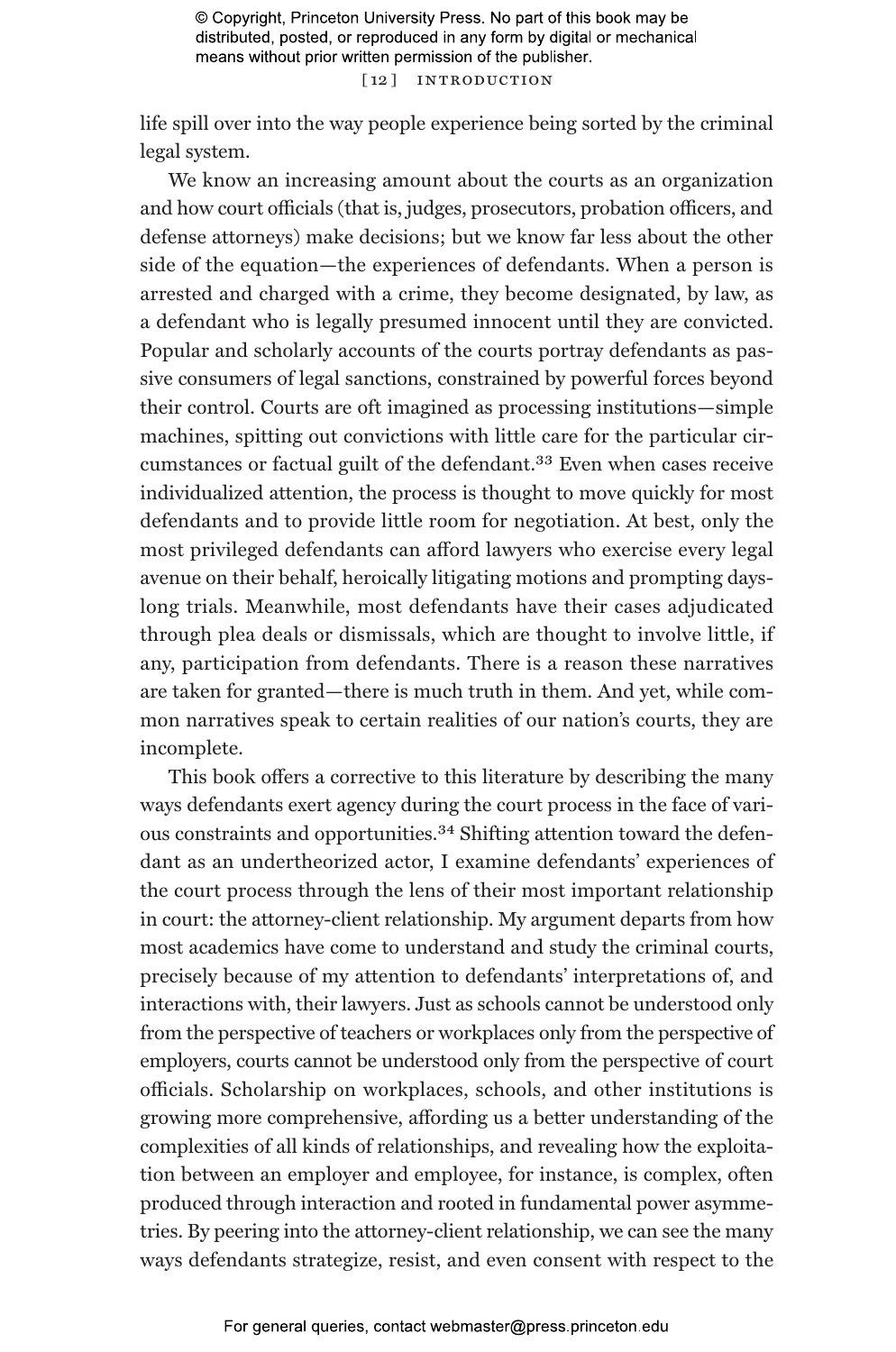life spill over into the way people experience being sorted by the criminal legal system.

We know an increasing amount about the courts as an organization and how court officials (that is, judges, prosecutors, probation officers, and defense attorneys) make decisions; but we know far less about the other side of the equation—the experiences of defendants. When a person is arrested and charged with a crime, they become designated, by law, as a defendant who is legally presumed innocent until they are convicted. Popular and scholarly accounts of the courts portray defendants as passive consumers of legal sanctions, constrained by powerful forces beyond their control. Courts are oft imagined as processing institutions—simple machines, spitting out convictions with little care for the particular circumstances or factual guilt of the defendant.[33] Even when cases receive individualized attention, the process is thought to move quickly for most defendants and to provide little room for negotiation. At best, only the most privileged defendants can afford lawyers who exercise every legal avenue on their behalf, heroically litigating motions and prompting days-long trials. Meanwhile, most defendants have their cases adjudicated through plea deals or dismissals, which are thought to involve little, if any, participation from defendants. There is a reason these narratives are taken for granted—there is much truth in them. And yet, while common narratives speak to certain realities of our nation's courts, they are incomplete.

This book offers a corrective to this literature by describing the many ways defendants exert agency during the court process in the face of various constraints and opportunities.[34] Shifting attention toward the defendant as an undertheorized actor, I examine defendants' experiences of the court process through the lens of their most important relationship in court: the attorney-client relationship. My argument departs from how most academics have come to understand and study the criminal courts, precisely because of my attention to defendants' interpretations of, and interactions with, their lawyers. Just as schools cannot be understood only from the perspective of teachers or workplaces only from the perspective of employers, courts cannot be understood only from the perspective of court officials. Scholarship on workplaces, schools, and other institutions is growing more comprehensive, affording us a better understanding of the complexities of all kinds of relationships, and revealing how the exploitation between an employer and employee, for instance, is complex, often produced through interaction and rooted in fundamental power asymmetries. By peering into the attorney-client relationship, we can see the many ways defendants strategize, resist, and even consent with respect to the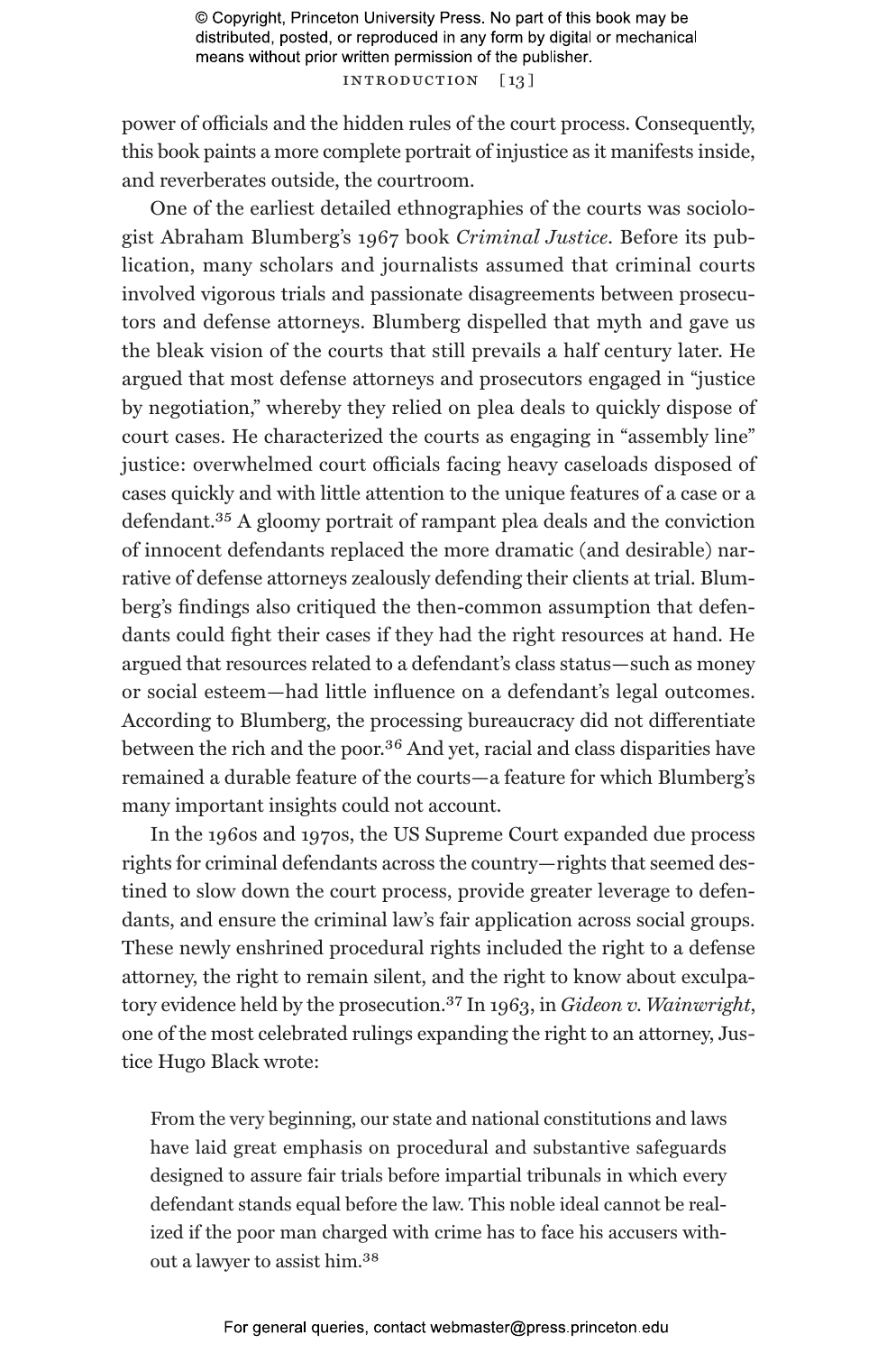power of officials and the hidden rules of the court process. Consequently, this book paints a more complete portrait of injustice as it manifests inside, and reverberates outside, the courtroom.

One of the earliest detailed ethnographies of the courts was sociologist Abraham Blumberg's 1967 book *Criminal Justice*. Before its publication, many scholars and journalists assumed that criminal courts involved vigorous trials and passionate disagreements between prosecutors and defense attorneys. Blumberg dispelled that myth and gave us the bleak vision of the courts that still prevails a half century later. He argued that most defense attorneys and prosecutors engaged in "justice by negotiation," whereby they relied on plea deals to quickly dispose of court cases. He characterized the courts as engaging in "assembly line" justice: overwhelmed court officials facing heavy caseloads disposed of cases quickly and with little attention to the unique features of a case or a defendant.[35] A gloomy portrait of rampant plea deals and the conviction of innocent defendants replaced the more dramatic (and desirable) narrative of defense attorneys zealously defending their clients at trial. Blumberg's findings also critiqued the then-common assumption that defendants could fight their cases if they had the right resources at hand. He argued that resources related to a defendant's class status—such as money or social esteem—had little influence on a defendant's legal outcomes. According to Blumberg, the processing bureaucracy did not differentiate between the rich and the poor.[36] And yet, racial and class disparities have remained a durable feature of the courts—a feature for which Blumberg's many important insights could not account.

In the 1960s and 1970s, the US Supreme Court expanded due process rights for criminal defendants across the country—rights that seemed destined to slow down the court process, provide greater leverage to defendants, and ensure the criminal law's fair application across social groups. These newly enshrined procedural rights included the right to a defense attorney, the right to remain silent, and the right to know about exculpatory evidence held by the prosecution.[37] In 1963, in *Gideon v. Wainwright*, one of the most celebrated rulings expanding the right to an attorney, Justice Hugo Black wrote:

> From the very beginning, our state and national constitutions and laws have laid great emphasis on procedural and substantive safeguards designed to assure fair trials before impartial tribunals in which every defendant stands equal before the law. This noble ideal cannot be realized if the poor man charged with crime has to face his accusers without a lawyer to assist him.[38]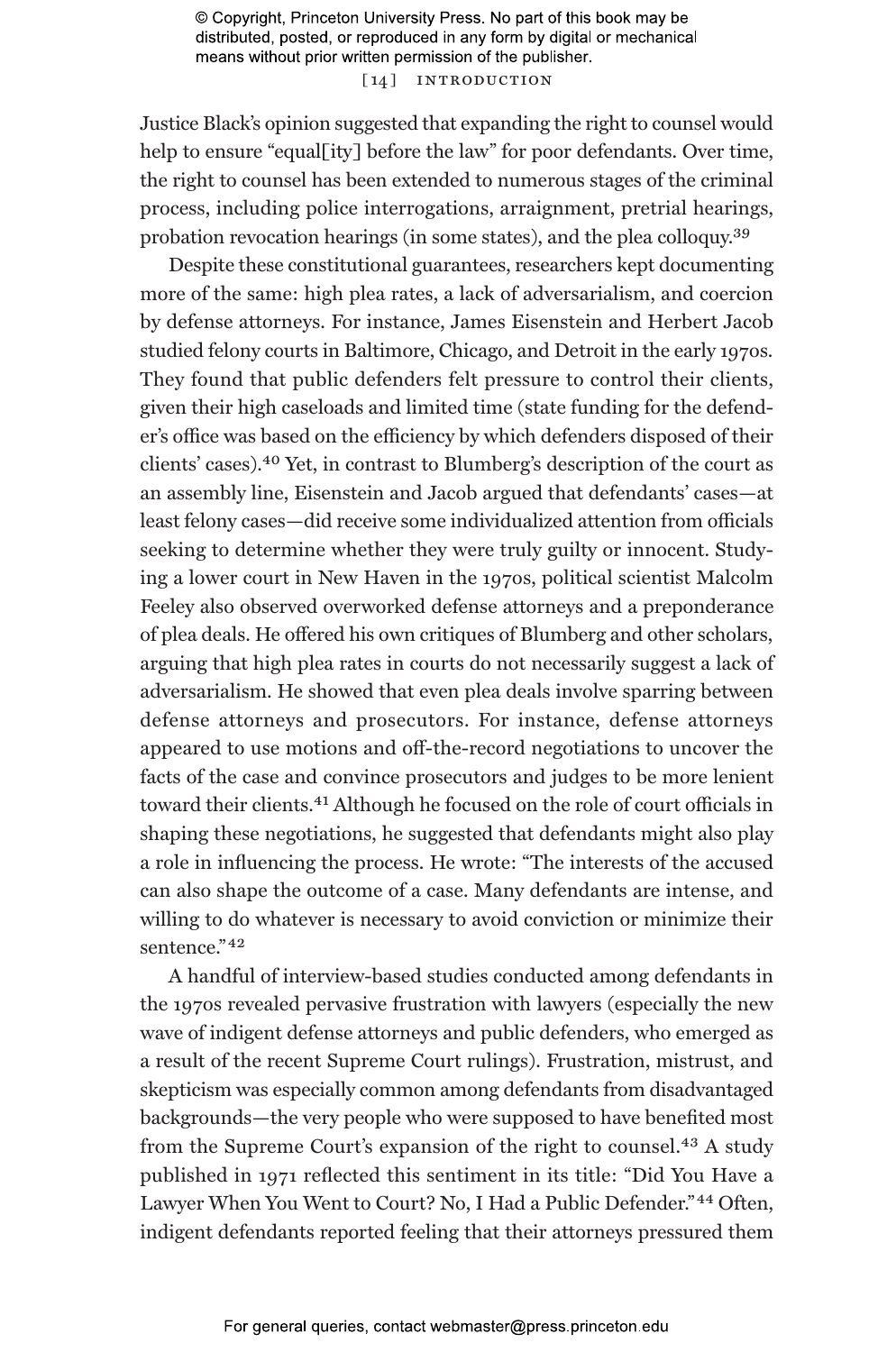Justice Black's opinion suggested that expanding the right to counsel would help to ensure "equal[ity] before the law" for poor defendants. Over time, the right to counsel has been extended to numerous stages of the criminal process, including police interrogations, arraignment, pretrial hearings, probation revocation hearings (in some states), and the plea colloquy.[39]

Despite these constitutional guarantees, researchers kept documenting more of the same: high plea rates, a lack of adversarialism, and coercion by defense attorneys. For instance, James Eisenstein and Herbert Jacob studied felony courts in Baltimore, Chicago, and Detroit in the early 1970s. They found that public defenders felt pressure to control their clients, given their high caseloads and limited time (state funding for the defender's office was based on the efficiency by which defenders disposed of their clients' cases).[40] Yet, in contrast to Blumberg's description of the court as an assembly line, Eisenstein and Jacob argued that defendants' cases—at least felony cases—did receive some individualized attention from officials seeking to determine whether they were truly guilty or innocent. Studying a lower court in New Haven in the 1970s, political scientist Malcolm Feeley also observed overworked defense attorneys and a preponderance of plea deals. He offered his own critiques of Blumberg and other scholars, arguing that high plea rates in courts do not necessarily suggest a lack of adversarialism. He showed that even plea deals involve sparring between defense attorneys and prosecutors. For instance, defense attorneys appeared to use motions and off-the-record negotiations to uncover the facts of the case and convince prosecutors and judges to be more lenient toward their clients.[41] Although he focused on the role of court officials in shaping these negotiations, he suggested that defendants might also play a role in influencing the process. He wrote: "The interests of the accused can also shape the outcome of a case. Many defendants are intense, and willing to do whatever is necessary to avoid conviction or minimize their sentence."[42]

A handful of interview-based studies conducted among defendants in the 1970s revealed pervasive frustration with lawyers (especially the new wave of indigent defense attorneys and public defenders, who emerged as a result of the recent Supreme Court rulings). Frustration, mistrust, and skepticism was especially common among defendants from disadvantaged backgrounds—the very people who were supposed to have benefited most from the Supreme Court's expansion of the right to counsel.[43] A study published in 1971 reflected this sentiment in its title: "Did You Have a Lawyer When You Went to Court? No, I Had a Public Defender."[44] Often, indigent defendants reported feeling that their attorneys pressured them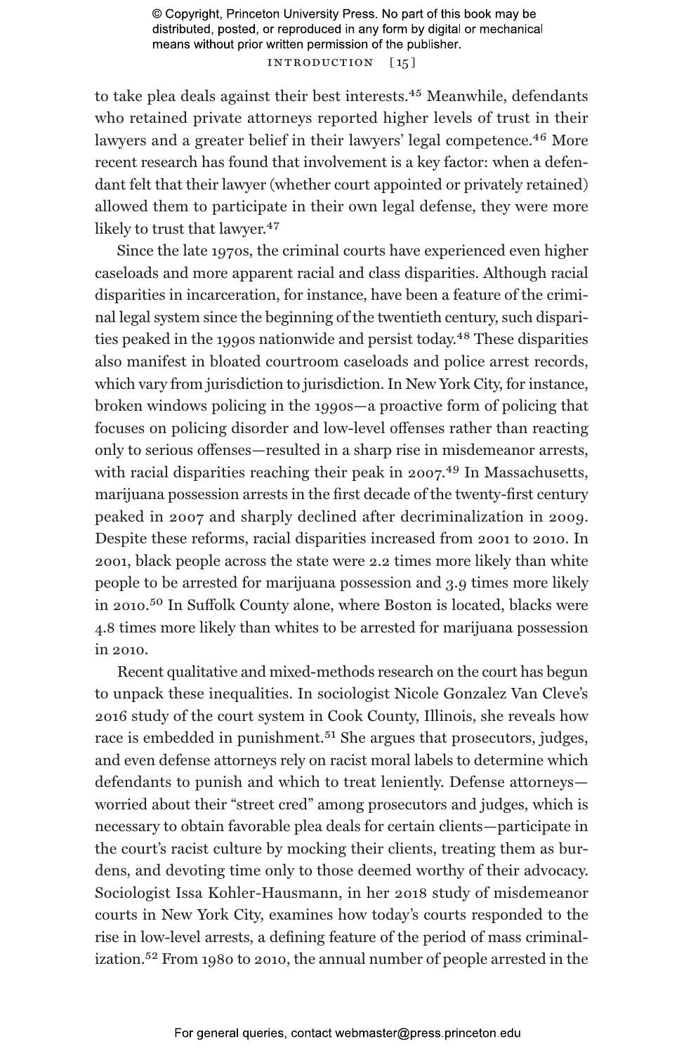to take plea deals against their best interests.[45] Meanwhile, defendants who retained private attorneys reported higher levels of trust in their lawyers and a greater belief in their lawyers' legal competence.[46] More recent research has found that involvement is a key factor: when a defendant felt that their lawyer (whether court appointed or privately retained) allowed them to participate in their own legal defense, they were more likely to trust that lawyer.[47]

Since the late 1970s, the criminal courts have experienced even higher caseloads and more apparent racial and class disparities. Although racial disparities in incarceration, for instance, have been a feature of the criminal legal system since the beginning of the twentieth century, such disparities peaked in the 1990s nationwide and persist today.[48] These disparities also manifest in bloated courtroom caseloads and police arrest records, which vary from jurisdiction to jurisdiction. In New York City, for instance, broken windows policing in the 1990s—a proactive form of policing that focuses on policing disorder and low-level offenses rather than reacting only to serious offenses—resulted in a sharp rise in misdemeanor arrests, with racial disparities reaching their peak in 2007.[49] In Massachusetts, marijuana possession arrests in the first decade of the twenty-first century peaked in 2007 and sharply declined after decriminalization in 2009. Despite these reforms, racial disparities increased from 2001 to 2010. In 2001, black people across the state were 2.2 times more likely than white people to be arrested for marijuana possession and 3.9 times more likely in 2010.[50] In Suffolk County alone, where Boston is located, blacks were 4.8 times more likely than whites to be arrested for marijuana possession in 2010.

Recent qualitative and mixed-methods research on the court has begun to unpack these inequalities. In sociologist Nicole Gonzalez Van Cleve's 2016 study of the court system in Cook County, Illinois, she reveals how race is embedded in punishment.[51] She argues that prosecutors, judges, and even defense attorneys rely on racist moral labels to determine which defendants to punish and which to treat leniently. Defense attorneys—worried about their "street cred" among prosecutors and judges, which is necessary to obtain favorable plea deals for certain clients—participate in the court's racist culture by mocking their clients, treating them as burdens, and devoting time only to those deemed worthy of their advocacy. Sociologist Issa Kohler-Hausmann, in her 2018 study of misdemeanor courts in New York City, examines how today's courts responded to the rise in low-level arrests, a defining feature of the period of mass criminalization.[52] From 1980 to 2010, the annual number of people arrested in the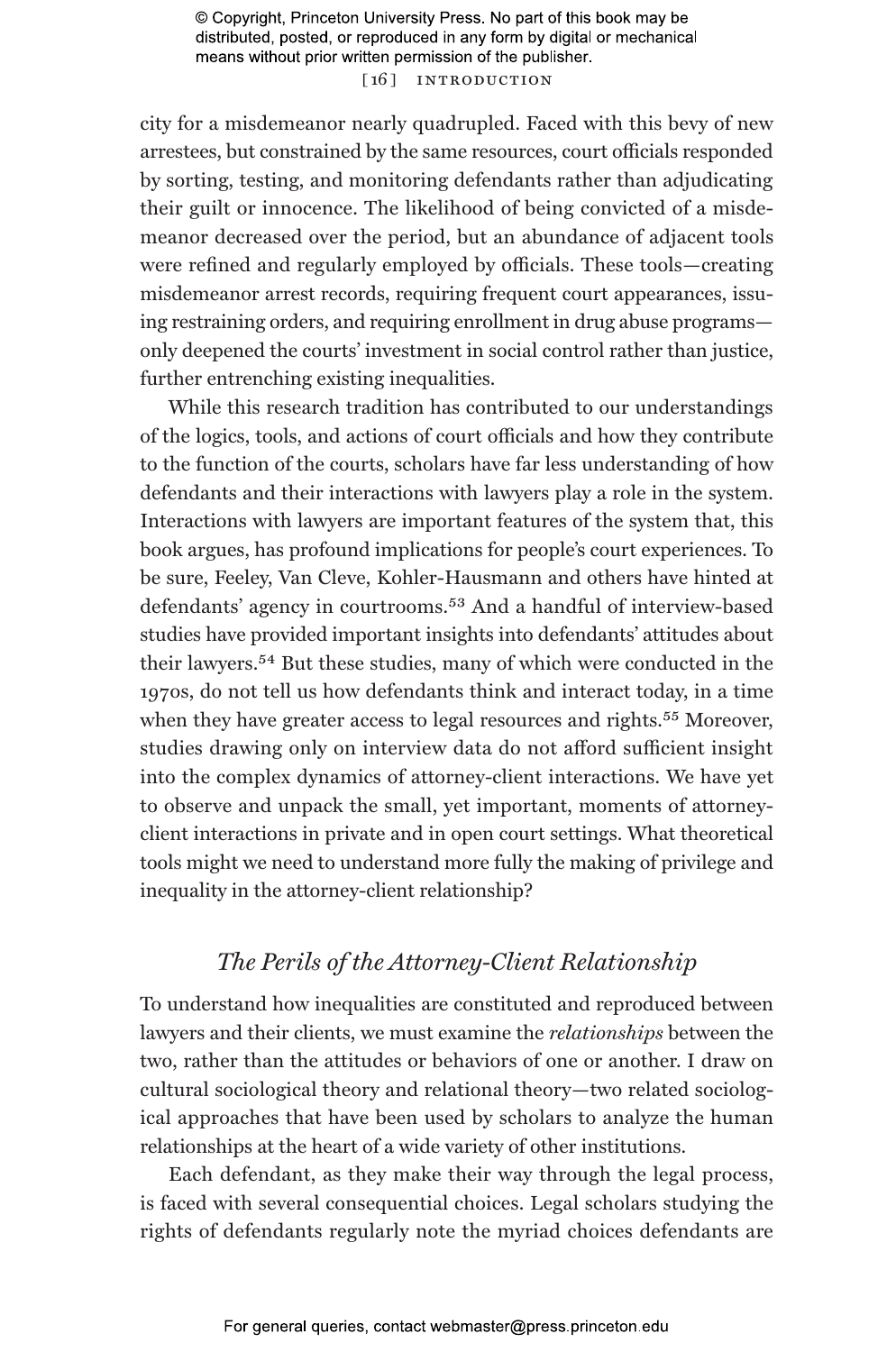city for a misdemeanor nearly quadrupled. Faced with this bevy of new arrestees, but constrained by the same resources, court officials responded by sorting, testing, and monitoring defendants rather than adjudicating their guilt or innocence. The likelihood of being convicted of a misdemeanor decreased over the period, but an abundance of adjacent tools were refined and regularly employed by officials. These tools—creating misdemeanor arrest records, requiring frequent court appearances, issuing restraining orders, and requiring enrollment in drug abuse programs—only deepened the courts' investment in social control rather than justice, further entrenching existing inequalities.

While this research tradition has contributed to our understandings of the logics, tools, and actions of court officials and how they contribute to the function of the courts, scholars have far less understanding of how defendants and their interactions with lawyers play a role in the system. Interactions with lawyers are important features of the system that, this book argues, has profound implications for people's court experiences. To be sure, Feeley, Van Cleve, Kohler-Hausmann and others have hinted at defendants' agency in courtrooms.[53] And a handful of interview-based studies have provided important insights into defendants' attitudes about their lawyers.[54] But these studies, many of which were conducted in the 1970s, do not tell us how defendants think and interact today, in a time when they have greater access to legal resources and rights.[55] Moreover, studies drawing only on interview data do not afford sufficient insight into the complex dynamics of attorney-client interactions. We have yet to observe and unpack the small, yet important, moments of attorney-client interactions in private and in open court settings. What theoretical tools might we need to understand more fully the making of privilege and inequality in the attorney-client relationship?

## *The Perils of the Attorney-Client Relationship*

To understand how inequalities are constituted and reproduced between lawyers and their clients, we must examine the *relationships* between the two, rather than the attitudes or behaviors of one or another. I draw on cultural sociological theory and relational theory—two related sociological approaches that have been used by scholars to analyze the human relationships at the heart of a wide variety of other institutions.

Each defendant, as they make their way through the legal process, is faced with several consequential choices. Legal scholars studying the rights of defendants regularly note the myriad choices defendants are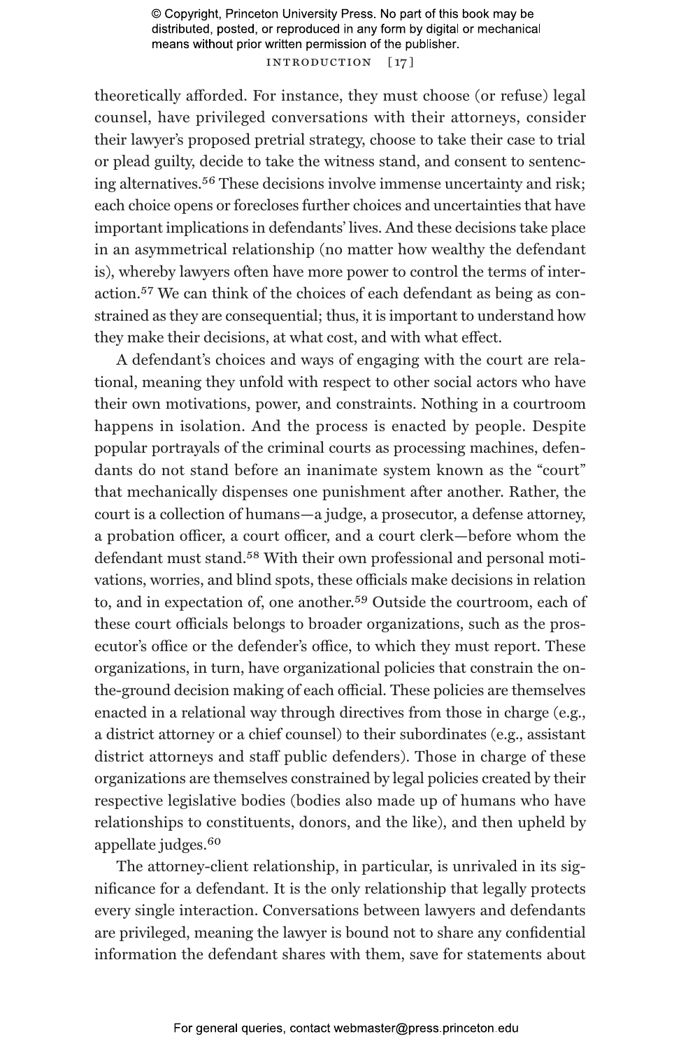theoretically afforded. For instance, they must choose (or refuse) legal counsel, have privileged conversations with their attorneys, consider their lawyer's proposed pretrial strategy, choose to take their case to trial or plead guilty, decide to take the witness stand, and consent to sentencing alternatives.[56] These decisions involve immense uncertainty and risk; each choice opens or forecloses further choices and uncertainties that have important implications in defendants' lives. And these decisions take place in an asymmetrical relationship (no matter how wealthy the defendant is), whereby lawyers often have more power to control the terms of interaction.[57] We can think of the choices of each defendant as being as constrained as they are consequential; thus, it is important to understand how they make their decisions, at what cost, and with what effect.

A defendant's choices and ways of engaging with the court are relational, meaning they unfold with respect to other social actors who have their own motivations, power, and constraints. Nothing in a courtroom happens in isolation. And the process is enacted by people. Despite popular portrayals of the criminal courts as processing machines, defendants do not stand before an inanimate system known as the "court" that mechanically dispenses one punishment after another. Rather, the court is a collection of humans—a judge, a prosecutor, a defense attorney, a probation officer, a court officer, and a court clerk—before whom the defendant must stand.[58] With their own professional and personal motivations, worries, and blind spots, these officials make decisions in relation to, and in expectation of, one another.[59] Outside the courtroom, each of these court officials belongs to broader organizations, such as the prosecutor's office or the defender's office, to which they must report. These organizations, in turn, have organizational policies that constrain the on-the-ground decision making of each official. These policies are themselves enacted in a relational way through directives from those in charge (e.g., a district attorney or a chief counsel) to their subordinates (e.g., assistant district attorneys and staff public defenders). Those in charge of these organizations are themselves constrained by legal policies created by their respective legislative bodies (bodies also made up of humans who have relationships to constituents, donors, and the like), and then upheld by appellate judges.[60]

The attorney-client relationship, in particular, is unrivaled in its significance for a defendant. It is the only relationship that legally protects every single interaction. Conversations between lawyers and defendants are privileged, meaning the lawyer is bound not to share any confidential information the defendant shares with them, save for statements about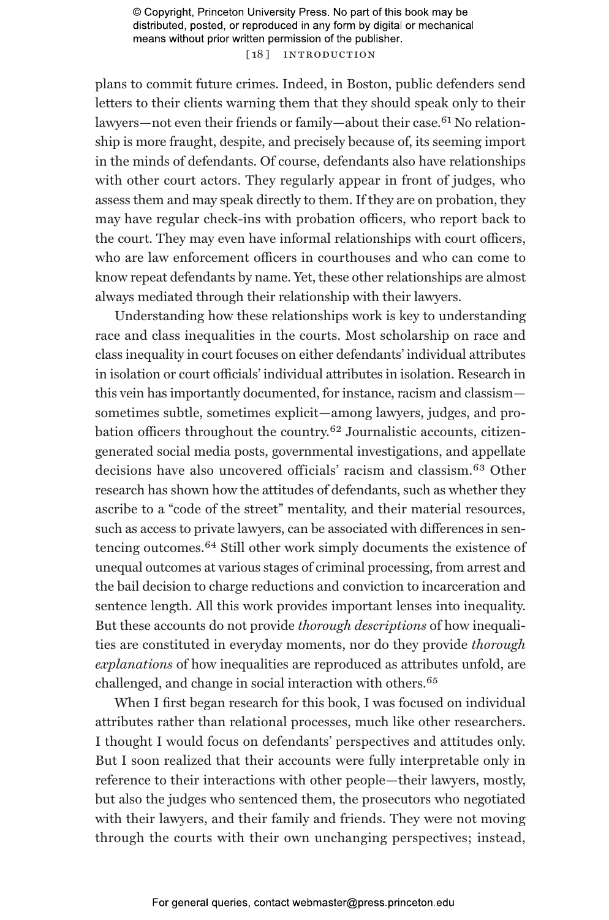plans to commit future crimes. Indeed, in Boston, public defenders send letters to their clients warning them that they should speak only to their lawyers—not even their friends or family—about their case.[61] No relationship is more fraught, despite, and precisely because of, its seeming import in the minds of defendants. Of course, defendants also have relationships with other court actors. They regularly appear in front of judges, who assess them and may speak directly to them. If they are on probation, they may have regular check-ins with probation officers, who report back to the court. They may even have informal relationships with court officers, who are law enforcement officers in courthouses and who can come to know repeat defendants by name. Yet, these other relationships are almost always mediated through their relationship with their lawyers.

Understanding how these relationships work is key to understanding race and class inequalities in the courts. Most scholarship on race and class inequality in court focuses on either defendants' individual attributes in isolation or court officials' individual attributes in isolation. Research in this vein has importantly documented, for instance, racism and classism—sometimes subtle, sometimes explicit—among lawyers, judges, and probation officers throughout the country.[62] Journalistic accounts, citizen-generated social media posts, governmental investigations, and appellate decisions have also uncovered officials' racism and classism.[63] Other research has shown how the attitudes of defendants, such as whether they ascribe to a "code of the street" mentality, and their material resources, such as access to private lawyers, can be associated with differences in sentencing outcomes.[64] Still other work simply documents the existence of unequal outcomes at various stages of criminal processing, from arrest and the bail decision to charge reductions and conviction to incarceration and sentence length. All this work provides important lenses into inequality. But these accounts do not provide *thorough descriptions* of how inequalities are constituted in everyday moments, nor do they provide *thorough explanations* of how inequalities are reproduced as attributes unfold, are challenged, and change in social interaction with others.[65]

When I first began research for this book, I was focused on individual attributes rather than relational processes, much like other researchers. I thought I would focus on defendants' perspectives and attitudes only. But I soon realized that their accounts were fully interpretable only in reference to their interactions with other people—their lawyers, mostly, but also the judges who sentenced them, the prosecutors who negotiated with their lawyers, and their family and friends. They were not moving through the courts with their own unchanging perspectives; instead,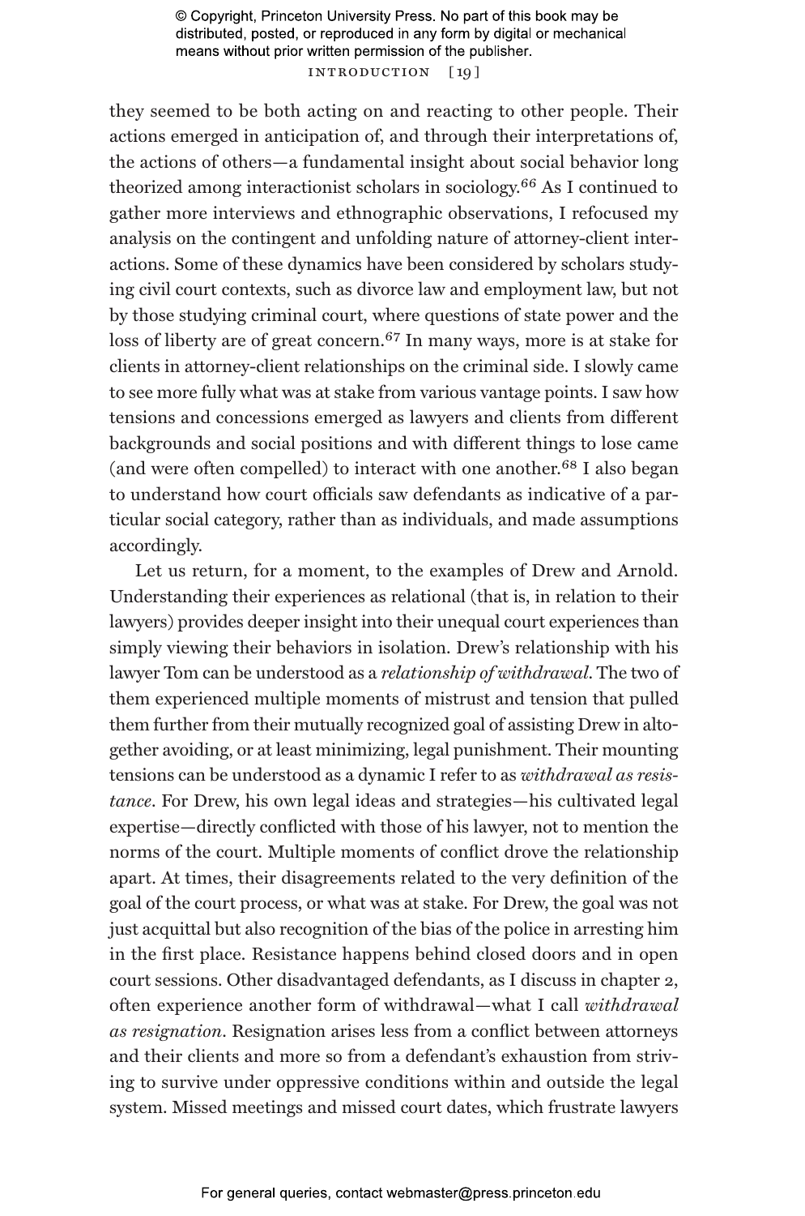they seemed to be both acting on and reacting to other people. Their actions emerged in anticipation of, and through their interpretations of, the actions of others—a fundamental insight about social behavior long theorized among interactionist scholars in sociology.[66] As I continued to gather more interviews and ethnographic observations, I refocused my analysis on the contingent and unfolding nature of attorney-client interactions. Some of these dynamics have been considered by scholars studying civil court contexts, such as divorce law and employment law, but not by those studying criminal court, where questions of state power and the loss of liberty are of great concern.[67] In many ways, more is at stake for clients in attorney-client relationships on the criminal side. I slowly came to see more fully what was at stake from various vantage points. I saw how tensions and concessions emerged as lawyers and clients from different backgrounds and social positions and with different things to lose came (and were often compelled) to interact with one another.[68] I also began to understand how court officials saw defendants as indicative of a particular social category, rather than as individuals, and made assumptions accordingly.

Let us return, for a moment, to the examples of Drew and Arnold. Understanding their experiences as relational (that is, in relation to their lawyers) provides deeper insight into their unequal court experiences than simply viewing their behaviors in isolation. Drew's relationship with his lawyer Tom can be understood as a *relationship of withdrawal*. The two of them experienced multiple moments of mistrust and tension that pulled them further from their mutually recognized goal of assisting Drew in altogether avoiding, or at least minimizing, legal punishment. Their mounting tensions can be understood as a dynamic I refer to as *withdrawal as resistance*. For Drew, his own legal ideas and strategies—his cultivated legal expertise—directly conflicted with those of his lawyer, not to mention the norms of the court. Multiple moments of conflict drove the relationship apart. At times, their disagreements related to the very definition of the goal of the court process, or what was at stake. For Drew, the goal was not just acquittal but also recognition of the bias of the police in arresting him in the first place. Resistance happens behind closed doors and in open court sessions. Other disadvantaged defendants, as I discuss in chapter 2, often experience another form of withdrawal—what I call *withdrawal as resignation*. Resignation arises less from a conflict between attorneys and their clients and more so from a defendant's exhaustion from striving to survive under oppressive conditions within and outside the legal system. Missed meetings and missed court dates, which frustrate lawyers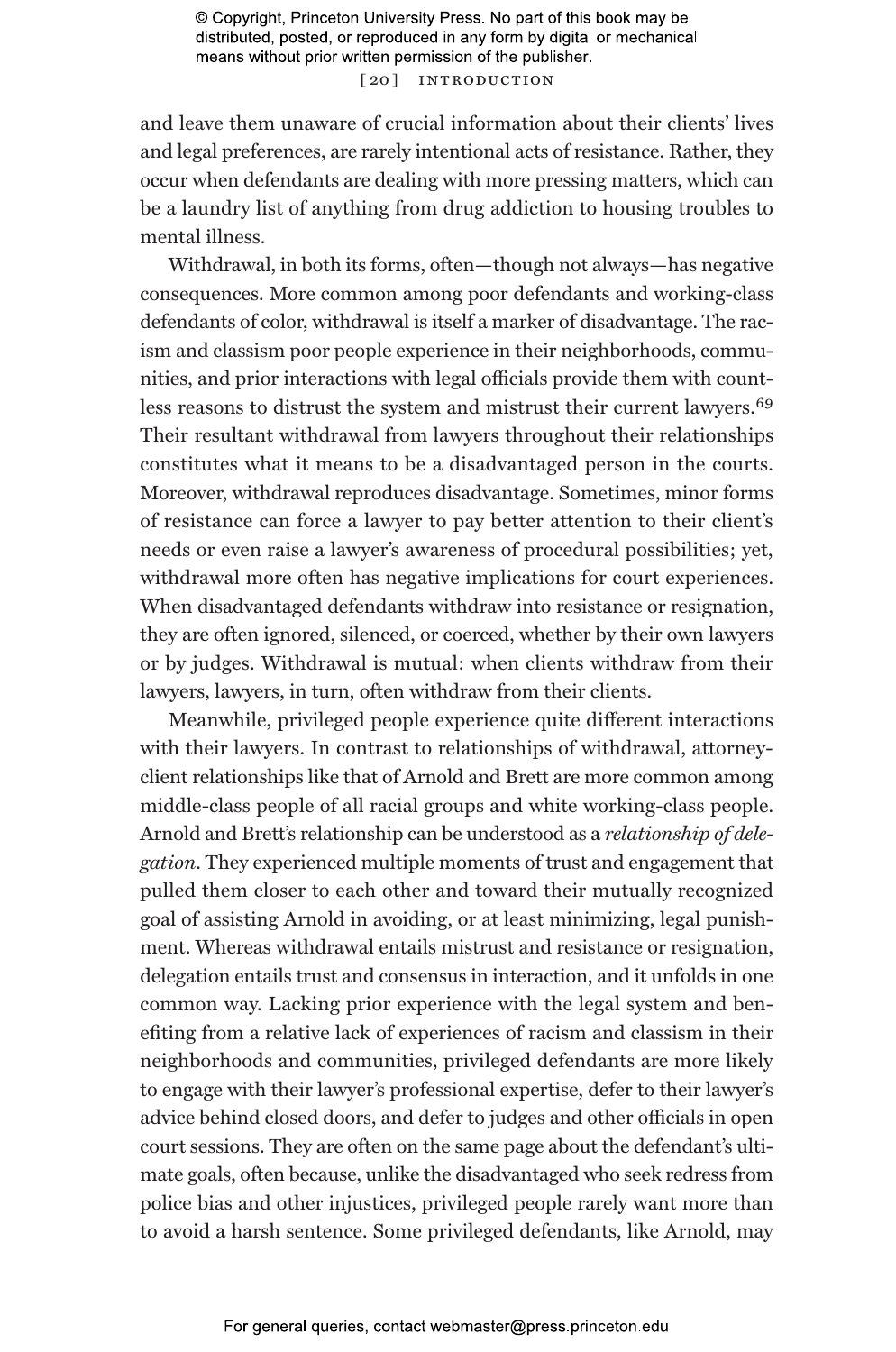and leave them unaware of crucial information about their clients' lives and legal preferences, are rarely intentional acts of resistance. Rather, they occur when defendants are dealing with more pressing matters, which can be a laundry list of anything from drug addiction to housing troubles to mental illness.

Withdrawal, in both its forms, often—though not always—has negative consequences. More common among poor defendants and working-class defendants of color, withdrawal is itself a marker of disadvantage. The racism and classism poor people experience in their neighborhoods, communities, and prior interactions with legal officials provide them with countless reasons to distrust the system and mistrust their current lawyers.[69] Their resultant withdrawal from lawyers throughout their relationships constitutes what it means to be a disadvantaged person in the courts. Moreover, withdrawal reproduces disadvantage. Sometimes, minor forms of resistance can force a lawyer to pay better attention to their client's needs or even raise a lawyer's awareness of procedural possibilities; yet, withdrawal more often has negative implications for court experiences. When disadvantaged defendants withdraw into resistance or resignation, they are often ignored, silenced, or coerced, whether by their own lawyers or by judges. Withdrawal is mutual: when clients withdraw from their lawyers, lawyers, in turn, often withdraw from their clients.

Meanwhile, privileged people experience quite different interactions with their lawyers. In contrast to relationships of withdrawal, attorney-client relationships like that of Arnold and Brett are more common among middle-class people of all racial groups and white working-class people. Arnold and Brett's relationship can be understood as a *relationship of delegation*. They experienced multiple moments of trust and engagement that pulled them closer to each other and toward their mutually recognized goal of assisting Arnold in avoiding, or at least minimizing, legal punishment. Whereas withdrawal entails mistrust and resistance or resignation, delegation entails trust and consensus in interaction, and it unfolds in one common way. Lacking prior experience with the legal system and benefiting from a relative lack of experiences of racism and classism in their neighborhoods and communities, privileged defendants are more likely to engage with their lawyer's professional expertise, defer to their lawyer's advice behind closed doors, and defer to judges and other officials in open court sessions. They are often on the same page about the defendant's ultimate goals, often because, unlike the disadvantaged who seek redress from police bias and other injustices, privileged people rarely want more than to avoid a harsh sentence. Some privileged defendants, like Arnold, may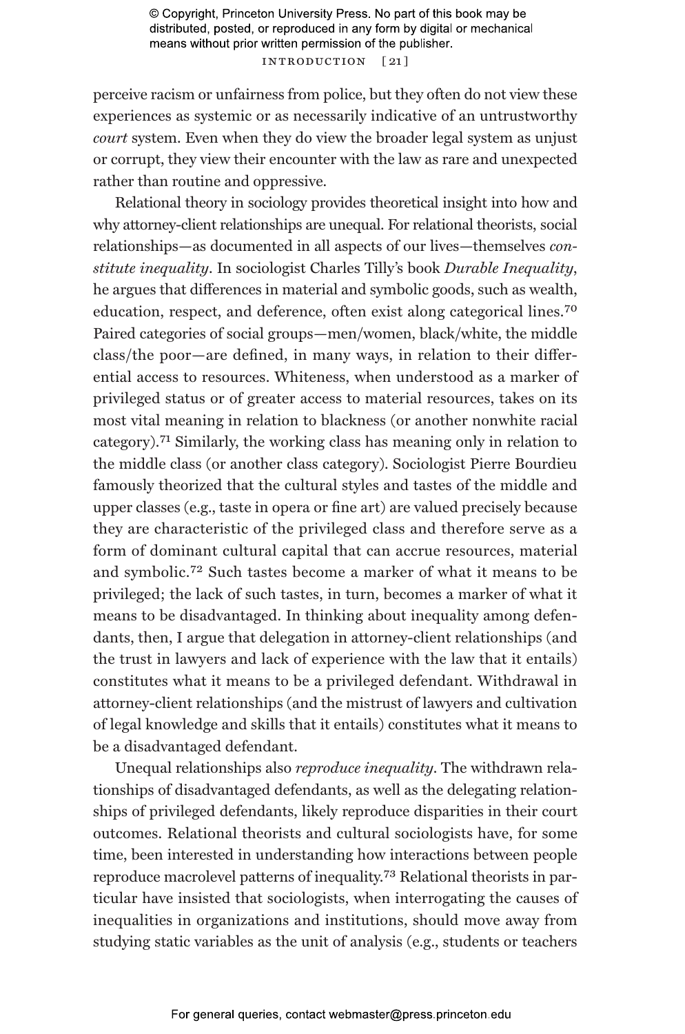perceive racism or unfairness from police, but they often do not view these experiences as systemic or as necessarily indicative of an untrustworthy *court* system. Even when they do view the broader legal system as unjust or corrupt, they view their encounter with the law as rare and unexpected rather than routine and oppressive.

Relational theory in sociology provides theoretical insight into how and why attorney-client relationships are unequal. For relational theorists, social relationships—as documented in all aspects of our lives—themselves *constitute inequality*. In sociologist Charles Tilly's book *Durable Inequality*, he argues that differences in material and symbolic goods, such as wealth, education, respect, and deference, often exist along categorical lines.[70] Paired categories of social groups—men/women, black/white, the middle class/the poor—are defined, in many ways, in relation to their differential access to resources. Whiteness, when understood as a marker of privileged status or of greater access to material resources, takes on its most vital meaning in relation to blackness (or another nonwhite racial category).[71] Similarly, the working class has meaning only in relation to the middle class (or another class category). Sociologist Pierre Bourdieu famously theorized that the cultural styles and tastes of the middle and upper classes (e.g., taste in opera or fine art) are valued precisely because they are characteristic of the privileged class and therefore serve as a form of dominant cultural capital that can accrue resources, material and symbolic.[72] Such tastes become a marker of what it means to be privileged; the lack of such tastes, in turn, becomes a marker of what it means to be disadvantaged. In thinking about inequality among defendants, then, I argue that delegation in attorney-client relationships (and the trust in lawyers and lack of experience with the law that it entails) constitutes what it means to be a privileged defendant. Withdrawal in attorney-client relationships (and the mistrust of lawyers and cultivation of legal knowledge and skills that it entails) constitutes what it means to be a disadvantaged defendant.

Unequal relationships also *reproduce inequality*. The withdrawn relationships of disadvantaged defendants, as well as the delegating relationships of privileged defendants, likely reproduce disparities in their court outcomes. Relational theorists and cultural sociologists have, for some time, been interested in understanding how interactions between people reproduce macrolevel patterns of inequality.[73] Relational theorists in particular have insisted that sociologists, when interrogating the causes of inequalities in organizations and institutions, should move away from studying static variables as the unit of analysis (e.g., students or teachers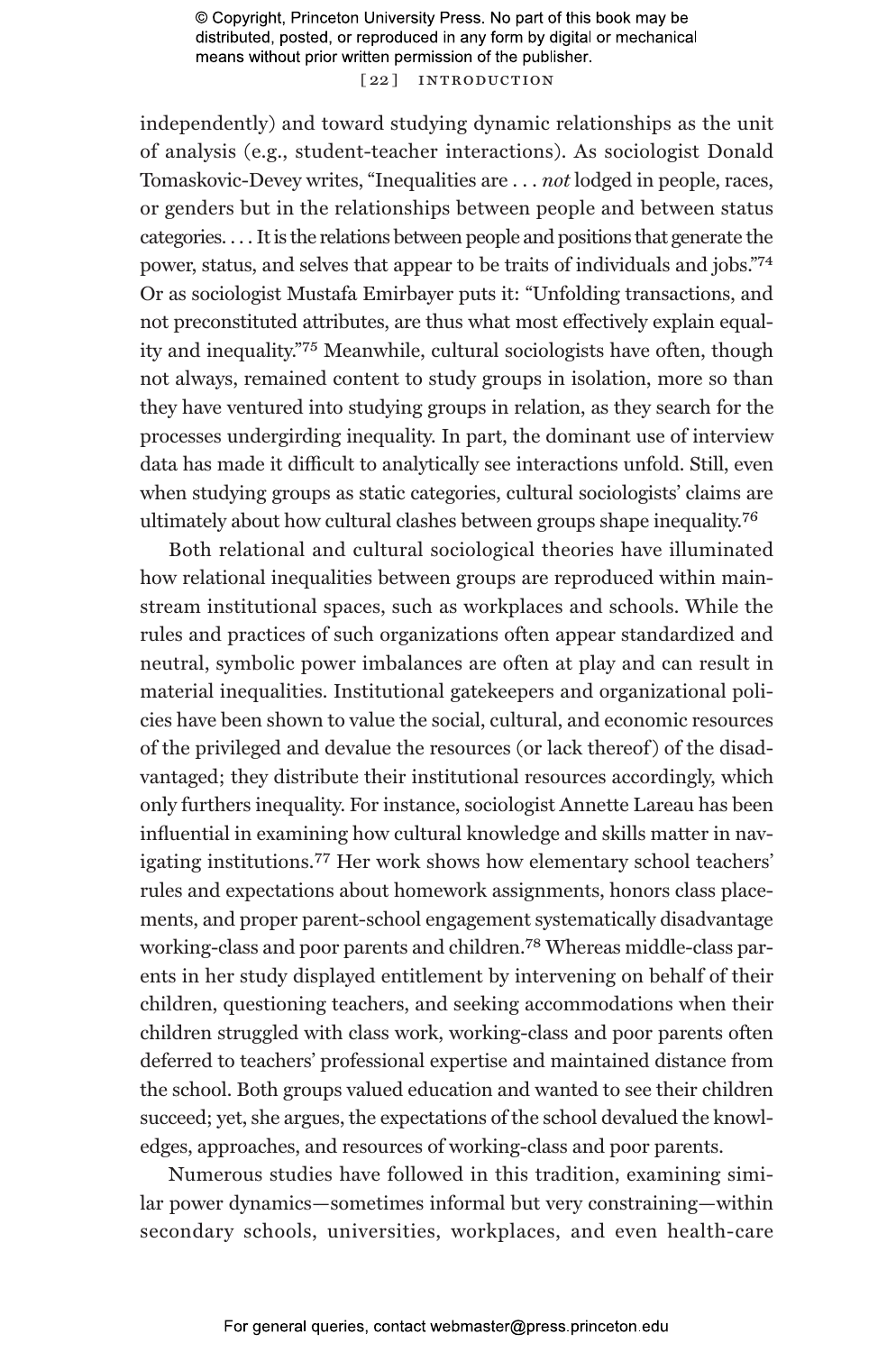independently) and toward studying dynamic relationships as the unit of analysis (e.g., student-teacher interactions). As sociologist Donald Tomaskovic-Devey writes, "Inequalities are . . . *not* lodged in people, races, or genders but in the relationships between people and between status categories. . . . It is the relations between people and positions that generate the power, status, and selves that appear to be traits of individuals and jobs."[74] Or as sociologist Mustafa Emirbayer puts it: "Unfolding transactions, and not preconstituted attributes, are thus what most effectively explain equality and inequality."[75] Meanwhile, cultural sociologists have often, though not always, remained content to study groups in isolation, more so than they have ventured into studying groups in relation, as they search for the processes undergirding inequality. In part, the dominant use of interview data has made it difficult to analytically see interactions unfold. Still, even when studying groups as static categories, cultural sociologists' claims are ultimately about how cultural clashes between groups shape inequality.[76]

Both relational and cultural sociological theories have illuminated how relational inequalities between groups are reproduced within mainstream institutional spaces, such as workplaces and schools. While the rules and practices of such organizations often appear standardized and neutral, symbolic power imbalances are often at play and can result in material inequalities. Institutional gatekeepers and organizational policies have been shown to value the social, cultural, and economic resources of the privileged and devalue the resources (or lack thereof) of the disadvantaged; they distribute their institutional resources accordingly, which only furthers inequality. For instance, sociologist Annette Lareau has been influential in examining how cultural knowledge and skills matter in navigating institutions.[77] Her work shows how elementary school teachers' rules and expectations about homework assignments, honors class placements, and proper parent-school engagement systematically disadvantage working-class and poor parents and children.[78] Whereas middle-class parents in her study displayed entitlement by intervening on behalf of their children, questioning teachers, and seeking accommodations when their children struggled with class work, working-class and poor parents often deferred to teachers' professional expertise and maintained distance from the school. Both groups valued education and wanted to see their children succeed; yet, she argues, the expectations of the school devalued the knowledges, approaches, and resources of working-class and poor parents.

Numerous studies have followed in this tradition, examining similar power dynamics—sometimes informal but very constraining—within secondary schools, universities, workplaces, and even health-care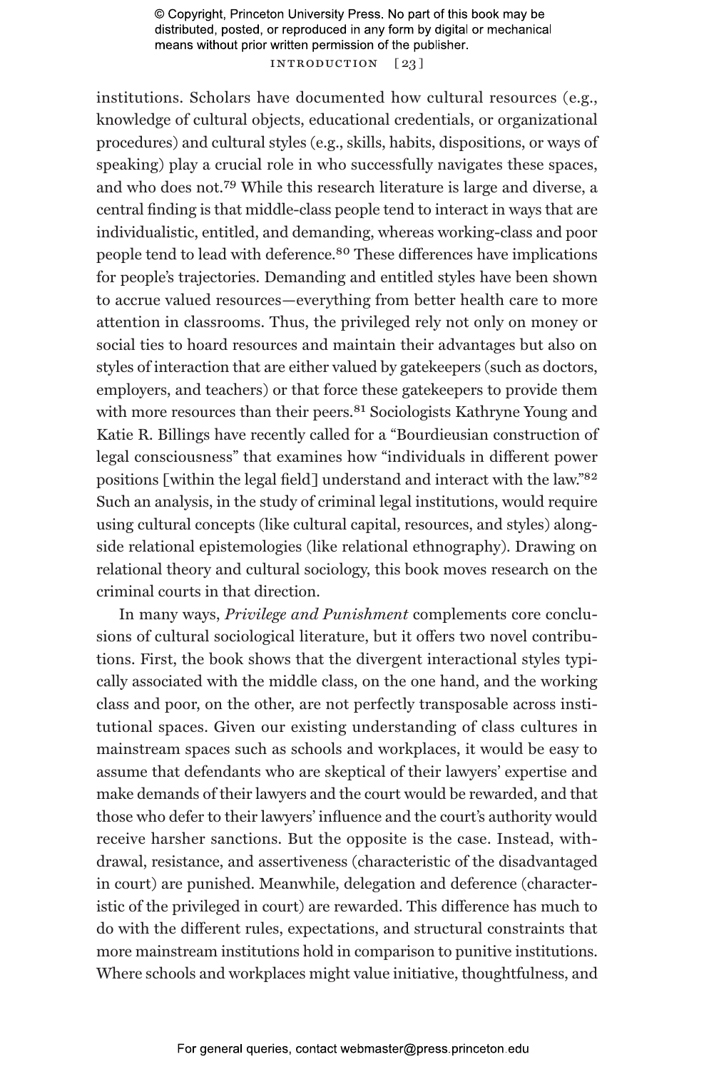institutions. Scholars have documented how cultural resources (e.g., knowledge of cultural objects, educational credentials, or organizational procedures) and cultural styles (e.g., skills, habits, dispositions, or ways of speaking) play a crucial role in who successfully navigates these spaces, and who does not.[79] While this research literature is large and diverse, a central finding is that middle-class people tend to interact in ways that are individualistic, entitled, and demanding, whereas working-class and poor people tend to lead with deference.[80] These differences have implications for people's trajectories. Demanding and entitled styles have been shown to accrue valued resources—everything from better health care to more attention in classrooms. Thus, the privileged rely not only on money or social ties to hoard resources and maintain their advantages but also on styles of interaction that are either valued by gatekeepers (such as doctors, employers, and teachers) or that force these gatekeepers to provide them with more resources than their peers.[81] Sociologists Kathryne Young and Katie R. Billings have recently called for a "Bourdieusian construction of legal consciousness" that examines how "individuals in different power positions [within the legal field] understand and interact with the law."[82] Such an analysis, in the study of criminal legal institutions, would require using cultural concepts (like cultural capital, resources, and styles) alongside relational epistemologies (like relational ethnography). Drawing on relational theory and cultural sociology, this book moves research on the criminal courts in that direction.

In many ways, *Privilege and Punishment* complements core conclusions of cultural sociological literature, but it offers two novel contributions. First, the book shows that the divergent interactional styles typically associated with the middle class, on the one hand, and the working class and poor, on the other, are not perfectly transposable across institutional spaces. Given our existing understanding of class cultures in mainstream spaces such as schools and workplaces, it would be easy to assume that defendants who are skeptical of their lawyers' expertise and make demands of their lawyers and the court would be rewarded, and that those who defer to their lawyers' influence and the court's authority would receive harsher sanctions. But the opposite is the case. Instead, withdrawal, resistance, and assertiveness (characteristic of the disadvantaged in court) are punished. Meanwhile, delegation and deference (characteristic of the privileged in court) are rewarded. This difference has much to do with the different rules, expectations, and structural constraints that more mainstream institutions hold in comparison to punitive institutions. Where schools and workplaces might value initiative, thoughtfulness, and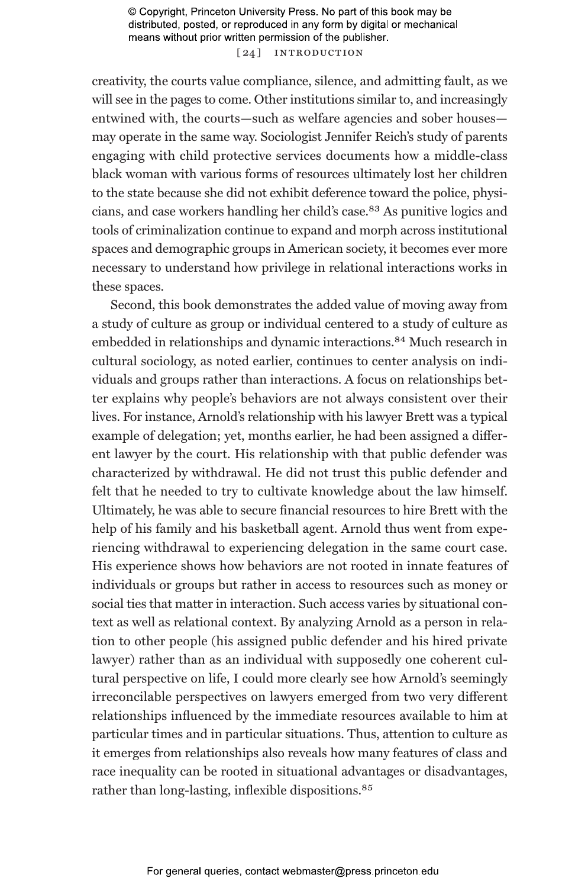creativity, the courts value compliance, silence, and admitting fault, as we will see in the pages to come. Other institutions similar to, and increasingly entwined with, the courts—such as welfare agencies and sober houses—may operate in the same way. Sociologist Jennifer Reich's study of parents engaging with child protective services documents how a middle-class black woman with various forms of resources ultimately lost her children to the state because she did not exhibit deference toward the police, physicians, and case workers handling her child's case.[83] As punitive logics and tools of criminalization continue to expand and morph across institutional spaces and demographic groups in American society, it becomes ever more necessary to understand how privilege in relational interactions works in these spaces.

Second, this book demonstrates the added value of moving away from a study of culture as group or individual centered to a study of culture as embedded in relationships and dynamic interactions.[84] Much research in cultural sociology, as noted earlier, continues to center analysis on individuals and groups rather than interactions. A focus on relationships better explains why people's behaviors are not always consistent over their lives. For instance, Arnold's relationship with his lawyer Brett was a typical example of delegation; yet, months earlier, he had been assigned a different lawyer by the court. His relationship with that public defender was characterized by withdrawal. He did not trust this public defender and felt that he needed to try to cultivate knowledge about the law himself. Ultimately, he was able to secure financial resources to hire Brett with the help of his family and his basketball agent. Arnold thus went from experiencing withdrawal to experiencing delegation in the same court case. His experience shows how behaviors are not rooted in innate features of individuals or groups but rather in access to resources such as money or social ties that matter in interaction. Such access varies by situational context as well as relational context. By analyzing Arnold as a person in relation to other people (his assigned public defender and his hired private lawyer) rather than as an individual with supposedly one coherent cultural perspective on life, I could more clearly see how Arnold's seemingly irreconcilable perspectives on lawyers emerged from two very different relationships influenced by the immediate resources available to him at particular times and in particular situations. Thus, attention to culture as it emerges from relationships also reveals how many features of class and race inequality can be rooted in situational advantages or disadvantages, rather than long-lasting, inflexible dispositions.[85]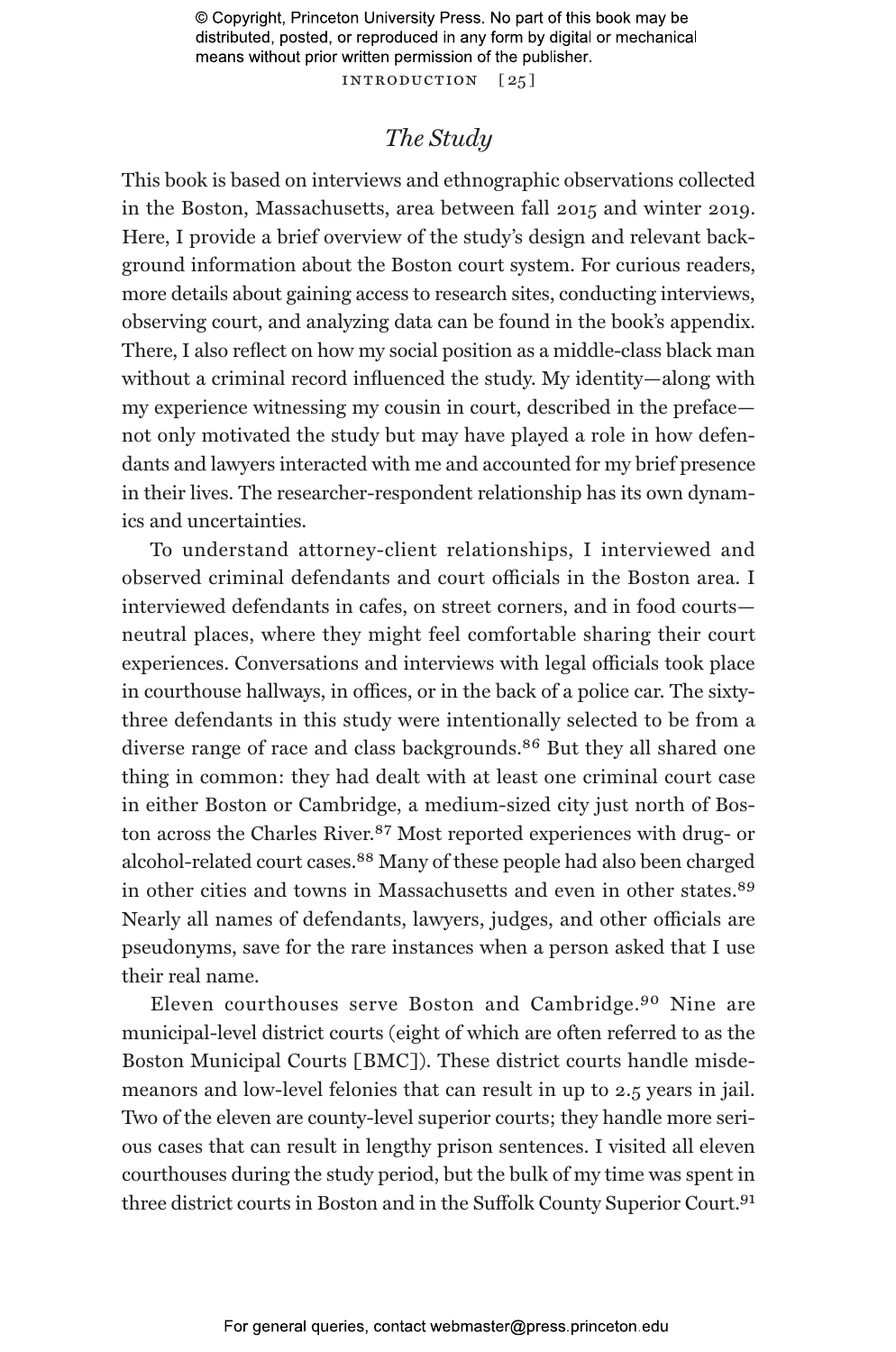## *The Study*

This book is based on interviews and ethnographic observations collected in the Boston, Massachusetts, area between fall 2015 and winter 2019. Here, I provide a brief overview of the study's design and relevant background information about the Boston court system. For curious readers, more details about gaining access to research sites, conducting interviews, observing court, and analyzing data can be found in the book's appendix. There, I also reflect on how my social position as a middle-class black man without a criminal record influenced the study. My identity—along with my experience witnessing my cousin in court, described in the preface—not only motivated the study but may have played a role in how defendants and lawyers interacted with me and accounted for my brief presence in their lives. The researcher-respondent relationship has its own dynamics and uncertainties.

To understand attorney-client relationships, I interviewed and observed criminal defendants and court officials in the Boston area. I interviewed defendants in cafes, on street corners, and in food courts—neutral places, where they might feel comfortable sharing their court experiences. Conversations and interviews with legal officials took place in courthouse hallways, in offices, or in the back of a police car. The sixty-three defendants in this study were intentionally selected to be from a diverse range of race and class backgrounds.[86] But they all shared one thing in common: they had dealt with at least one criminal court case in either Boston or Cambridge, a medium-sized city just north of Boston across the Charles River.[87] Most reported experiences with drug- or alcohol-related court cases.[88] Many of these people had also been charged in other cities and towns in Massachusetts and even in other states.[89] Nearly all names of defendants, lawyers, judges, and other officials are pseudonyms, save for the rare instances when a person asked that I use their real name.

Eleven courthouses serve Boston and Cambridge.[90] Nine are municipal-level district courts (eight of which are often referred to as the Boston Municipal Courts [BMC]). These district courts handle misdemeanors and low-level felonies that can result in up to 2.5 years in jail. Two of the eleven are county-level superior courts; they handle more serious cases that can result in lengthy prison sentences. I visited all eleven courthouses during the study period, but the bulk of my time was spent in three district courts in Boston and in the Suffolk County Superior Court.[91]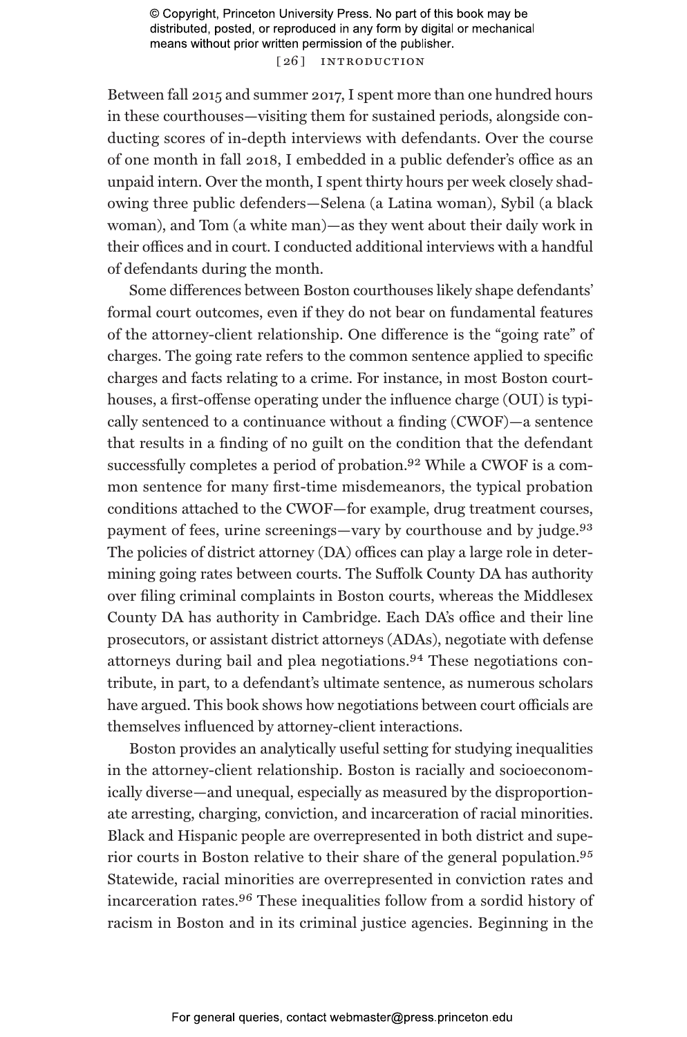Between fall 2015 and summer 2017, I spent more than one hundred hours in these courthouses—visiting them for sustained periods, alongside conducting scores of in-depth interviews with defendants. Over the course of one month in fall 2018, I embedded in a public defender's office as an unpaid intern. Over the month, I spent thirty hours per week closely shadowing three public defenders—Selena (a Latina woman), Sybil (a black woman), and Tom (a white man)—as they went about their daily work in their offices and in court. I conducted additional interviews with a handful of defendants during the month.

Some differences between Boston courthouses likely shape defendants' formal court outcomes, even if they do not bear on fundamental features of the attorney-client relationship. One difference is the "going rate" of charges. The going rate refers to the common sentence applied to specific charges and facts relating to a crime. For instance, in most Boston courthouses, a first-offense operating under the influence charge (OUI) is typically sentenced to a continuance without a finding (CWOF)—a sentence that results in a finding of no guilt on the condition that the defendant successfully completes a period of probation.[92] While a CWOF is a common sentence for many first-time misdemeanors, the typical probation conditions attached to the CWOF—for example, drug treatment courses, payment of fees, urine screenings—vary by courthouse and by judge.[93] The policies of district attorney (DA) offices can play a large role in determining going rates between courts. The Suffolk County DA has authority over filing criminal complaints in Boston courts, whereas the Middlesex County DA has authority in Cambridge. Each DA's office and their line prosecutors, or assistant district attorneys (ADAs), negotiate with defense attorneys during bail and plea negotiations.[94] These negotiations contribute, in part, to a defendant's ultimate sentence, as numerous scholars have argued. This book shows how negotiations between court officials are themselves influenced by attorney-client interactions.

Boston provides an analytically useful setting for studying inequalities in the attorney-client relationship. Boston is racially and socioeconomically diverse—and unequal, especially as measured by the disproportionate arresting, charging, conviction, and incarceration of racial minorities. Black and Hispanic people are overrepresented in both district and superior courts in Boston relative to their share of the general population.[95] Statewide, racial minorities are overrepresented in conviction rates and incarceration rates.[96] These inequalities follow from a sordid history of racism in Boston and in its criminal justice agencies. Beginning in the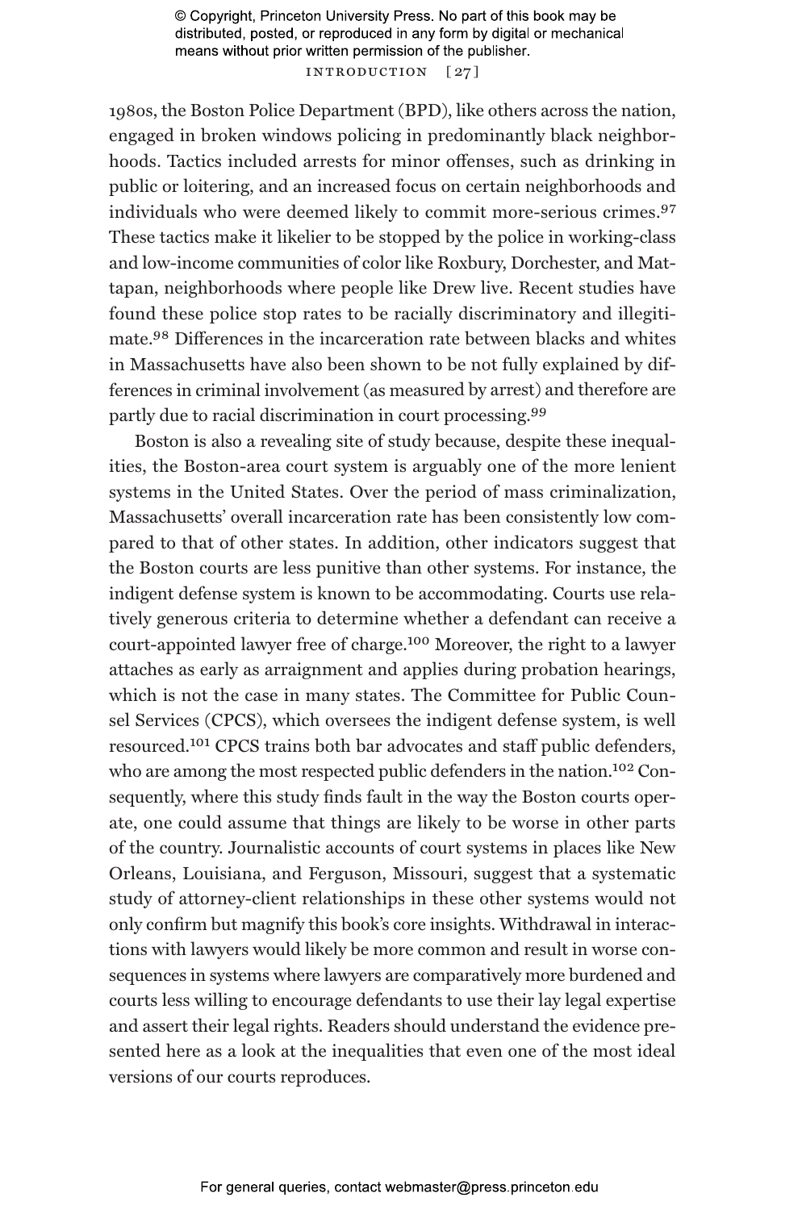1980s, the Boston Police Department (BPD), like others across the nation, engaged in broken windows policing in predominantly black neighborhoods. Tactics included arrests for minor offenses, such as drinking in public or loitering, and an increased focus on certain neighborhoods and individuals who were deemed likely to commit more-serious crimes.[97] These tactics make it likelier to be stopped by the police in working-class and low-income communities of color like Roxbury, Dorchester, and Mattapan, neighborhoods where people like Drew live. Recent studies have found these police stop rates to be racially discriminatory and illegitimate.[98] Differences in the incarceration rate between blacks and whites in Massachusetts have also been shown to be not fully explained by differences in criminal involvement (as measured by arrest) and therefore are partly due to racial discrimination in court processing.[99]

Boston is also a revealing site of study because, despite these inequalities, the Boston-area court system is arguably one of the more lenient systems in the United States. Over the period of mass criminalization, Massachusetts' overall incarceration rate has been consistently low compared to that of other states. In addition, other indicators suggest that the Boston courts are less punitive than other systems. For instance, the indigent defense system is known to be accommodating. Courts use relatively generous criteria to determine whether a defendant can receive a court-appointed lawyer free of charge.[100] Moreover, the right to a lawyer attaches as early as arraignment and applies during probation hearings, which is not the case in many states. The Committee for Public Counsel Services (CPCS), which oversees the indigent defense system, is well resourced.[101] CPCS trains both bar advocates and staff public defenders, who are among the most respected public defenders in the nation.[102] Consequently, where this study finds fault in the way the Boston courts operate, one could assume that things are likely to be worse in other parts of the country. Journalistic accounts of court systems in places like New Orleans, Louisiana, and Ferguson, Missouri, suggest that a systematic study of attorney-client relationships in these other systems would not only confirm but magnify this book's core insights. Withdrawal in interactions with lawyers would likely be more common and result in worse consequences in systems where lawyers are comparatively more burdened and courts less willing to encourage defendants to use their lay legal expertise and assert their legal rights. Readers should understand the evidence presented here as a look at the inequalities that even one of the most ideal versions of our courts reproduces.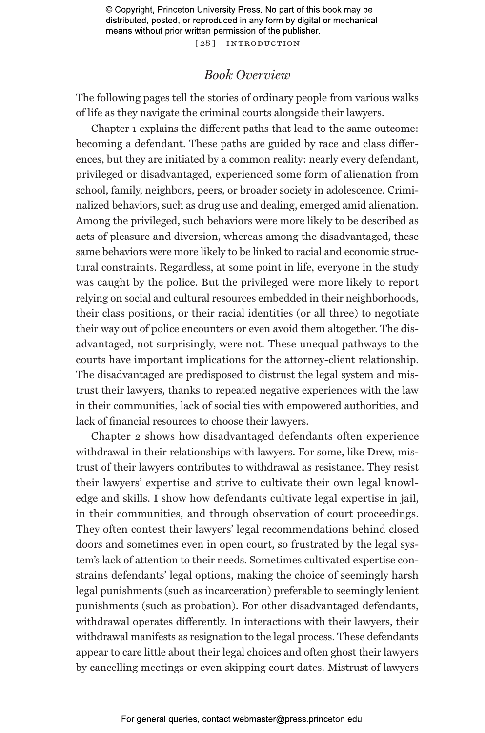## *Book Overview*

The following pages tell the stories of ordinary people from various walks of life as they navigate the criminal courts alongside their lawyers.

Chapter 1 explains the different paths that lead to the same outcome: becoming a defendant. These paths are guided by race and class differences, but they are initiated by a common reality: nearly every defendant, privileged or disadvantaged, experienced some form of alienation from school, family, neighbors, peers, or broader society in adolescence. Criminalized behaviors, such as drug use and dealing, emerged amid alienation. Among the privileged, such behaviors were more likely to be described as acts of pleasure and diversion, whereas among the disadvantaged, these same behaviors were more likely to be linked to racial and economic structural constraints. Regardless, at some point in life, everyone in the study was caught by the police. But the privileged were more likely to report relying on social and cultural resources embedded in their neighborhoods, their class positions, or their racial identities (or all three) to negotiate their way out of police encounters or even avoid them altogether. The disadvantaged, not surprisingly, were not. These unequal pathways to the courts have important implications for the attorney-client relationship. The disadvantaged are predisposed to distrust the legal system and mistrust their lawyers, thanks to repeated negative experiences with the law in their communities, lack of social ties with empowered authorities, and lack of financial resources to choose their lawyers.

Chapter 2 shows how disadvantaged defendants often experience withdrawal in their relationships with lawyers. For some, like Drew, mistrust of their lawyers contributes to withdrawal as resistance. They resist their lawyers' expertise and strive to cultivate their own legal knowledge and skills. I show how defendants cultivate legal expertise in jail, in their communities, and through observation of court proceedings. They often contest their lawyers' legal recommendations behind closed doors and sometimes even in open court, so frustrated by the legal system's lack of attention to their needs. Sometimes cultivated expertise constrains defendants' legal options, making the choice of seemingly harsh legal punishments (such as incarceration) preferable to seemingly lenient punishments (such as probation). For other disadvantaged defendants, withdrawal operates differently. In interactions with their lawyers, their withdrawal manifests as resignation to the legal process. These defendants appear to care little about their legal choices and often ghost their lawyers by cancelling meetings or even skipping court dates. Mistrust of lawyers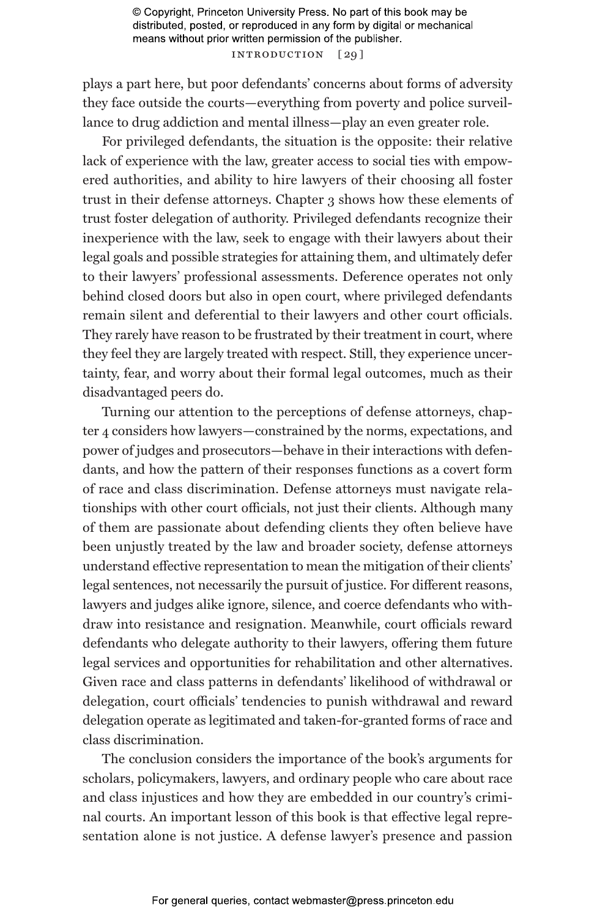plays a part here, but poor defendants' concerns about forms of adversity they face outside the courts—everything from poverty and police surveillance to drug addiction and mental illness—play an even greater role.

For privileged defendants, the situation is the opposite: their relative lack of experience with the law, greater access to social ties with empowered authorities, and ability to hire lawyers of their choosing all foster trust in their defense attorneys. Chapter 3 shows how these elements of trust foster delegation of authority. Privileged defendants recognize their inexperience with the law, seek to engage with their lawyers about their legal goals and possible strategies for attaining them, and ultimately defer to their lawyers' professional assessments. Deference operates not only behind closed doors but also in open court, where privileged defendants remain silent and deferential to their lawyers and other court officials. They rarely have reason to be frustrated by their treatment in court, where they feel they are largely treated with respect. Still, they experience uncertainty, fear, and worry about their formal legal outcomes, much as their disadvantaged peers do.

Turning our attention to the perceptions of defense attorneys, chapter 4 considers how lawyers—constrained by the norms, expectations, and power of judges and prosecutors—behave in their interactions with defendants, and how the pattern of their responses functions as a covert form of race and class discrimination. Defense attorneys must navigate relationships with other court officials, not just their clients. Although many of them are passionate about defending clients they often believe have been unjustly treated by the law and broader society, defense attorneys understand effective representation to mean the mitigation of their clients' legal sentences, not necessarily the pursuit of justice. For different reasons, lawyers and judges alike ignore, silence, and coerce defendants who withdraw into resistance and resignation. Meanwhile, court officials reward defendants who delegate authority to their lawyers, offering them future legal services and opportunities for rehabilitation and other alternatives. Given race and class patterns in defendants' likelihood of withdrawal or delegation, court officials' tendencies to punish withdrawal and reward delegation operate as legitimated and taken-for-granted forms of race and class discrimination.

The conclusion considers the importance of the book's arguments for scholars, policymakers, lawyers, and ordinary people who care about race and class injustices and how they are embedded in our country's criminal courts. An important lesson of this book is that effective legal representation alone is not justice. A defense lawyer's presence and passion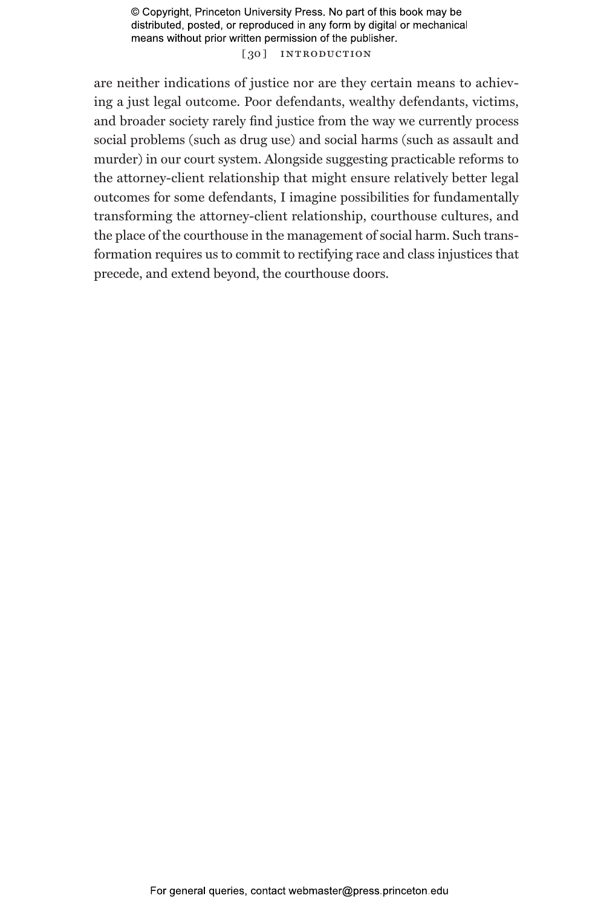are neither indications of justice nor are they certain means to achieving a just legal outcome. Poor defendants, wealthy defendants, victims, and broader society rarely find justice from the way we currently process social problems (such as drug use) and social harms (such as assault and murder) in our court system. Alongside suggesting practicable reforms to the attorney-client relationship that might ensure relatively better legal outcomes for some defendants, I imagine possibilities for fundamentally transforming the attorney-client relationship, courthouse cultures, and the place of the courthouse in the management of social harm. Such transformation requires us to commit to rectifying race and class injustices that precede, and extend beyond, the courthouse doors.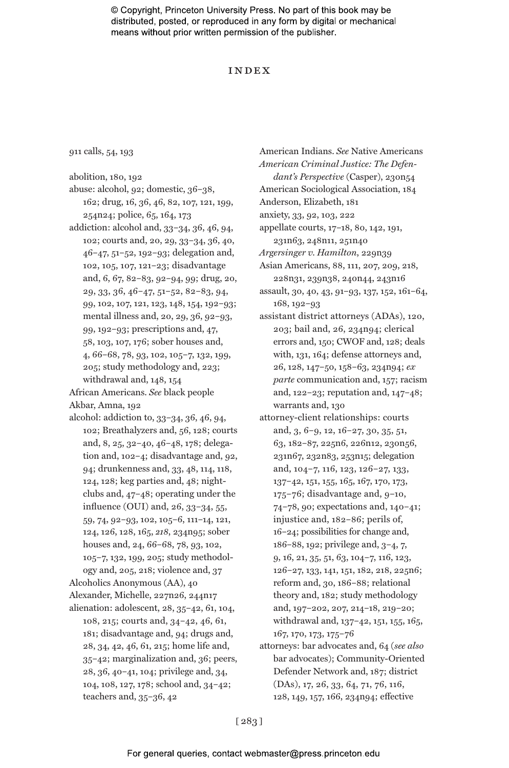# INDEX

911 calls, 54, 193

abolition, 180, 192

abuse: alcohol, 92; domestic, 36–38, 162; drug, 16, 36, 46, 82, 107, 121, 199, 254n24; police, 65, 164, 173

addiction: alcohol and, 33–34, 36, 46, 94, 102; courts and, 20, 29, 33–34, 36, 40, 46–47, 51–52, 192–93; delegation and, 102, 105, 107, 121–23; disadvantage and, 6, 67, 82–83, 92–94, 99; drug, 20, 29, 33, 36, 46–47, 51–52, 82–83, 94, 99, 102, 107, 121, 123, 154, 192–93; mental illness and, 20, 29, 36, 92–93, 99, 192–93; prescriptions and, 47, 58, 103, 107, 176; sober houses and, 4, 66–68, 78, 93, 102, 105–7, 132, 199, 205; study methodology and, 223; withdrawal and, 148, 154

African Americans. *See* black people

Akbar, Amna, 192

alcohol: addiction to, 33–34, 36, 46, 94, 102; Breathalyzers and, 56, 128; courts and, 8, 25, 32–40, 46–48, 178; delegation and, 102–4; disadvantage and, 92, 94; drunkenness and, 33, 48, 114, 118, 124, 128; keg parties and, 48; nightclubs and, 47–48; operating under the influence (OUI) and, 26, 33–34, 55, 59, 74, 92–93, 102, 105–6, 111–14, 121, 124, 126, 128, 165, *218*, 234n95; sober houses and, 24, 66–68, 78, 93, 102, 105–7, 132, 199, 205; study methodology and, 205, 218; violence and, 37

Alcoholics Anonymous (AA), 40

Alexander, Michelle, 227n26, 244n17

alienation: adolescent, 28, 35–42, 61, 104, 108, 215; courts and, 34–42, 46, 61, 181; disadvantage and, 94; drugs and, 28, 34, 42, 46, 61, 215; home life and, 35–42; marginalization and, 36; peers, 28, 36, 40–41, 104; privilege and, 34, 104, 108, 127, 178; school and, 34–42; teachers and, 35–36, 42

American Indians. *See* Native Americans

*American Criminal Justice: The Defendant's Perspective* (Casper), 230n54

American Sociological Association, 184

Anderson, Elizabeth, 181

anxiety, 33, 92, 103, 222

appellate courts, 17–18, 80, 142, 191, 231n63, 248n11, 251n40

*Argersinger v. Hamilton*, 229n39

Asian Americans, 88, 111, 207, 209, 218, 228n31, 239n38, 240n44, 243n16

assault, 30, 40, 43, 91–93, 137, 152, 161–64, 168, 192–93

assistant district attorneys (ADAs), 120, 203; bail and, 26, 234n94; clerical errors and, 150; CWOF and, 128; deals with, 131, 164; defense attorneys and, 26, 128, 147–50, 158–63, 234n94; *ex parte* communication and, 157; racism and, 122–23; reputation and, 147–48; warrants and, 130

attorney-client relationships: courts and, 3, 6–9, 12, 16–27, 30, 35, 51, 63, 182–87, 225n6, 226n12, 230n56, 231n67, 232n83, 253n15; delegation and, 104–7, 116, 123, 126–27, 133, 137–42, 151, 155, 165, 167, 170, 173, 175–76; disadvantage and, 9–10, 74–78, 90; expectations and, 140–41; injustice and, 182–86; perils of, 16–24; possibilities for change and, 186–88, 192; privilege and, 3–4, 7, 9, 16, 21, 35, 51, 63, 104–7, 116, 123, 126–27, 133, 141, 151, 182, 218, 225n6; reform and, 30, 186–88; relational theory and, 182; study methodology and, 197–202, 207, 214–18, 219–20; withdrawal and, 137–42, 151, 155, 165, 167, 170, 173, 175–76

attorneys: bar advocates and, 64 (*see also* bar advocates); Community-Oriented Defender Network and, 187; district (DAs), 17, 26, 33, 64, 71, 76, 116, 128, 149, 157, 166, 234n94; effective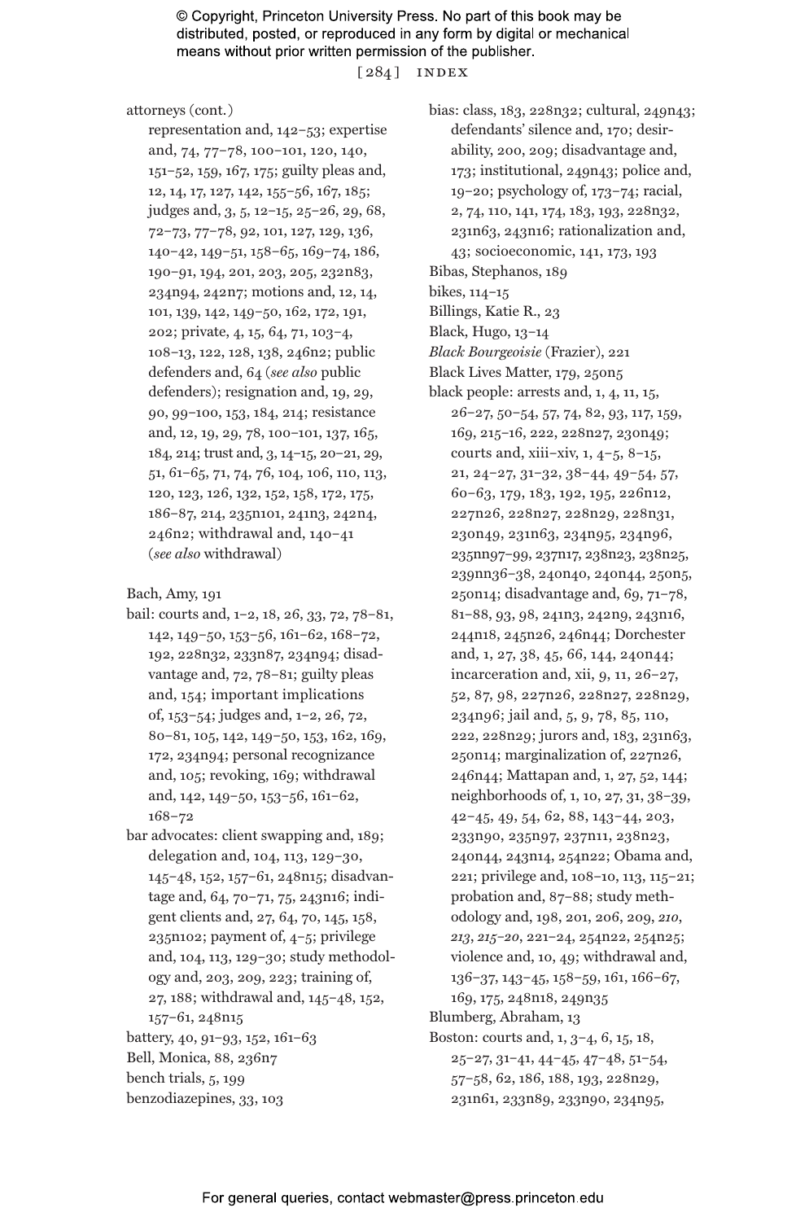attorneys (cont.)
representation and, 142–53; expertise and, 74, 77–78, 100–101, 120, 140, 151–52, 159, 167, 175; guilty pleas and, 12, 14, 17, 127, 142, 155–56, 167, 185; judges and, 3, 5, 12–15, 25–26, 29, 68, 72–73, 77–78, 92, 101, 127, 129, 136, 140–42, 149–51, 158–65, 169–74, 186, 190–91, 194, 201, 203, 205, 232n83, 234n94, 242n7; motions and, 12, 14, 101, 139, 142, 149–50, 162, 172, 191, 202; private, 4, 15, 64, 71, 103–4, 108–13, 122, 128, 138, 246n2; public defenders and, 64 (*see also* public defenders); resignation and, 19, 29, 90, 99–100, 153, 184, 214; resistance and, 12, 19, 29, 78, 100–101, 137, 165, 184, 214; trust and, 3, 14–15, 20–21, 29, 51, 61–65, 71, 74, 76, 104, 106, 110, 113, 120, 123, 126, 132, 152, 158, 172, 175, 186–87, 214, 235n101, 241n3, 242n4, 246n2; withdrawal and, 140–41 (*see also* withdrawal)

Bach, Amy, 191

bail: courts and, 1–2, 18, 26, 33, 72, 78–81, 142, 149–50, 153–56, 161–62, 168–72, 192, 228n32, 233n87, 234n94; disadvantage and, 72, 78–81; guilty pleas and, 154; important implications of, 153–54; judges and, 1–2, 26, 72, 80–81, 105, 142, 149–50, 153, 162, 169, 172, 234n94; personal recognizance and, 105; revoking, 169; withdrawal and, 142, 149–50, 153–56, 161–62, 168–72

bar advocates: client swapping and, 189; delegation and, 104, 113, 129–30, 145–48, 152, 157–61, 248n15; disadvantage and, 64, 70–71, 75, 243n16; indigent clients and, 27, 64, 70, 145, 158, 235n102; payment of, 4–5; privilege and, 104, 113, 129–30; study methodology and, 203, 209, 223; training of, 27, 188; withdrawal and, 145–48, 152, 157–61, 248n15

battery, 40, 91–93, 152, 161–63

Bell, Monica, 88, 236n7

bench trials, 5, 199

benzodiazepines, 33, 103

bias: class, 183, 228n32; cultural, 249n43; defendants' silence and, 170; desirability, 200, 209; disadvantage and, 173; institutional, 249n43; police and, 19–20; psychology of, 173–74; racial, 2, 74, 110, 141, 174, 183, 193, 228n32, 231n63, 243n16; rationalization and, 43; socioeconomic, 141, 173, 193

Bibas, Stephanos, 189

bikes, 114–15

Billings, Katie R., 23

Black, Hugo, 13–14

*Black Bourgeoisie* (Frazier), 221

Black Lives Matter, 179, 250n5

black people: arrests and, 1, 4, 11, 15, 26–27, 50–54, 57, 74, 82, 93, 117, 159, 169, 215–16, 222, 228n27, 230n49; courts and, xiii–xiv, 1, 4–5, 8–15, 21, 24–27, 31–32, 38–44, 49–54, 57, 60–63, 179, 183, 192, 195, 226n12, 227n26, 228n27, 228n29, 228n31, 230n49, 231n63, 234n95, 234n96, 235nn97–99, 237n17, 238n23, 238n25, 239nn36–38, 240n40, 240n44, 250n5, 250n14; disadvantage and, 69, 71–78, 81–88, 93, 98, 241n3, 242n9, 243n16, 244n18, 245n26, 246n44; Dorchester and, 1, 27, 38, 45, 66, 144, 240n44; incarceration and, xii, 9, 11, 26–27, 52, 87, 98, 227n26, 228n27, 228n29, 234n96; jail and, 5, 9, 78, 85, 110, 222, 228n29; jurors and, 183, 231n63, 250n14; marginalization of, 227n26, 246n44; Mattapan and, 1, 27, 52, 144; neighborhoods of, 1, 10, 27, 31, 38–39, 42–45, 49, 54, 62, 88, 143–44, 203, 233n90, 235n97, 237n11, 238n23, 240n44, 243n14, 254n22; Obama and, 221; privilege and, 108–10, 113, 115–21; probation and, 87–88; study methodology and, 198, 201, 206, 209, *210*, *213*, *215–20*, 221–24, 254n22, 254n25; violence and, 10, 49; withdrawal and, 136–37, 143–45, 158–59, 161, 166–67, 169, 175, 248n18, 249n35

Blumberg, Abraham, 13

Boston: courts and, 1, 3–4, 6, 15, 18, 25–27, 31–41, 44–45, 47–48, 51–54, 57–58, 62, 186, 188, 193, 228n29, 231n61, 233n89, 233n90, 234n95,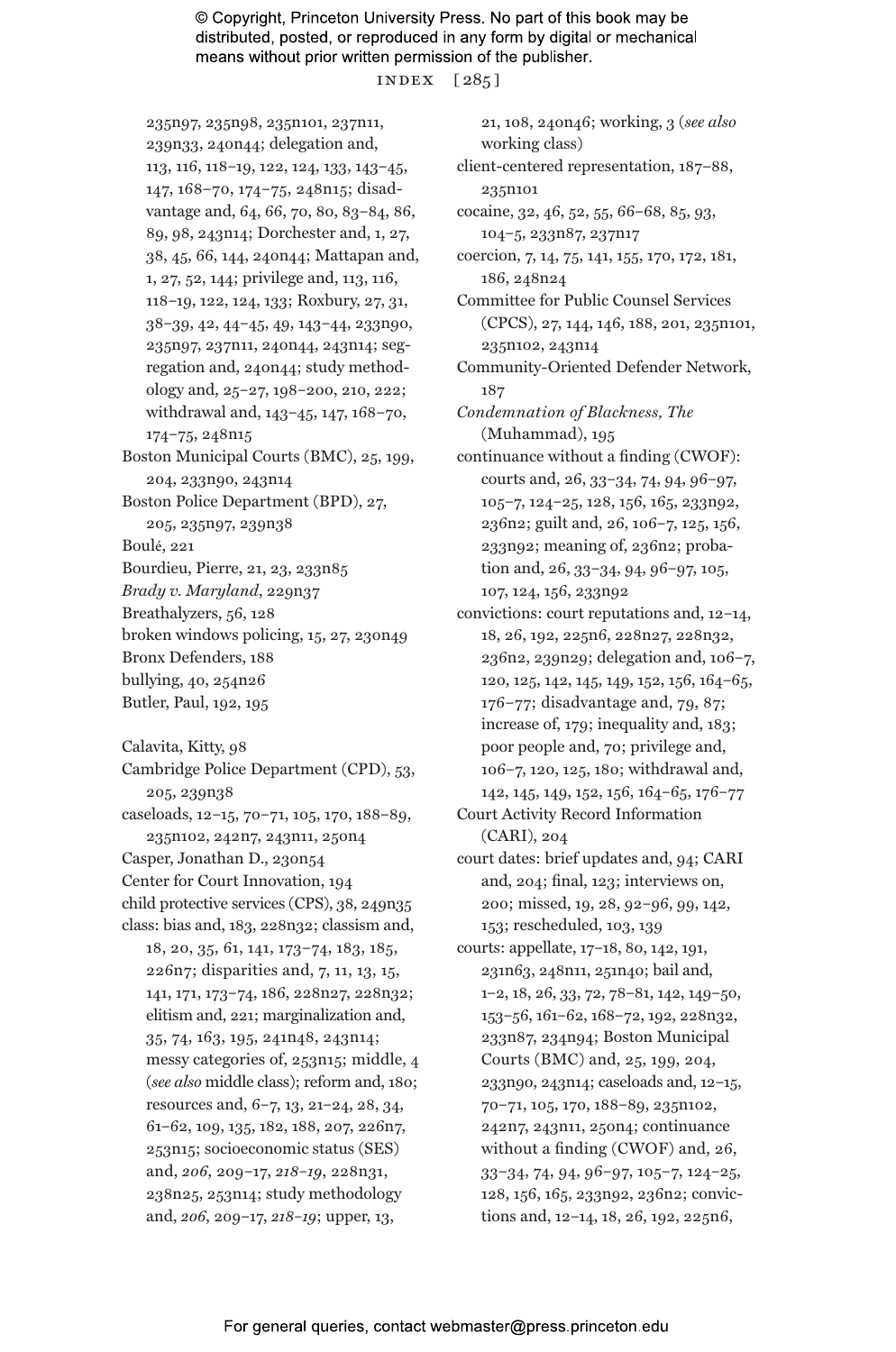235n97, 235n98, 235n101, 237n11, 239n33, 240n44; delegation and, 113, 116, 118–19, 122, 124, 133, 143–45, 147, 168–70, 174–75, 248n15; disadvantage and, 64, 66, 70, 80, 83–84, 86, 89, 98, 243n14; Dorchester and, 1, 27, 38, 45, 66, 144, 240n44; Mattapan and, 1, 27, 52, 144; privilege and, 113, 116, 118–19, 122, 124, 133; Roxbury, 27, 31, 38–39, 42, 44–45, 49, 143–44, 233n90, 235n97, 237n11, 240n44, 243n14; segregation and, 240n44; study methodology and, 25–27, 198–200, 210, 222; withdrawal and, 143–45, 147, 168–70, 174–75, 248n15

Boston Municipal Courts (BMC), 25, 199, 204, 233n90, 243n14

Boston Police Department (BPD), 27, 205, 235n97, 239n38

Boulé, 221

Bourdieu, Pierre, 21, 23, 233n85

*Brady v. Maryland*, 229n37

Breathalyzers, 56, 128

broken windows policing, 15, 27, 230n49

Bronx Defenders, 188

bullying, 40, 254n26

Butler, Paul, 192, 195

Calavita, Kitty, 98

Cambridge Police Department (CPD), 53, 205, 239n38

caseloads, 12–15, 70–71, 105, 170, 188–89, 235n102, 242n7, 243n11, 250n4

Casper, Jonathan D., 230n54

Center for Court Innovation, 194

child protective services (CPS), 38, 249n35

class: bias and, 183, 228n32; classism and, 18, 20, 35, 61, 141, 173–74, 183, 185, 226n7; disparities and, 7, 11, 13, 15, 141, 171, 173–74, 186, 228n27, 228n32; elitism and, 221; marginalization and, 35, 74, 163, 195, 241n48, 243n14; messy categories of, 253n15; middle, 4 (*see also* middle class); reform and, 180; resources and, 6–7, 13, 21–24, 28, 34, 61–62, 109, 135, 182, 188, 207, 226n7, 253n15; socioeconomic status (SES) and, *206*, 209–17, *218–19*, 228n31, 238n25, 253n14; study methodology and, *206*, 209–17, *218–19*; upper, 13, 21, 108, 240n46; working, 3 (*see also* working class)

client-centered representation, 187–88, 235n101

cocaine, 32, 46, 52, 55, 66–68, 85, 93, 104–5, 233n87, 237n17

coercion, 7, 14, 75, 141, 155, 170, 172, 181, 186, 248n24

Committee for Public Counsel Services (CPCS), 27, 144, 146, 188, 201, 235n101, 235n102, 243n14

Community-Oriented Defender Network, 187

*Condemnation of Blackness, The* (Muhammad), 195

continuance without a finding (CWOF): courts and, 26, 33–34, 74, 94, 96–97, 105–7, 124–25, 128, 156, 165, 233n92, 236n2; guilt and, 26, 106–7, 125, 156, 233n92; meaning of, 236n2; probation and, 26, 33–34, 94, 96–97, 105, 107, 124, 156, 233n92

convictions: court reputations and, 12–14, 18, 26, 192, 225n6, 228n27, 228n32, 236n2, 239n29; delegation and, 106–7, 120, 125, 142, 145, 149, 152, 156, 164–65, 176–77; disadvantage and, 79, 87; increase of, 179; inequality and, 183; poor people and, 70; privilege and, 106–7, 120, 125, 180; withdrawal and, 142, 145, 149, 152, 156, 164–65, 176–77

Court Activity Record Information (CARI), 204

court dates: brief updates and, 94; CARI and, 204; final, 123; interviews on, 200; missed, 19, 28, 92–96, 99, 142, 153; rescheduled, 103, 139

courts: appellate, 17–18, 80, 142, 191, 231n63, 248n11, 251n40; bail and, 1–2, 18, 26, 33, 72, 78–81, 142, 149–50, 153–56, 161–62, 168–72, 192, 228n32, 233n87, 234n94; Boston Municipal Courts (BMC) and, 25, 199, 204, 233n90, 243n14; caseloads and, 12–15, 70–71, 105, 170, 188–89, 235n102, 242n7, 243n11, 250n4; continuance without a finding (CWOF) and, 26, 33–34, 74, 94, 96–97, 105–7, 124–25, 128, 156, 165, 233n92, 236n2; convictions and, 12–14, 18, 26, 192, 225n6,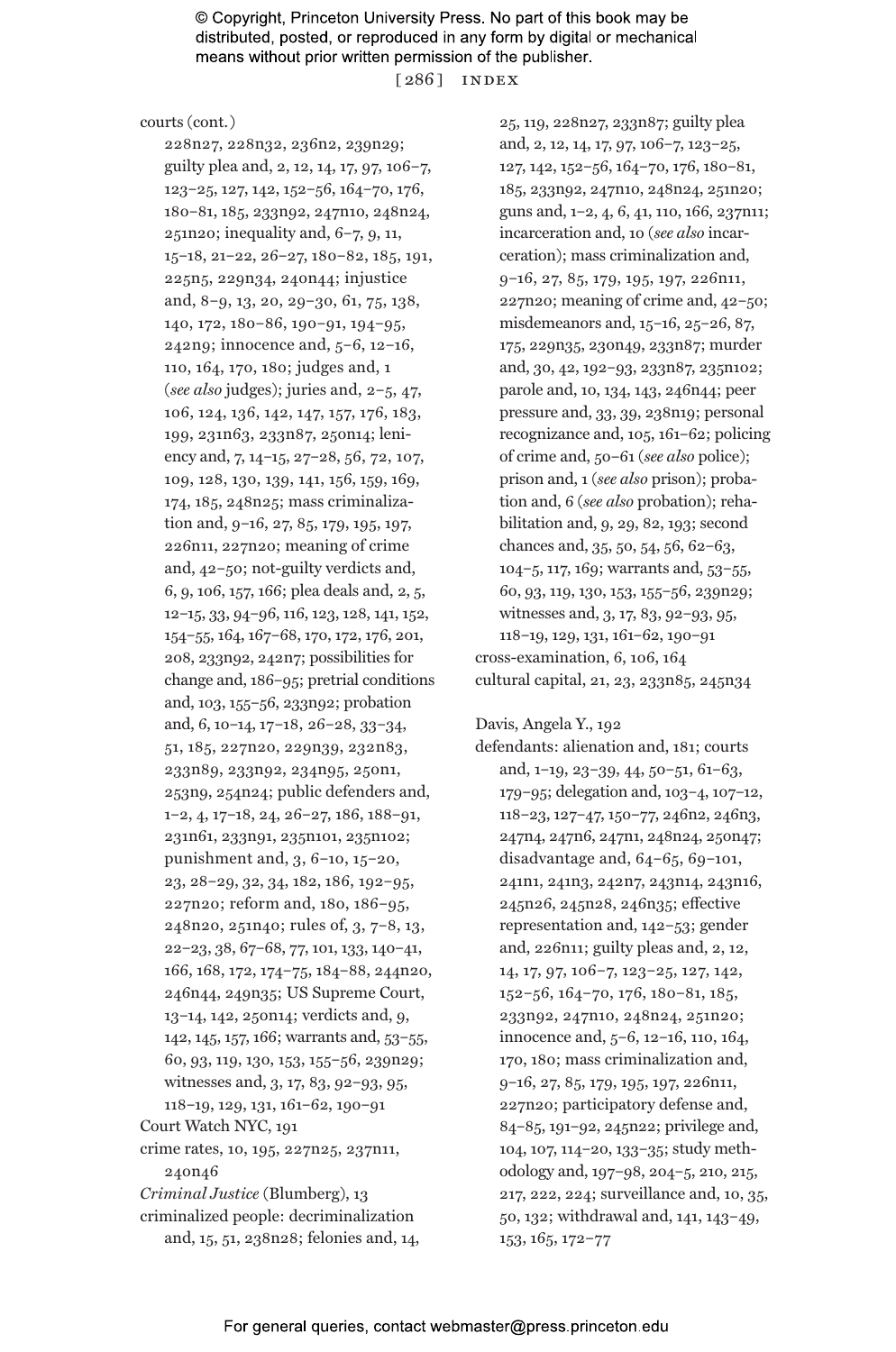courts (cont.)
228n27, 228n32, 236n2, 239n29; guilty plea and, 2, 12, 14, 17, 97, 106–7, 123–25, 127, 142, 152–56, 164–70, 176, 180–81, 185, 233n92, 247n10, 248n24, 251n20; inequality and, 6–7, 9, 11, 15–18, 21–22, 26–27, 180–82, 185, 191, 225n5, 229n34, 240n44; injustice and, 8–9, 13, 20, 29–30, 61, 75, 138, 140, 172, 180–86, 190–91, 194–95, 242n9; innocence and, 5–6, 12–16, 110, 164, 170, 180; judges and, 1 (*see also* judges); juries and, 2–5, 47, 106, 124, 136, 142, 147, 157, 176, 183, 199, 231n63, 233n87, 250n14; leniency and, 7, 14–15, 27–28, 56, 72, 107, 109, 128, 130, 139, 141, 156, 159, 169, 174, 185, 248n25; mass criminalization and, 9–16, 27, 85, 179, 195, 197, 226n11, 227n20; meaning of crime and, 42–50; not-guilty verdicts and, 6, 9, 106, 157, 166; plea deals and, 2, 5, 12–15, 33, 94–96, 116, 123, 128, 141, 152, 154–55, 164, 167–68, 170, 172, 176, 201, 208, 233n92, 242n7; possibilities for change and, 186–95; pretrial conditions and, 103, 155–56, 233n92; probation and, 6, 10–14, 17–18, 26–28, 33–34, 51, 185, 227n20, 229n39, 232n83, 233n89, 233n92, 234n95, 250n1, 253n9, 254n24; public defenders and, 1–2, 4, 17–18, 24, 26–27, 186, 188–91, 231n61, 233n91, 235n101, 235n102; punishment and, 3, 6–10, 15–20, 23, 28–29, 32, 34, 182, 186, 192–95, 227n20; reform and, 180, 186–95, 248n20, 251n40; rules of, 3, 7–8, 13, 22–23, 38, 67–68, 77, 101, 133, 140–41, 166, 168, 172, 174–75, 184–88, 244n20, 246n44, 249n35; US Supreme Court, 13–14, 142, 250n14; verdicts and, 9, 142, 145, 157, 166; warrants and, 53–55, 60, 93, 119, 130, 153, 155–56, 239n29; witnesses and, 3, 17, 83, 92–93, 95, 118–19, 129, 131, 161–62, 190–91

Court Watch NYC, 191

crime rates, 10, 195, 227n25, 237n11, 240n46

*Criminal Justice* (Blumberg), 13

criminalized people: decriminalization and, 15, 51, 238n28; felonies and, 14, 25, 119, 228n27, 233n87; guilty plea and, 2, 12, 14, 17, 97, 106–7, 123–25, 127, 142, 152–56, 164–70, 176, 180–81, 185, 233n92, 247n10, 248n24, 251n20; guns and, 1–2, 4, 6, 41, 110, 166, 237n11; incarceration and, 10 (*see also* incarceration); mass criminalization and, 9–16, 27, 85, 179, 195, 197, 226n11, 227n20; meaning of crime and, 42–50; misdemeanors and, 15–16, 25–26, 87, 175, 229n35, 230n49, 233n87; murder and, 30, 42, 192–93, 233n87, 235n102; parole and, 10, 134, 143, 246n44; peer pressure and, 33, 39, 238n19; personal recognizance and, 105, 161–62; policing of crime and, 50–61 (*see also* police); prison and, 1 (*see also* prison); probation and, 6 (*see also* probation); rehabilitation and, 9, 29, 82, 193; second chances and, 35, 50, 54, 56, 62–63, 104–5, 117, 169; warrants and, 53–55, 60, 93, 119, 130, 153, 155–56, 239n29; witnesses and, 3, 17, 83, 92–93, 95, 118–19, 129, 131, 161–62, 190–91

cross-examination, 6, 106, 164

cultural capital, 21, 23, 233n85, 245n34

Davis, Angela Y., 192

defendants: alienation and, 181; courts and, 1–19, 23–39, 44, 50–51, 61–63, 179–95; delegation and, 103–4, 107–12, 118–23, 127–47, 150–77, 246n2, 246n3, 247n4, 247n6, 247n11, 248n24, 250n47; disadvantage and, 64–65, 69–101, 241n1, 241n3, 242n7, 243n14, 243n16, 245n26, 245n28, 246n35; effective representation and, 142–53; gender and, 226n11; guilty pleas and, 2, 12, 14, 17, 97, 106–7, 123–25, 127, 142, 152–56, 164–70, 176, 180–81, 185, 233n92, 247n10, 248n24, 251n20; innocence and, 5–6, 12–16, 110, 164, 170, 180; mass criminalization and, 9–16, 27, 85, 179, 195, 197, 226n11, 227n20; participatory defense and, 84–85, 191–92, 245n22; privilege and, 104, 107, 114–20, 133–35; study methodology and, 197–98, 204–5, 210, 215, 217, 222, 224; surveillance and, 10, 35, 50, 132; withdrawal and, 141, 143–49, 153, 165, 172–77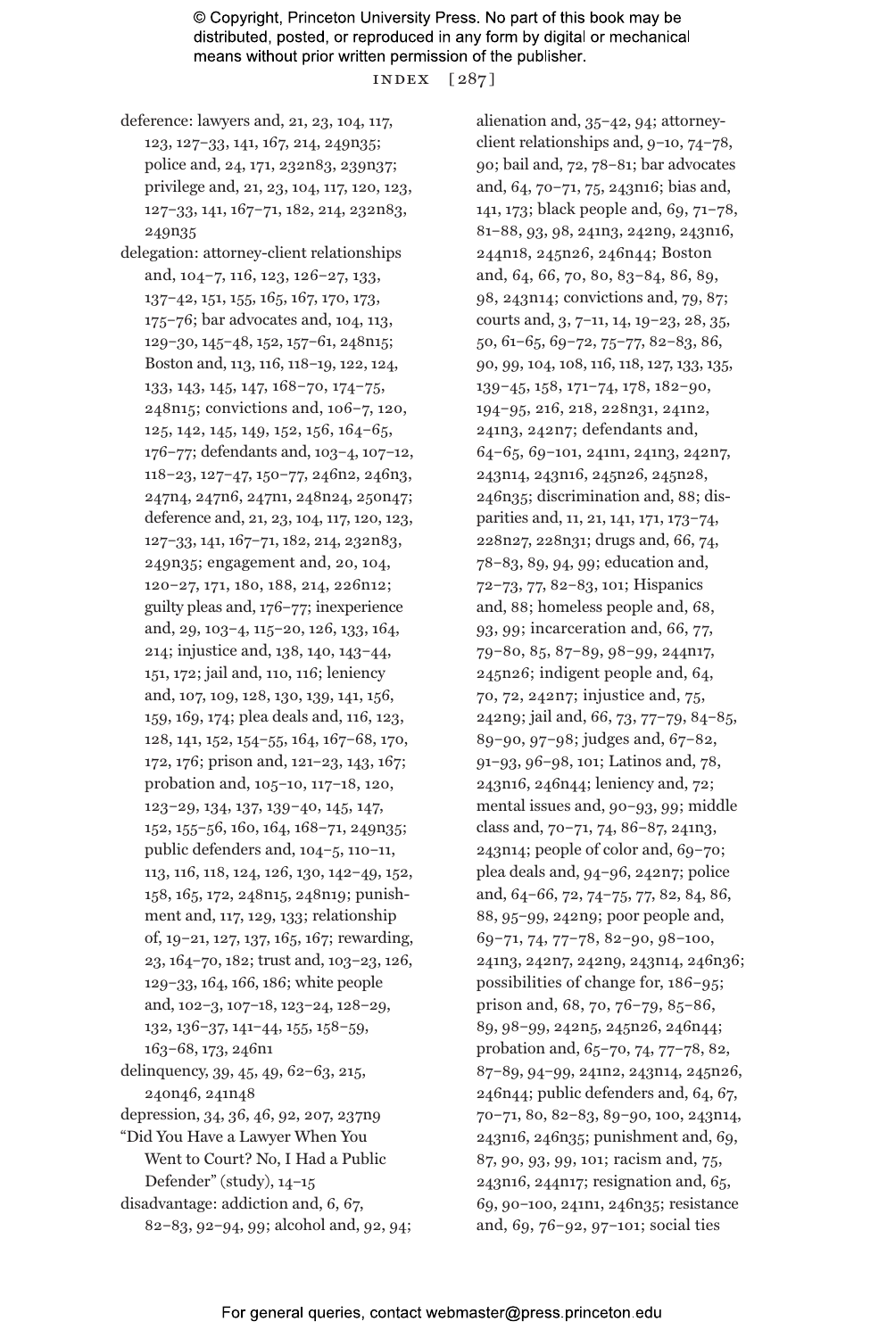deference: lawyers and, 21, 23, 104, 117, 123, 127–33, 141, 167, 214, 249n35; police and, 24, 171, 232n83, 239n37; privilege and, 21, 23, 104, 117, 120, 123, 127–33, 141, 167–71, 182, 214, 232n83, 249n35

delegation: attorney-client relationships and, 104–7, 116, 123, 126–27, 133, 137–42, 151, 155, 165, 167, 170, 173, 175–76; bar advocates and, 104, 113, 129–30, 145–48, 152, 157–61, 248n15; Boston and, 113, 116, 118–19, 122, 124, 133, 143, 145, 147, 168–70, 174–75, 248n15; convictions and, 106–7, 120, 125, 142, 145, 149, 152, 156, 164–65, 176–77; defendants and, 103–4, 107–12, 118–23, 127–47, 150–77, 246n2, 246n3, 247n4, 247n6, 247n1, 248n24, 250n47; deference and, 21, 23, 104, 117, 120, 123, 127–33, 141, 167–71, 182, 214, 232n83, 249n35; engagement and, 20, 104, 120–27, 171, 180, 188, 214, 226n12; guilty pleas and, 176–77; inexperience and, 29, 103–4, 115–20, 126, 133, 164, 214; injustice and, 138, 140, 143–44, 151, 172; jail and, 110, 116; leniency and, 107, 109, 128, 130, 139, 141, 156, 159, 169, 174; plea deals and, 116, 123, 128, 141, 152, 154–55, 164, 167–68, 170, 172, 176; prison and, 121–23, 143, 167; probation and, 105–10, 117–18, 120, 123–29, 134, 137, 139–40, 145, 147, 152, 155–56, 160, 164, 168–71, 249n35; public defenders and, 104–5, 110–11, 113, 116, 118, 124, 126, 130, 142–49, 152, 158, 165, 172, 248n15, 248n19; punishment and, 117, 129, 133; relationship of, 19–21, 127, 137, 165, 167; rewarding, 23, 164–70, 182; trust and, 103–23, 126, 129–33, 164, 166, 186; white people and, 102–3, 107–18, 123–24, 128–29, 132, 136–37, 141–44, 155, 158–59, 163–68, 173, 246n1

delinquency, 39, 45, 49, 62–63, 215, 240n46, 241n48

depression, 34, 36, 46, 92, 207, 237n9

"Did You Have a Lawyer When You Went to Court? No, I Had a Public Defender" (study), 14–15

disadvantage: addiction and, 6, 67, 82–83, 92–94, 99; alcohol and, 92, 94; alienation and, 35–42, 94; attorney-client relationships and, 9–10, 74–78, 90; bail and, 72, 78–81; bar advocates and, 64, 70–71, 75, 243n16; bias and, 141, 173; black people and, 69, 71–78, 81–88, 93, 98, 241n3, 242n9, 243n16, 244n18, 245n26, 246n44; Boston and, 64, 66, 70, 80, 83–84, 86, 89, 98, 243n14; convictions and, 79, 87; courts and, 3, 7–11, 14, 19–23, 28, 35, 50, 61–65, 69–72, 75–77, 82–83, 86, 90, 99, 104, 108, 116, 118, 127, 133, 135, 139–45, 158, 171–74, 178, 182–90, 194–95, 216, 218, 228n31, 241n2, 241n3, 242n7; defendants and, 64–65, 69–101, 241n1, 241n3, 242n7, 243n14, 243n16, 245n26, 245n28, 246n35; discrimination and, 88; disparities and, 11, 21, 141, 171, 173–74, 228n27, 228n31; drugs and, 66, 74, 78–83, 89, 94, 99; education and, 72–73, 77, 82–83, 101; Hispanics and, 88; homeless people and, 68, 93, 99; incarceration and, 66, 77, 79–80, 85, 87–89, 98–99, 244n17, 245n26; indigent people and, 64, 70, 72, 242n7; injustice and, 75, 242n9; jail and, 66, 73, 77–79, 84–85, 89–90, 97–98; judges and, 67–82, 91–93, 96–98, 101; Latinos and, 78, 243n16, 246n44; leniency and, 72; mental issues and, 90–93, 99; middle class and, 70–71, 74, 86–87, 241n3, 243n14; people of color and, 69–70; plea deals and, 94–96, 242n7; police and, 64–66, 72, 74–75, 77, 82, 84, 86, 88, 95–99, 242n9; poor people and, 69–71, 74, 77–78, 82–90, 98–100, 241n3, 242n7, 242n9, 243n14, 246n36; possibilities of change for, 186–95; prison and, 68, 70, 76–79, 85–86, 89, 98–99, 242n5, 245n26, 246n44; probation and, 65–70, 74, 77–78, 82, 87–89, 94–99, 241n2, 243n14, 245n26, 246n44; public defenders and, 64, 67, 70–71, 80, 82–83, 89–90, 100, 243n14, 243n16, 246n35; punishment and, 69, 87, 90, 93, 99, 101; racism and, 75, 243n16, 244n17; resignation and, 65, 69, 90–100, 241n1, 246n35; resistance and, 69, 76–92, 97–101; social ties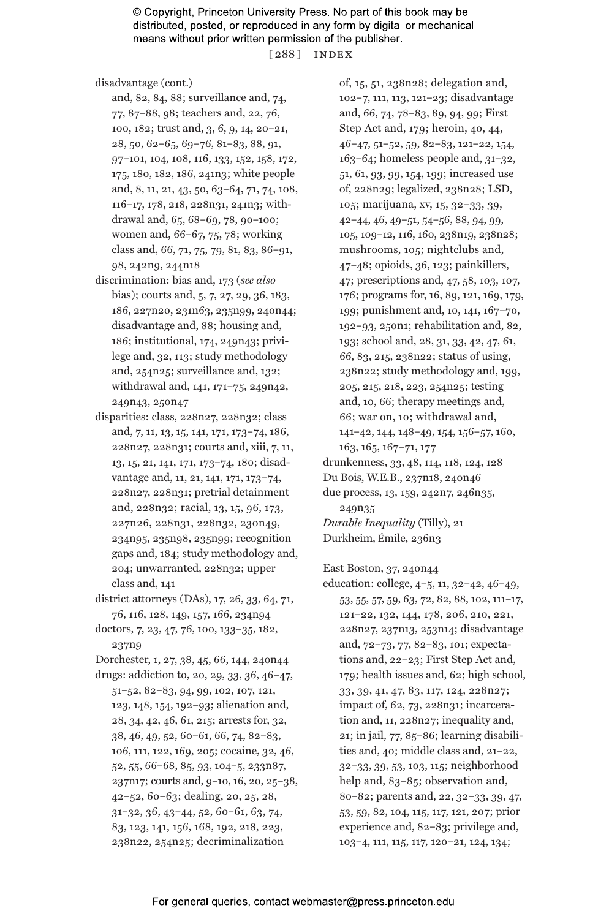disadvantage (cont.)
and, 82, 84, 88; surveillance and, 74, 77, 87–88, 98; teachers and, 22, 76, 100, 182; trust and, 3, 6, 9, 14, 20–21, 28, 50, 62–65, 69–76, 81–83, 88, 91, 97–101, 104, 108, 116, 133, 152, 158, 172, 175, 180, 182, 186, 241n3; white people and, 8, 11, 21, 43, 50, 63–64, 71, 74, 108, 116–17, 178, 218, 228n31, 241n3; withdrawal and, 65, 68–69, 78, 90–100; women and, 66–67, 75, 78; working class and, 66, 71, 75, 79, 81, 83, 86–91, 98, 242n9, 244n18

discrimination: bias and, 173 (*see also* bias); courts and, 5, 7, 27, 29, 36, 183, 186, 227n20, 231n63, 235n99, 240n44; disadvantage and, 88; housing and, 186; institutional, 174, 249n43; privilege and, 32, 113; study methodology and, 254n25; surveillance and, 132; withdrawal and, 141, 171–75, 249n42, 249n43, 250n47

disparities: class, 228n27, 228n32; class and, 7, 11, 13, 15, 141, 171, 173–74, 186, 228n27, 228n31; courts and, xiii, 7, 11, 13, 15, 21, 141, 171, 173–74, 180; disadvantage and, 11, 21, 141, 171, 173–74, 228n27, 228n31; pretrial detainment and, 228n32; racial, 13, 15, 96, 173, 227n26, 228n31, 228n32, 230n49, 234n95, 235n98, 235n99; recognition gaps and, 184; study methodology and, 204; unwarranted, 228n32; upper class and, 141

district attorneys (DAs), 17, 26, 33, 64, 71, 76, 116, 128, 149, 157, 166, 234n94

doctors, 7, 23, 47, 76, 100, 133–35, 182, 237n9

Dorchester, 1, 27, 38, 45, 66, 144, 240n44

drugs: addiction to, 20, 29, 33, 36, 46–47, 51–52, 82–83, 94, 99, 102, 107, 121, 123, 148, 154, 192–93; alienation and, 28, 34, 42, 46, 61, 215; arrests for, 32, 38, 46, 49, 52, 60–61, 66, 74, 82–83, 106, 111, 122, 169, 205; cocaine, 32, 46, 52, 55, 66–68, 85, 93, 104–5, 233n87, 237n17; courts and, 9–10, 16, 20, 25–38, 42–52, 60–63; dealing, 20, 25, 28, 31–32, 36, 43–44, 52, 60–61, 63, 74, 83, 123, 141, 156, 168, 192, 218, 223, 238n22, 254n25; decriminalization of, 15, 51, 238n28; delegation and, 102–7, 111, 113, 121–23; disadvantage and, 66, 74, 78–83, 89, 94, 99; First Step Act and, 179; heroin, 40, 44, 46–47, 51–52, 59, 82–83, 121–22, 154, 163–64; homeless people and, 31–32, 51, 61, 93, 99, 154, 199; increased use of, 228n29; legalized, 238n28; LSD, 105; marijuana, xv, 15, 32–33, 39, 42–44, 46, 49–51, 54–56, 88, 94, 99, 105, 109–12, 116, 160, 238n19, 238n28; mushrooms, 105; nightclubs and, 47–48; opioids, 36, 123; painkillers, 47; prescriptions and, 47, 58, 103, 107, 176; programs for, 16, 89, 121, 169, 179, 199; punishment and, 10, 141, 167–70, 192–93, 250n1; rehabilitation and, 82, 193; school and, 28, 31, 33, 42, 47, 61, 66, 83, 215, 238n22; status of using, 238n22; study methodology and, 199, 205, 215, 218, 223, 254n25; testing and, 10, 66; therapy meetings and, 66; war on, 10; withdrawal and, 141–42, 144, 148–49, 154, 156–57, 160, 163, 165, 167–71, 177

drunkenness, 33, 48, 114, 118, 124, 128

Du Bois, W.E.B., 237n18, 240n46

due process, 13, 159, 242n7, 246n35, 249n35

*Durable Inequality* (Tilly), 21

Durkheim, Émile, 236n3

East Boston, 37, 240n44

education: college, 4–5, 11, 32–42, 46–49, 53, 55, 57, 59, 63, 72, 82, 88, 102, 111–17, 121–22, 132, 144, 178, 206, 210, 221, 228n27, 237n13, 253n14; disadvantage and, 72–73, 77, 82–83, 101; expectations and, 22–23; First Step Act and, 179; health issues and, 62; high school, 33, 39, 41, 47, 83, 117, 124, 228n27; impact of, 62, 73, 228n31; incarceration and, 11, 228n27; inequality and, 21; in jail, 77, 85–86; learning disabilities and, 40; middle class and, 21–22, 32–33, 39, 53, 103, 115; neighborhood help and, 83–85; observation and, 80–82; parents and, 22, 32–33, 39, 47, 53, 59, 82, 104, 115, 117, 121, 207; prior experience and, 82–83; privilege and, 103–4, 111, 115, 117, 120–21, 124, 134;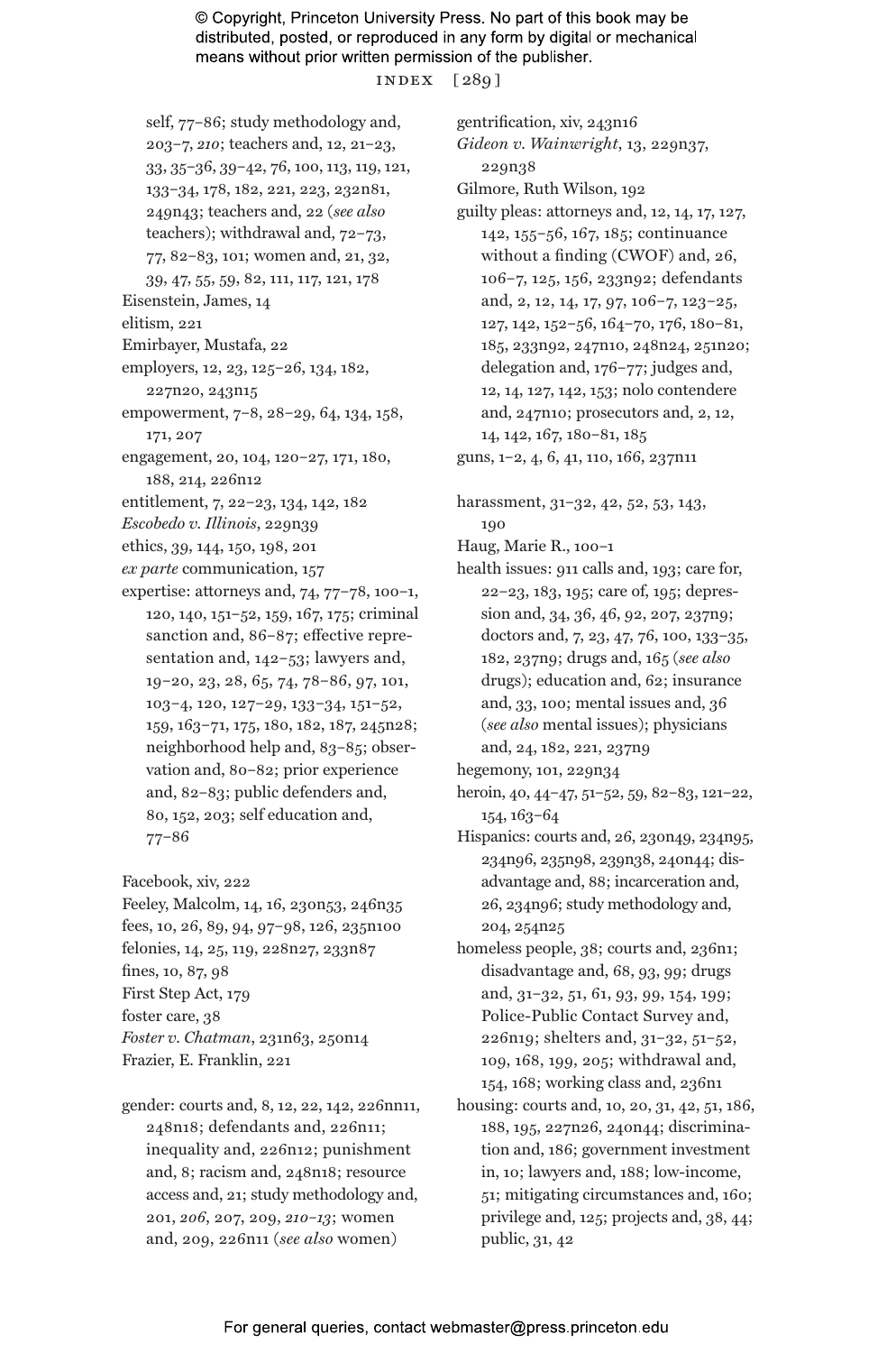self, 77–86; study methodology and, 203–7, *210*; teachers and, 12, 21–23, 33, 35–36, 39–42, 76, 100, 113, 119, 121, 133–34, 178, 182, 221, 223, 232n81, 249n43; teachers and, 22 (*see also* teachers); withdrawal and, 72–73, 77, 82–83, 101; women and, 21, 32, 39, 47, 55, 59, 82, 111, 117, 121, 178

Eisenstein, James, 14

elitism, 221

Emirbayer, Mustafa, 22

employers, 12, 23, 125–26, 134, 182, 227n20, 243n15

empowerment, 7–8, 28–29, 64, 134, 158, 171, 207

engagement, 20, 104, 120–27, 171, 180, 188, 214, 226n12

entitlement, 7, 22–23, 134, 142, 182

*Escobedo v. Illinois*, 229n39

ethics, 39, 144, 150, 198, 201

*ex parte* communication, 157

expertise: attorneys and, 74, 77–78, 100–1, 120, 140, 151–52, 159, 167, 175; criminal sanction and, 86–87; effective representation and, 142–53; lawyers and, 19–20, 23, 28, 65, 74, 78–86, 97, 101, 103–4, 120, 127–29, 133–34, 151–52, 159, 163–71, 175, 180, 182, 187, 245n28; neighborhood help and, 83–85; observation and, 80–82; prior experience and, 82–83; public defenders and, 80, 152, 203; self education and, 77–86

Facebook, xiv, 222

Feeley, Malcolm, 14, 16, 230n53, 246n35

fees, 10, 26, 89, 94, 97–98, 126, 235n100

felonies, 14, 25, 119, 228n27, 233n87

fines, 10, 87, 98

First Step Act, 179

foster care, 38

*Foster v. Chatman*, 231n63, 250n14

Frazier, E. Franklin, 221

gender: courts and, 8, 12, 22, 142, 226nn11, 248n18; defendants and, 226n11; inequality and, 226n12; punishment and, 8; racism and, 248n18; resource access and, 21; study methodology and, 201, *206*, 207, 209, *210–13*; women and, 209, 226n11 (*see also* women)

gentrification, xiv, 243n16

*Gideon v. Wainwright*, 13, 229n37, 229n38

Gilmore, Ruth Wilson, 192

guilty pleas: attorneys and, 12, 14, 17, 127, 142, 155–56, 167, 185; continuance without a finding (CWOF) and, 26, 106–7, 125, 156, 233n92; defendants and, 2, 12, 14, 17, 97, 106–7, 123–25, 127, 142, 152–56, 164–70, 176, 180–81, 185, 233n92, 247n10, 248n24, 251n20; delegation and, 176–77; judges and, 12, 14, 127, 142, 153; nolo contendere and, 247n10; prosecutors and, 2, 12, 14, 142, 167, 180–81, 185

guns, 1–2, 4, 6, 41, 110, 166, 237n11

harassment, 31–32, 42, 52, 53, 143, 190

Haug, Marie R., 100–1

health issues: 911 calls and, 193; care for, 22–23, 183, 195; care of, 195; depression and, 34, 36, 46, 92, 207, 237n9; doctors and, 7, 23, 47, 76, 100, 133–35, 182, 237n9; drugs and, 165 (*see also* drugs); education and, 62; insurance and, 33, 100; mental issues and, 36 (*see also* mental issues); physicians and, 24, 182, 221, 237n9

hegemony, 101, 229n34

heroin, 40, 44–47, 51–52, 59, 82–83, 121–22, 154, 163–64

Hispanics: courts and, 26, 230n49, 234n95, 234n96, 235n98, 239n38, 240n44; disadvantage and, 88; incarceration and, 26, 234n96; study methodology and, 204, 254n25

homeless people, 38; courts and, 236n1; disadvantage and, 68, 93, 99; drugs and, 31–32, 51, 61, 93, 99, 154, 199; Police-Public Contact Survey and, 226n19; shelters and, 31–32, 51–52, 109, 168, 199, 205; withdrawal and, 154, 168; working class and, 236n1

housing: courts and, 10, 20, 31, 42, 51, 186, 188, 195, 227n26, 240n44; discrimination and, 186; government investment in, 10; lawyers and, 188; low-income, 51; mitigating circumstances and, 160; privilege and, 125; projects and, 38, 44; public, 31, 42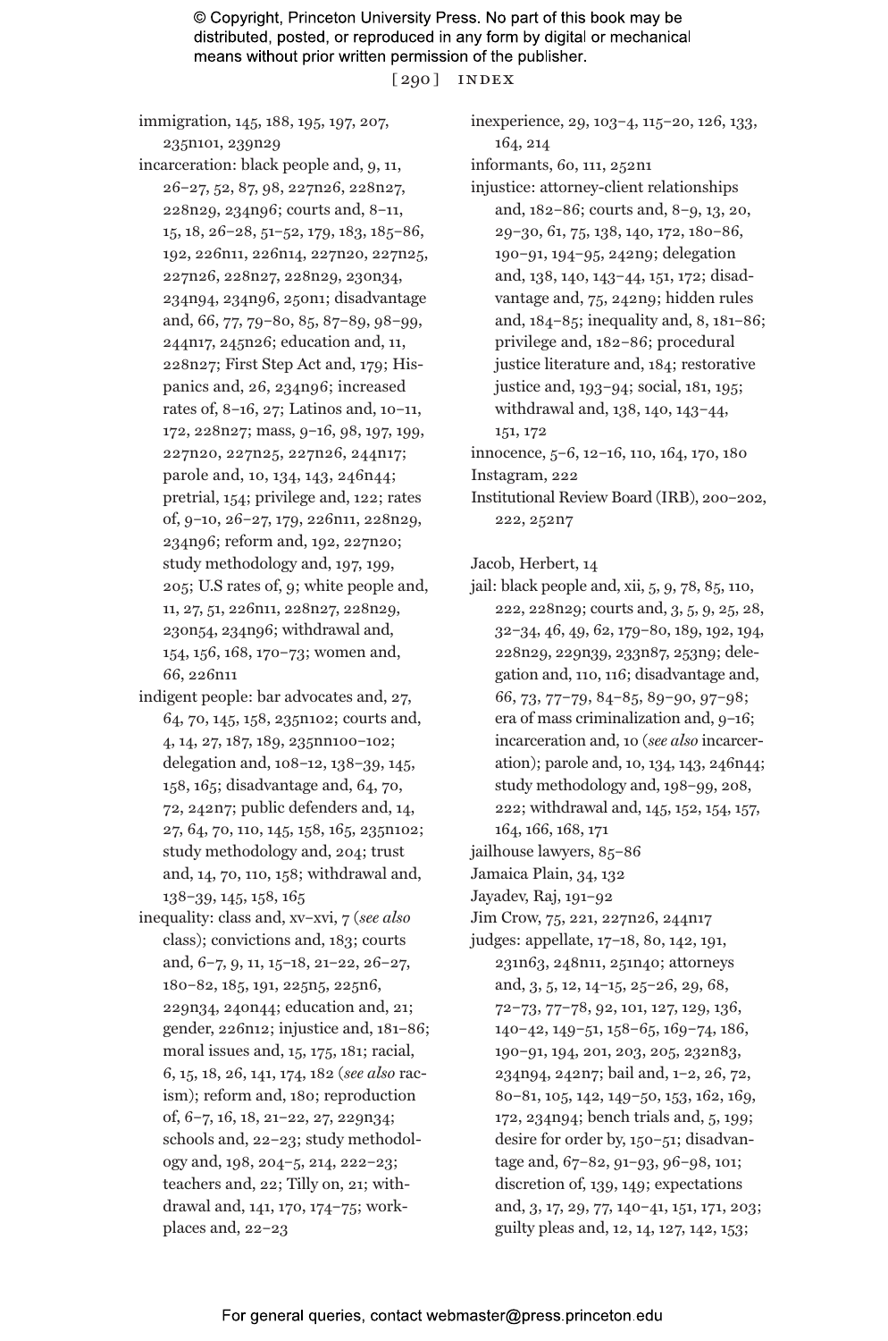immigration, 145, 188, 195, 197, 207, 235n101, 239n29

incarceration: black people and, 9, 11, 26–27, 52, 87, 98, 227n26, 228n27, 228n29, 234n96; courts and, 8–11, 15, 18, 26–28, 51–52, 179, 183, 185–86, 192, 226n11, 226n14, 227n20, 227n25, 227n26, 228n27, 228n29, 230n34, 234n94, 234n96, 250n1; disadvantage and, 66, 77, 79–80, 85, 87–89, 98–99, 244n17, 245n26; education and, 11, 228n27; First Step Act and, 179; Hispanics and, 26, 234n96; increased rates of, 8–16, 27; Latinos and, 10–11, 172, 228n27; mass, 9–16, 98, 197, 199, 227n20, 227n25, 227n26, 244n17; parole and, 10, 134, 143, 246n44; pretrial, 154; privilege and, 122; rates of, 9–10, 26–27, 179, 226n11, 228n29, 234n96; reform and, 192, 227n20; study methodology and, 197, 199, 205; U.S rates of, 9; white people and, 11, 27, 51, 226n11, 228n27, 228n29, 230n54, 234n96; withdrawal and, 154, 156, 168, 170–73; women and, 66, 226n11

indigent people: bar advocates and, 27, 64, 70, 145, 158, 235n102; courts and, 4, 14, 27, 187, 189, 235nn100–102; delegation and, 108–12, 138–39, 145, 158, 165; disadvantage and, 64, 70, 72, 242n7; public defenders and, 14, 27, 64, 70, 110, 145, 158, 165, 235n102; study methodology and, 204; trust and, 14, 70, 110, 158; withdrawal and, 138–39, 145, 158, 165

inequality: class and, xv–xvi, 7 (*see also* class); convictions and, 183; courts and, 6–7, 9, 11, 15–18, 21–22, 26–27, 180–82, 185, 191, 225n5, 225n6, 229n34, 240n44; education and, 21; gender, 226n12; injustice and, 181–86; moral issues and, 15, 175, 181; racial, 6, 15, 18, 26, 141, 174, 182 (*see also* racism); reform and, 180; reproduction of, 6–7, 16, 18, 21–22, 27, 229n34; schools and, 22–23; study methodology and, 198, 204–5, 214, 222–23; teachers and, 22; Tilly on, 21; withdrawal and, 141, 170, 174–75; workplaces and, 22–23

inexperience, 29, 103–4, 115–20, 126, 133, 164, 214

informants, 60, 111, 252n1

injustice: attorney-client relationships and, 182–86; courts and, 8–9, 13, 20, 29–30, 61, 75, 138, 140, 172, 180–86, 190–91, 194–95, 242n9; delegation and, 138, 140, 143–44, 151, 172; disadvantage and, 75, 242n9; hidden rules and, 184–85; inequality and, 8, 181–86; privilege and, 182–86; procedural justice literature and, 184; restorative justice and, 193–94; social, 181, 195; withdrawal and, 138, 140, 143–44, 151, 172

innocence, 5–6, 12–16, 110, 164, 170, 180

Instagram, 222

Institutional Review Board (IRB), 200–202, 222, 252n7

Jacob, Herbert, 14

jail: black people and, xii, 5, 9, 78, 85, 110, 222, 228n29; courts and, 3, 5, 9, 25, 28, 32–34, 46, 49, 62, 179–80, 189, 192, 194, 228n29, 229n39, 233n87, 253n9; delegation and, 110, 116; disadvantage and, 66, 73, 77–79, 84–85, 89–90, 97–98; era of mass criminalization and, 9–16; incarceration and, 10 (*see also* incarceration); parole and, 10, 134, 143, 246n44; study methodology and, 198–99, 208, 222; withdrawal and, 145, 152, 154, 157, 164, 166, 168, 171

jailhouse lawyers, 85–86

Jamaica Plain, 34, 132

Jayadev, Raj, 191–92

Jim Crow, 75, 221, 227n26, 244n17

judges: appellate, 17–18, 80, 142, 191, 231n63, 248n11, 251n40; attorneys and, 3, 5, 12, 14–15, 25–26, 29, 68, 72–73, 77–78, 92, 101, 127, 129, 136, 140–42, 149–51, 158–65, 169–74, 186, 190–91, 194, 201, 203, 205, 232n83, 234n94, 242n7; bail and, 1–2, 26, 72, 80–81, 105, 142, 149–50, 153, 162, 169, 172, 234n94; bench trials and, 5, 199; desire for order by, 150–51; disadvantage and, 67–82, 91–93, 96–98, 101; discretion of, 139, 149; expectations and, 3, 17, 29, 77, 140–41, 151, 171, 203; guilty pleas and, 12, 14, 127, 142, 153;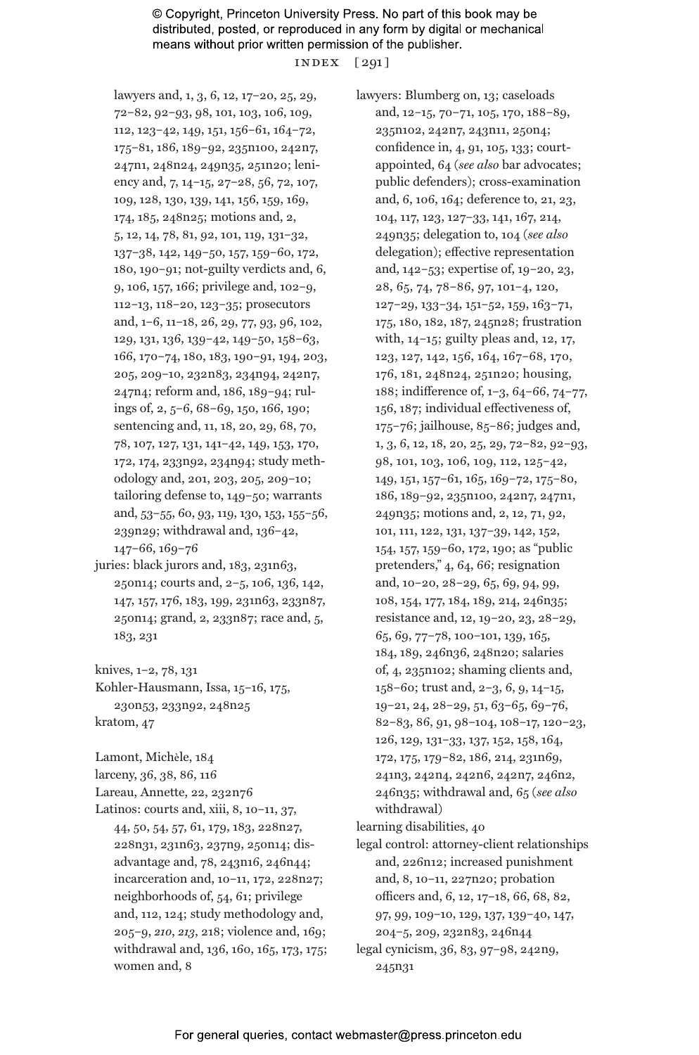lawyers and, 1, 3, 6, 12, 17–20, 25, 29, 72–82, 92–93, 98, 101, 103, 106, 109, 112, 123–42, 149, 151, 156–61, 164–72, 175–81, 186, 189–92, 235n100, 242n7, 247n1, 248n24, 249n35, 251n20; leniency and, 7, 14–15, 27–28, 56, 72, 107, 109, 128, 130, 139, 141, 156, 159, 169, 174, 185, 248n25; motions and, 2, 5, 12, 14, 78, 81, 92, 101, 119, 131–32, 137–38, 142, 149–50, 157, 159–60, 172, 180, 190–91; not-guilty verdicts and, 6, 9, 106, 157, 166; privilege and, 102–9, 112–13, 118–20, 123–35; prosecutors and, 1–6, 11–18, 26, 29, 77, 93, 96, 102, 129, 131, 136, 139–42, 149–50, 158–63, 166, 170–74, 180, 183, 190–91, 194, 203, 205, 209–10, 232n83, 234n94, 242n7, 247n4; reform and, 186, 189–94; rulings of, 2, 5–6, 68–69, 150, 166, 190; sentencing and, 11, 18, 20, 29, 68, 70, 78, 107, 127, 131, 141–42, 149, 153, 170, 172, 174, 233n92, 234n94; study methodology and, 201, 203, 205, 209–10; tailoring defense to, 149–50; warrants and, 53–55, 60, 93, 119, 130, 153, 155–56, 239n29; withdrawal and, 136–42, 147–66, 169–76

juries: black jurors and, 183, 231n63, 250n14; courts and, 2–5, 106, 136, 142, 147, 157, 176, 183, 199, 231n63, 233n87, 250n14; grand, 2, 233n87; race and, 5, 183, 231

knives, 1–2, 78, 131

Kohler-Hausmann, Issa, 15–16, 175, 230n53, 233n92, 248n25

kratom, 47

Lamont, Michèle, 184

larceny, 36, 38, 86, 116

Lareau, Annette, 22, 232n76

Latinos: courts and, xiii, 8, 10–11, 37, 44, 50, 54, 57, 61, 179, 183, 228n27, 228n31, 231n63, 237n9, 250n14; disadvantage and, 78, 243n16, 246n44; incarceration and, 10–11, 172, 228n27; neighborhoods of, 54, 61; privilege and, 112, 124; study methodology and, 205–9, *210*, *213*, 218; violence and, 169; withdrawal and, 136, 160, 165, 173, 175; women and, 8

lawyers: Blumberg on, 13; caseloads and, 12–15, 70–71, 105, 170, 188–89, 235n102, 242n7, 243n11, 250n4; confidence in, 4, 91, 105, 133; court-appointed, 64 (*see also* bar advocates; public defenders); cross-examination and, 6, 106, 164; deference to, 21, 23, 104, 117, 123, 127–33, 141, 167, 214, 249n35; delegation to, 104 (*see also* delegation); effective representation and, 142–53; expertise of, 19–20, 23, 28, 65, 74, 78–86, 97, 101–4, 120, 127–29, 133–34, 151–52, 159, 163–71, 175, 180, 182, 187, 245n28; frustration with, 14–15; guilty pleas and, 12, 17, 123, 127, 142, 156, 164, 167–68, 170, 176, 181, 248n24, 251n20; housing, 188; indifference of, 1–3, 64–66, 74–77, 156, 187; individual effectiveness of, 175–76; jailhouse, 85–86; judges and, 1, 3, 6, 12, 18, 20, 25, 29, 72–82, 92–93, 98, 101, 103, 106, 109, 112, 125–42, 149, 151, 157–61, 165, 169–72, 175–80, 186, 189–92, 235n100, 242n7, 247n1, 249n35; motions and, 2, 12, 71, 92, 101, 111, 122, 131, 137–39, 142, 152, 154, 157, 159–60, 172, 190; as "public pretenders," 4, 64, 66; resignation and, 10–20, 28–29, 65, 69, 94, 99, 108, 154, 177, 184, 189, 214, 246n35; resistance and, 12, 19–20, 23, 28–29, 65, 69, 77–78, 100–101, 139, 165, 184, 189, 246n36, 248n20; salaries of, 4, 235n102; shaming clients and, 158–60; trust and, 2–3, 6, 9, 14–15, 19–21, 24, 28–29, 51, 63–65, 69–76, 82–83, 86, 91, 98–104, 108–17, 120–23, 126, 129, 131–33, 137, 152, 158, 164, 172, 175, 179–82, 186, 214, 231n69, 241n3, 242n4, 242n6, 242n7, 246n2, 246n35; withdrawal and, 65 (*see also* withdrawal)

learning disabilities, 40

legal control: attorney-client relationships and, 226n12; increased punishment and, 8, 10–11, 227n20; probation officers and, 6, 12, 17–18, 66, 68, 82, 97, 99, 109–10, 129, 137, 139–40, 147, 204–5, 209, 232n83, 246n44

legal cynicism, 36, 83, 97–98, 242n9, 245n31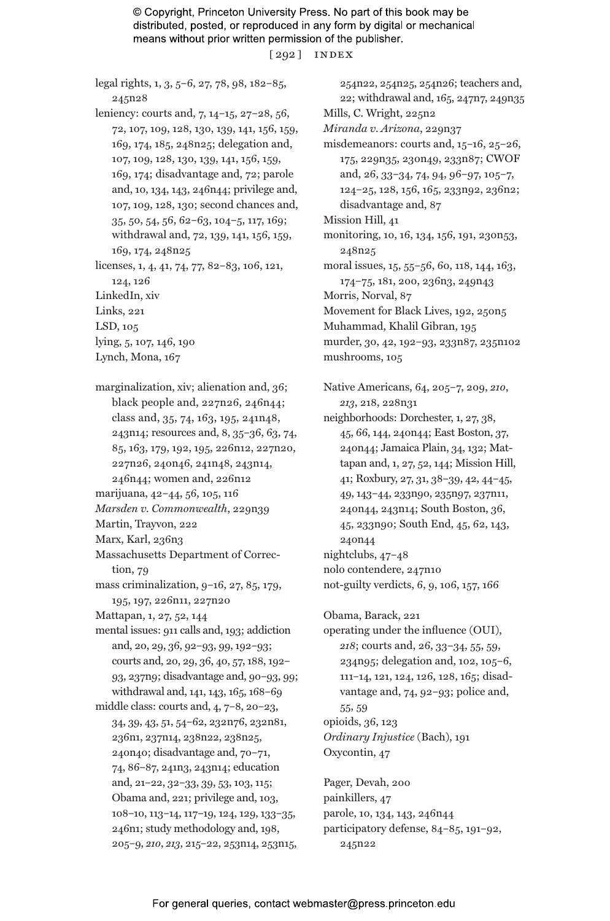legal rights, 1, 3, 5–6, 27, 78, 98, 182–85, 245n28

leniency: courts and, 7, 14–15, 27–28, 56, 72, 107, 109, 128, 130, 139, 141, 156, 159, 169, 174, 185, 248n25; delegation and, 107, 109, 128, 130, 139, 141, 156, 159, 169, 174; disadvantage and, 72; parole and, 10, 134, 143, 246n44; privilege and, 107, 109, 128, 130; second chances and, 35, 50, 54, 56, 62–63, 104–5, 117, 169; withdrawal and, 72, 139, 141, 156, 159, 169, 174, 248n25

licenses, 1, 4, 41, 74, 77, 82–83, 106, 121, 124, 126

LinkedIn, xiv

Links, 221

LSD, 105

lying, 5, 107, 146, 190

Lynch, Mona, 167

marginalization, xiv; alienation and, 36; black people and, 227n26, 246n44; class and, 35, 74, 163, 195, 241n48, 243n14; resources and, 8, 35–36, 63, 74, 85, 163, 179, 192, 195, 226n12, 227n20, 227n26, 240n46, 241n48, 243n14, 246n44; women and, 226n12

marijuana, 42–44, 56, 105, 116

*Marsden v. Commonwealth*, 229n39

Martin, Trayvon, 222

Marx, Karl, 236n3

Massachusetts Department of Correction, 79

mass criminalization, 9–16, 27, 85, 179, 195, 197, 226n11, 227n20

Mattapan, 1, 27, 52, 144

mental issues: 911 calls and, 193; addiction and, 20, 29, 36, 92–93, 99, 192–93; courts and, 20, 29, 36, 40, 57, 188, 192–93, 237n9; disadvantage and, 90–93, 99; withdrawal and, 141, 143, 165, 168–69

middle class: courts and, 4, 7–8, 20–23, 34, 39, 43, 51, 54–62, 232n76, 232n81, 236n1, 237n14, 238n22, 238n25, 240n40; disadvantage and, 70–71, 74, 86–87, 241n3, 243n14; education and, 21–22, 32–33, 39, 53, 103, 115; Obama and, 221; privilege and, 103, 108–10, 113–14, 117–19, 124, 129, 133–35, 246n1; study methodology and, 198, 205–9, *210*, *213*, 215–22, 253n14, 253n15, 254n22, 254n25, 254n26; teachers and, 22; withdrawal and, 165, 247n7, 249n35

Mills, C. Wright, 225n2

*Miranda v. Arizona*, 229n37

misdemeanors: courts and, 15–16, 25–26, 175, 229n35, 230n49, 233n87; CWOF and, 26, 33–34, 74, 94, 96–97, 105–7, 124–25, 128, 156, 165, 233n92, 236n2; disadvantage and, 87

Mission Hill, 41

monitoring, 10, 16, 134, 156, 191, 230n53, 248n25

moral issues, 15, 55–56, 60, 118, 144, 163, 174–75, 181, 200, 236n3, 249n43

Morris, Norval, 87

Movement for Black Lives, 192, 250n5

Muhammad, Khalil Gibran, 195

murder, 30, 42, 192–93, 233n87, 235n102

mushrooms, 105

Native Americans, 64, 205–7, 209, *210*, *213*, 218, 228n31

neighborhoods: Dorchester, 1, 27, 38, 45, 66, 144, 240n44; East Boston, 37, 240n44; Jamaica Plain, 34, 132; Mattapan and, 1, 27, 52, 144; Mission Hill, 41; Roxbury, 27, 31, 38–39, 42, 44–45, 49, 143–44, 233n90, 235n97, 237n11, 240n44, 243n14; South Boston, 36, 45, 233n90; South End, 45, 62, 143, 240n44

nightclubs, 47–48

nolo contendere, 247n10

not-guilty verdicts, 6, 9, 106, 157, 166

Obama, Barack, 221

operating under the influence (OUI), *218*; courts and, 26, 33–34, 55, 59, 234n95; delegation and, 102, 105–6, 111–14, 121, 124, 126, 128, 165; disadvantage and, 74, 92–93; police and, 55, 59

opioids, 36, 123

*Ordinary Injustice* (Bach), 191

Oxycontin, 47

Pager, Devah, 200

painkillers, 47

parole, 10, 134, 143, 246n44

participatory defense, 84–85, 191–92, 245n22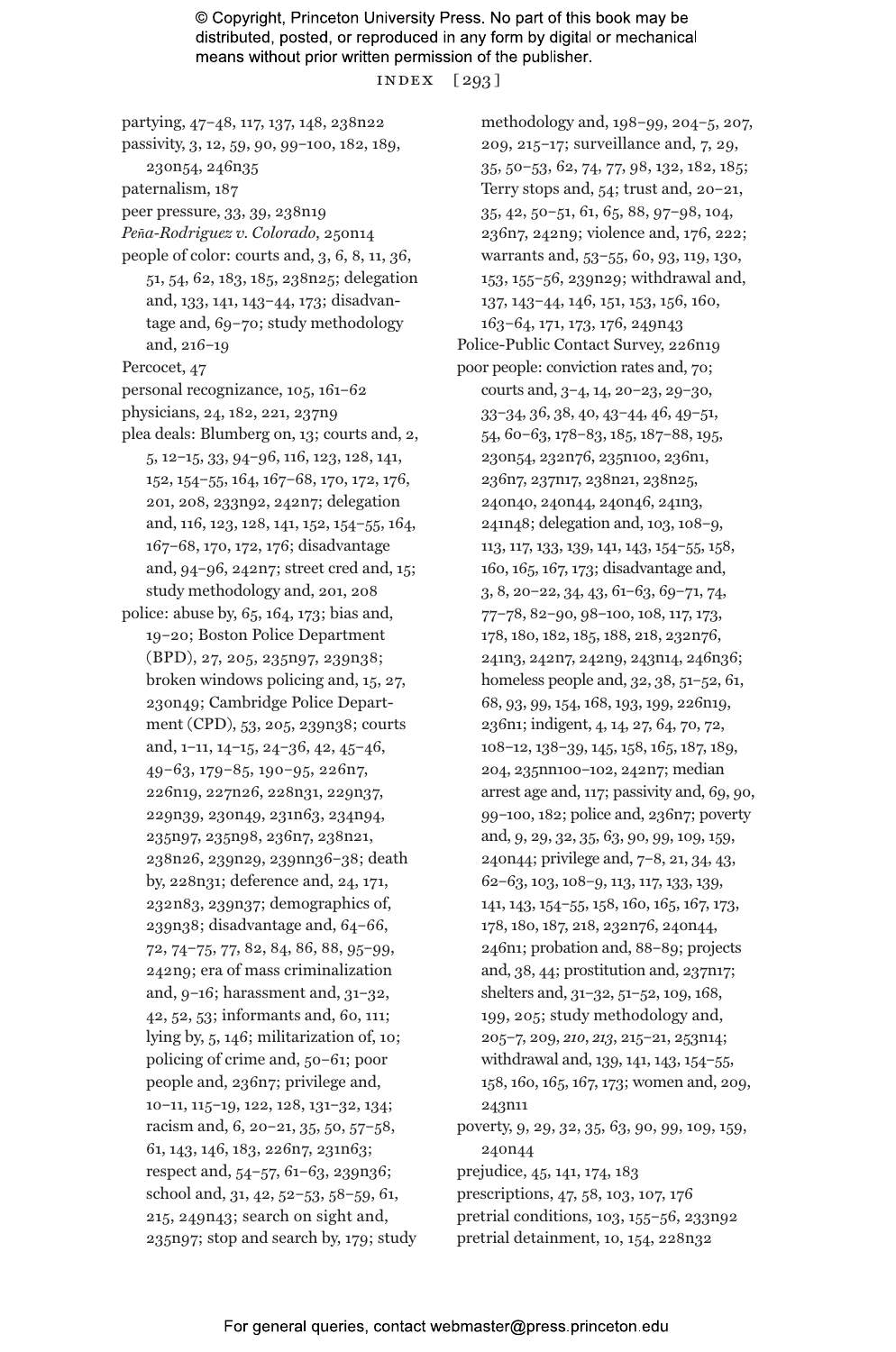partying, 47–48, 117, 137, 148, 238n22

passivity, 3, 12, 59, 90, 99–100, 182, 189, 230n54, 246n35

paternalism, 187

peer pressure, 33, 39, 238n19

*Peña-Rodriguez v. Colorado*, 250n14

people of color: courts and, 3, 6, 8, 11, 36, 51, 54, 62, 183, 185, 238n25; delegation and, 133, 141, 143–44, 173; disadvantage and, 69–70; study methodology and, 216–19

Percocet, 47

personal recognizance, 105, 161–62

physicians, 24, 182, 221, 237n9

plea deals: Blumberg on, 13; courts and, 2, 5, 12–15, 33, 94–96, 116, 123, 128, 141, 152, 154–55, 164, 167–68, 170, 172, 176, 201, 208, 233n92, 242n7; delegation and, 116, 123, 128, 141, 152, 154–55, 164, 167–68, 170, 172, 176; disadvantage and, 94–96, 242n7; street cred and, 15; study methodology and, 201, 208

police: abuse by, 65, 164, 173; bias and, 19–20; Boston Police Department (BPD), 27, 205, 235n97, 239n38; broken windows policing and, 15, 27, 230n49; Cambridge Police Department (CPD), 53, 205, 239n38; courts and, 1–11, 14–15, 24–36, 42, 45–46, 49–63, 179–85, 190–95, 226n7, 226n19, 227n26, 228n31, 229n37, 229n39, 230n49, 231n63, 234n94, 235n97, 235n98, 236n7, 238n21, 238n26, 239n29, 239nn36–38; death by, 228n31; deference and, 24, 171, 232n83, 239n37; demographics of, 239n38; disadvantage and, 64–66, 72, 74–75, 77, 82, 84, 86, 88, 95–99, 242n9; era of mass criminalization and, 9–16; harassment and, 31–32, 42, 52, 53; informants and, 60, 111; lying by, 5, 146; militarization of, 10; policing of crime and, 50–61; poor people and, 236n7; privilege and, 10–11, 115–19, 122, 128, 131–32, 134; racism and, 6, 20–21, 35, 50, 57–58, 61, 143, 146, 183, 226n7, 231n63; respect and, 54–57, 61–63, 239n36; school and, 31, 42, 52–53, 58–59, 61, 215, 249n43; search on sight and, 235n97; stop and search by, 179; study methodology and, 198–99, 204–5, 207, 209, 215–17; surveillance and, 7, 29, 35, 50–53, 62, 74, 77, 98, 132, 182, 185; Terry stops and, 54; trust and, 20–21, 35, 42, 50–51, 61, 65, 88, 97–98, 104, 236n7, 242n9; violence and, 176, 222; warrants and, 53–55, 60, 93, 119, 130, 153, 155–56, 239n29; withdrawal and, 137, 143–44, 146, 151, 153, 156, 160, 163–64, 171, 173, 176, 249n43

Police-Public Contact Survey, 226n19

poor people: conviction rates and, 70; courts and, 3–4, 14, 20–23, 29–30, 33–34, 36, 38, 40, 43–44, 46, 49–51, 54, 60–63, 178–83, 185, 187–88, 195, 230n54, 232n76, 235n100, 236n1, 236n7, 237n17, 238n21, 238n25, 240n40, 240n44, 240n46, 241n3, 241n48; delegation and, 103, 108–9, 113, 117, 133, 139, 141, 143, 154–55, 158, 160, 165, 167, 173; disadvantage and, 3, 8, 20–22, 34, 43, 61–63, 69–71, 74, 77–78, 82–90, 98–100, 108, 117, 173, 178, 180, 182, 185, 188, 218, 232n76, 241n3, 242n7, 242n9, 243n14, 246n36; homeless people and, 32, 38, 51–52, 61, 68, 93, 99, 154, 168, 193, 199, 226n19, 236n1; indigent, 4, 14, 27, 64, 70, 72, 108–12, 138–39, 145, 158, 165, 187, 189, 204, 235nn100–102, 242n7; median arrest age and, 117; passivity and, 69, 90, 99–100, 182; police and, 236n7; poverty and, 9, 29, 32, 35, 63, 90, 99, 109, 159, 240n44; privilege and, 7–8, 21, 34, 43, 62–63, 103, 108–9, 113, 117, 133, 139, 141, 143, 154–55, 158, 160, 165, 167, 173, 178, 180, 187, 218, 232n76, 240n44, 246n1; probation and, 88–89; projects and, 38, 44; prostitution and, 237n17; shelters and, 31–32, 51–52, 109, 168, 199, 205; study methodology and, 205–7, 209, *210*, *213*, 215–21, 253n14; withdrawal and, 139, 141, 143, 154–55, 158, 160, 165, 167, 173; women and, 209, 243n11

poverty, 9, 29, 32, 35, 63, 90, 99, 109, 159, 240n44

prejudice, 45, 141, 174, 183

prescriptions, 47, 58, 103, 107, 176

pretrial conditions, 103, 155–56, 233n92

pretrial detainment, 10, 154, 228n32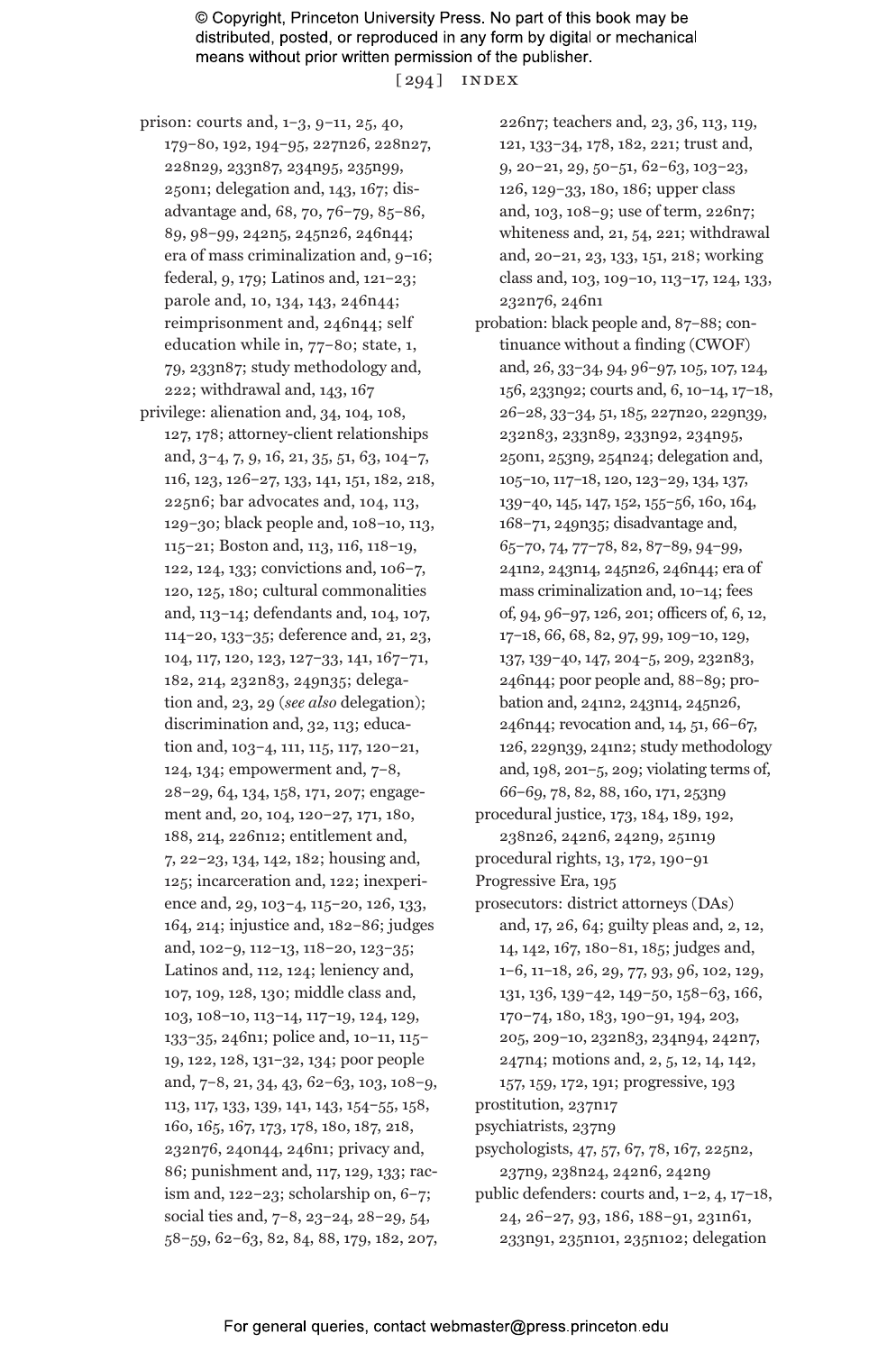prison: courts and, 1–3, 9–11, 25, 40, 179–80, 192, 194–95, 227n26, 228n27, 228n29, 233n87, 234n95, 235n99, 250n1; delegation and, 143, 167; disadvantage and, 68, 70, 76–79, 85–86, 89, 98–99, 242n5, 245n26, 246n44; era of mass criminalization and, 9–16; federal, 9, 179; Latinos and, 121–23; parole and, 10, 134, 143, 246n44; reimprisonment and, 246n44; self education while in, 77–80; state, 1, 79, 233n87; study methodology and, 222; withdrawal and, 143, 167

privilege: alienation and, 34, 104, 108, 127, 178; attorney-client relationships and, 3–4, 7, 9, 16, 21, 35, 51, 63, 104–7, 116, 123, 126–27, 133, 141, 151, 182, 218, 225n6; bar advocates and, 104, 113, 129–30; black people and, 108–10, 113, 115–21; Boston and, 113, 116, 118–19, 122, 124, 133; convictions and, 106–7, 120, 125, 180; cultural commonalities and, 113–14; defendants and, 104, 107, 114–20, 133–35; deference and, 21, 23, 104, 117, 120, 123, 127–33, 141, 167–71, 182, 214, 232n83, 249n35; delegation and, 23, 29 (*see also* delegation); discrimination and, 32, 113; education and, 103–4, 111, 115, 117, 120–21, 124, 134; empowerment and, 7–8, 28–29, 64, 134, 158, 171, 207; engagement and, 20, 104, 120–27, 171, 180, 188, 214, 226n12; entitlement and, 7, 22–23, 134, 142, 182; housing and, 125; incarceration and, 122; inexperience and, 29, 103–4, 115–20, 126, 133, 164, 214; injustice and, 182–86; judges and, 102–9, 112–13, 118–20, 123–35; Latinos and, 112, 124; leniency and, 107, 109, 128, 130; middle class and, 103, 108–10, 113–14, 117–19, 124, 129, 133–35, 246n1; police and, 10–11, 115–19, 122, 128, 131–32, 134; poor people and, 7–8, 21, 34, 43, 62–63, 103, 108–9, 113, 117, 133, 139, 141, 143, 154–55, 158, 160, 165, 167, 173, 178, 180, 187, 218, 232n76, 240n44, 246n1; privacy and, 86; punishment and, 117, 129, 133; racism and, 122–23; scholarship on, 6–7; social ties and, 7–8, 23–24, 28–29, 54, 58–59, 62–63, 82, 84, 88, 179, 182, 207, 226n7; teachers and, 23, 36, 113, 119, 121, 133–34, 178, 182, 221; trust and, 9, 20–21, 29, 50–51, 62–63, 103–23, 126, 129–33, 180, 186; upper class and, 103, 108–9; use of term, 226n7; whiteness and, 21, 54, 221; withdrawal and, 20–21, 23, 133, 151, 218; working class and, 103, 109–10, 113–17, 124, 133, 232n76, 246n1

probation: black people and, 87–88; continuance without a finding (CWOF) and, 26, 33–34, 94, 96–97, 105, 107, 124, 156, 233n92; courts and, 6, 10–14, 17–18, 26–28, 33–34, 51, 185, 227n20, 229n39, 232n83, 233n89, 233n92, 234n95, 250n1, 253n9, 254n24; delegation and, 105–10, 117–18, 120, 123–29, 134, 137, 139–40, 145, 147, 152, 155–56, 160, 164, 168–71, 249n35; disadvantage and, 65–70, 74, 77–78, 82, 87–89, 94–99, 241n2, 243n14, 245n26, 246n44; era of mass criminalization and, 10–14; fees of, 94, 96–97, 126, 201; officers of, 6, 12, 17–18, 66, 68, 82, 97, 99, 109–10, 129, 137, 139–40, 147, 204–5, 209, 232n83, 246n44; poor people and, 88–89; probation and, 241n2, 243n14, 245n26, 246n44; revocation and, 14, 51, 66–67, 126, 229n39, 241n2; study methodology and, 198, 201–5, 209; violating terms of, 66–69, 78, 82, 88, 160, 171, 253n9

procedural justice, 173, 184, 189, 192, 238n26, 242n6, 242n9, 251n19

procedural rights, 13, 172, 190–91

Progressive Era, 195

prosecutors: district attorneys (DAs) and, 17, 26, 64; guilty pleas and, 2, 12, 14, 142, 167, 180–81, 185; judges and, 1–6, 11–18, 26, 29, 77, 93, 96, 102, 129, 131, 136, 139–42, 149–50, 158–63, 166, 170–74, 180, 183, 190–91, 194, 203, 205, 209–10, 232n83, 234n94, 242n7, 247n4; motions and, 2, 5, 12, 14, 142, 157, 159, 172, 191; progressive, 193

prostitution, 237n17

psychiatrists, 237n9

psychologists, 47, 57, 67, 78, 167, 225n2, 237n9, 238n24, 242n6, 242n9

public defenders: courts and, 1–2, 4, 17–18, 24, 26–27, 93, 186, 188–91, 231n61, 233n91, 235n101, 235n102; delegation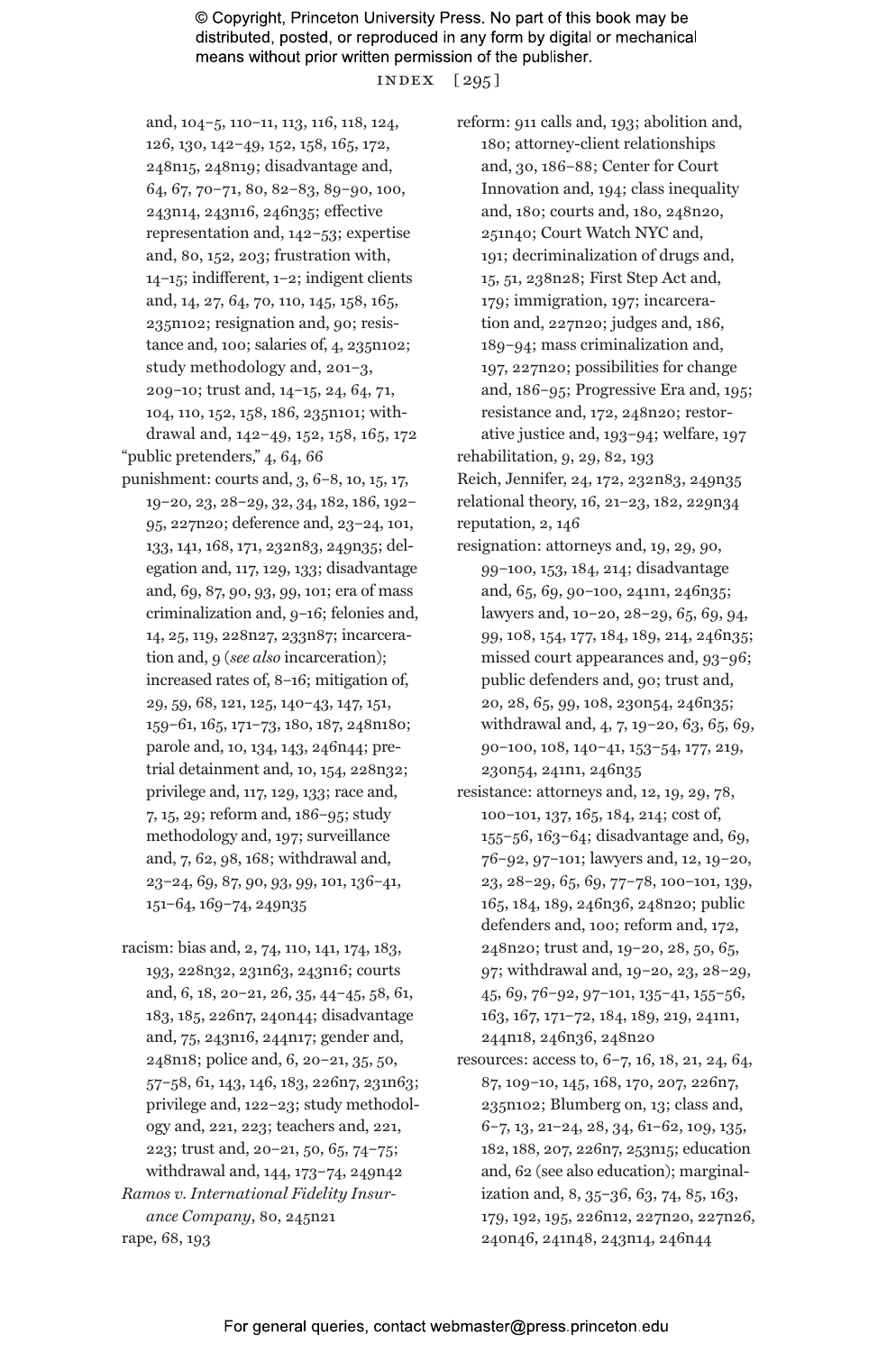and, 104–5, 110–11, 113, 116, 118, 124, 126, 130, 142–49, 152, 158, 165, 172, 248n15, 248n19; disadvantage and, 64, 67, 70–71, 80, 82–83, 89–90, 100, 243n14, 243n16, 246n35; effective representation and, 142–53; expertise and, 80, 152, 203; frustration with, 14–15; indifferent, 1–2; indigent clients and, 14, 27, 64, 70, 110, 145, 158, 165, 235n102; resignation and, 90; resistance and, 100; salaries of, 4, 235n102; study methodology and, 201–3, 209–10; trust and, 14–15, 24, 64, 71, 104, 110, 152, 158, 186, 235n101; withdrawal and, 142–49, 152, 158, 165, 172

"public pretenders," 4, 64, 66

punishment: courts and, 3, 6–8, 10, 15, 17, 19–20, 23, 28–29, 32, 34, 182, 186, 192–95, 227n20; deference and, 23–24, 101, 133, 141, 168, 171, 232n83, 249n35; delegation and, 117, 129, 133; disadvantage and, 69, 87, 90, 93, 99, 101; era of mass criminalization and, 9–16; felonies and, 14, 25, 119, 228n27, 233n87; incarceration and, 9 (*see also* incarceration); increased rates of, 8–16; mitigation of, 29, 59, 68, 121, 125, 140–43, 147, 151, 159–61, 165, 171–73, 180, 187, 248n180; parole and, 10, 134, 143, 246n44; pretrial detainment and, 10, 154, 228n32; privilege and, 117, 129, 133; race and, 7, 15, 29; reform and, 186–95; study methodology and, 197; surveillance and, 7, 62, 98, 168; withdrawal and, 23–24, 69, 87, 90, 93, 99, 101, 136–41, 151–64, 169–74, 249n35

racism: bias and, 2, 74, 110, 141, 174, 183, 193, 228n32, 231n63, 243n16; courts and, 6, 18, 20–21, 26, 35, 44–45, 58, 61, 183, 185, 226n7, 240n44; disadvantage and, 75, 243n16, 244n17; gender and, 248n18; police and, 6, 20–21, 35, 50, 57–58, 61, 143, 146, 183, 226n7, 231n63; privilege and, 122–23; study methodology and, 221, 223; teachers and, 221, 223; trust and, 20–21, 50, 65, 74–75; withdrawal and, 144, 173–74, 249n42

*Ramos v. International Fidelity Insurance Company*, 80, 245n21

rape, 68, 193

reform: 911 calls and, 193; abolition and, 180; attorney-client relationships and, 30, 186–88; Center for Court Innovation and, 194; class inequality and, 180; courts and, 180, 248n20, 251n40; Court Watch NYC and, 191; decriminalization of drugs and, 15, 51, 238n28; First Step Act and, 179; immigration, 197; incarceration and, 227n20; judges and, 186, 189–94; mass criminalization and, 197, 227n20; possibilities for change and, 186–95; Progressive Era and, 195; resistance and, 172, 248n20; restorative justice and, 193–94; welfare, 197

rehabilitation, 9, 29, 82, 193

Reich, Jennifer, 24, 172, 232n83, 249n35

relational theory, 16, 21–23, 182, 229n34

reputation, 2, 146

resignation: attorneys and, 19, 29, 90, 99–100, 153, 184, 214; disadvantage and, 65, 69, 90–100, 241n1, 246n35; lawyers and, 10–20, 28–29, 65, 69, 94, 99, 108, 154, 177, 184, 189, 214, 246n35; missed court appearances and, 93–96; public defenders and, 90; trust and, 20, 28, 65, 99, 108, 230n54, 246n35; withdrawal and, 4, 7, 19–20, 63, 65, 69, 90–100, 108, 140–41, 153–54, 177, 219, 230n54, 241n1, 246n35

resistance: attorneys and, 12, 19, 29, 78, 100–101, 137, 165, 184, 214; cost of, 155–56, 163–64; disadvantage and, 69, 76–92, 97–101; lawyers and, 12, 19–20, 23, 28–29, 65, 69, 77–78, 100–101, 139, 165, 184, 189, 246n36, 248n20; public defenders and, 100; reform and, 172, 248n20; trust and, 19–20, 28, 50, 65, 97; withdrawal and, 19–20, 23, 28–29, 45, 69, 76–92, 97–101, 135–41, 155–56, 163, 167, 171–72, 184, 189, 219, 241n1, 244n18, 246n36, 248n20

resources: access to, 6–7, 16, 18, 21, 24, 64, 87, 109–10, 145, 168, 170, 207, 226n7, 235n102; Blumberg on, 13; class and, 6–7, 13, 21–24, 28, 34, 61–62, 109, 135, 182, 188, 207, 226n7, 253n15; education and, 62 (see also education); marginalization and, 8, 35–36, 63, 74, 85, 163, 179, 192, 195, 226n12, 227n20, 227n26, 240n46, 241n48, 243n14, 246n44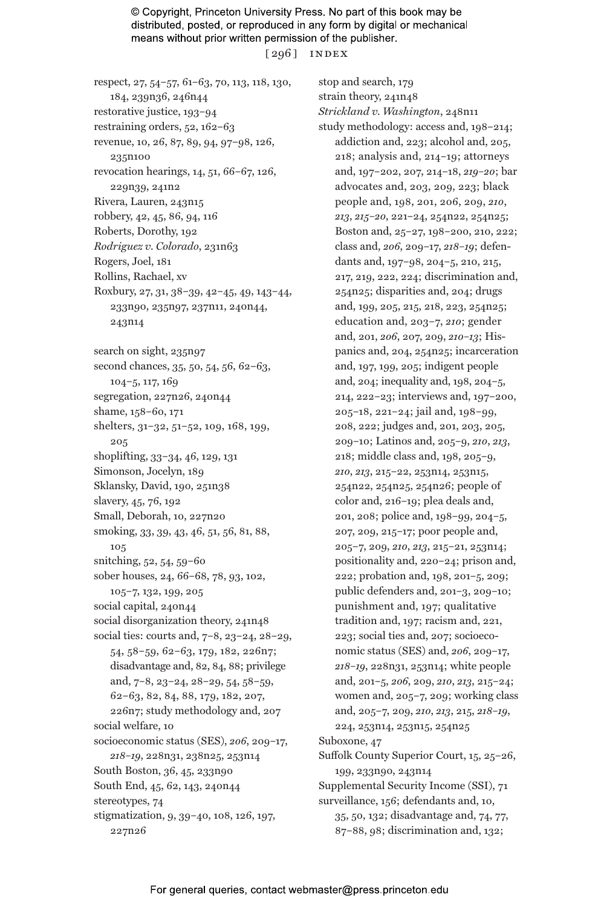respect, 27, 54–57, 61–63, 70, 113, 118, 130, 184, 239n36, 246n44
restorative justice, 193–94
restraining orders, 52, 162–63
revenue, 10, 26, 87, 89, 94, 97–98, 126, 235n100
revocation hearings, 14, 51, 66–67, 126, 229n39, 241n2
Rivera, Lauren, 243n15
robbery, 42, 45, 86, 94, 116
Roberts, Dorothy, 192
*Rodriguez v. Colorado*, 231n63
Rogers, Joel, 181
Rollins, Rachael, xv
Roxbury, 27, 31, 38–39, 42–45, 49, 143–44, 233n90, 235n97, 237n11, 240n44, 243n14

search on sight, 235n97
second chances, 35, 50, 54, 56, 62–63, 104–5, 117, 169
segregation, 227n26, 240n44
shame, 158–60, 171
shelters, 31–32, 51–52, 109, 168, 199, 205
shoplifting, 33–34, 46, 129, 131
Simonson, Jocelyn, 189
Sklansky, David, 190, 251n38
slavery, 45, 76, 192
Small, Deborah, 10, 227n20
smoking, 33, 39, 43, 46, 51, 56, 81, 88, 105
snitching, 52, 54, 59–60
sober houses, 24, 66–68, 78, 93, 102, 105–7, 132, 199, 205
social capital, 240n44
social disorganization theory, 241n48
social ties: courts and, 7–8, 23–24, 28–29, 54, 58–59, 62–63, 179, 182, 226n7; disadvantage and, 82, 84, 88; privilege and, 7–8, 23–24, 28–29, 54, 58–59, 62–63, 82, 84, 88, 179, 182, 207, 226n7; study methodology and, 207
social welfare, 10
socioeconomic status (SES), *206*, 209–17, *218–19*, 228n31, 238n25, 253n14
South Boston, 36, 45, 233n90
South End, 45, 62, 143, 240n44
stereotypes, 74
stigmatization, 9, 39–40, 108, 126, 197, 227n26
stop and search, 179
strain theory, 241n48
*Strickland v. Washington*, 248n11
study methodology: access and, 198–214; addiction and, 223; alcohol and, 205, 218; analysis and, 214–19; attorneys and, 197–202, 207, 214–18, *219–20*; bar advocates and, 203, 209, 223; black people and, 198, 201, 206, 209, *210*, *213*, *215–20*, 221–24, 254n22, 254n25; Boston and, 25–27, 198–200, 210, 222; class and, *206*, 209–17, *218–19*; defendants and, 197–98, 204–5, 210, 215, 217, 219, 222, 224; discrimination and, 254n25; disparities and, 204; drugs and, 199, 205, 215, 218, 223, 254n25; education and, 203–7, *210*; gender and, 201, *206*, 207, 209, *210–13*; Hispanics and, 204, 254n25; incarceration and, 197, 199, 205; indigent people and, 204; inequality and, 198, 204–5, 214, 222–23; interviews and, 197–200, 205–18, 221–24; jail and, 198–99, 208, 222; judges and, 201, 203, 205, 209–10; Latinos and, 205–9, *210*, *213*, 218; middle class and, 198, 205–9, *210*, *213*, 215–22, 253n14, 253n15, 254n22, 254n25, 254n26; people of color and, 216–19; plea deals and, 201, 208; police and, 198–99, 204–5, 207, 209, 215–17; poor people and, 205–7, 209, *210*, *213*, 215–21, 253n14; positionality and, 220–24; prison and, 222; probation and, 198, 201–5, 209; public defenders and, 201–3, 209–10; punishment and, 197; qualitative tradition and, 197; racism and, 221, 223; social ties and, 207; socioeconomic status (SES) and, *206*, 209–17, *218–19*, 228n31, 253n14; white people and, 201–5, *206*, 209, *210*, *213*, 215–24; women and, 205–7, 209; working class and, 205–7, 209, *210*, *213*, 215, *218–19*, 224, 253n14, 253n15, 254n25
Suboxone, 47
Suffolk County Superior Court, 15, 25–26, 199, 233n90, 243n14
Supplemental Security Income (SSI), 71
surveillance, 156; defendants and, 10, 35, 50, 132; disadvantage and, 74, 77, 87–88, 98; discrimination and, 132;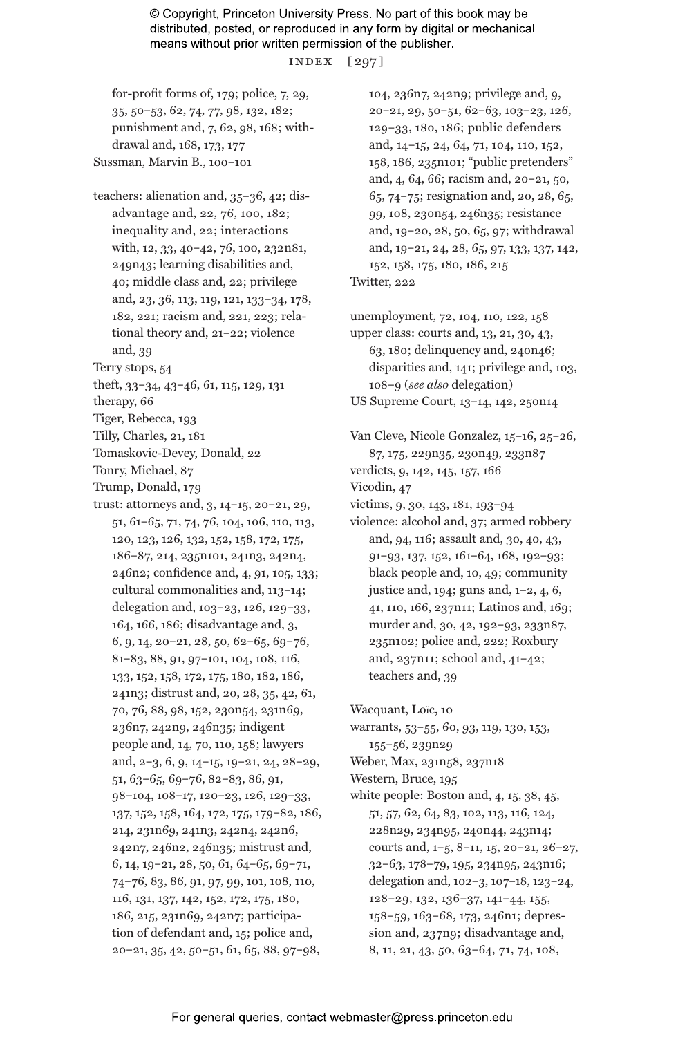for-profit forms of, 179; police, 7, 29, 35, 50–53, 62, 74, 77, 98, 132, 182; punishment and, 7, 62, 98, 168; withdrawal and, 168, 173, 177

Sussman, Marvin B., 100–101

teachers: alienation and, 35–36, 42; disadvantage and, 22, 76, 100, 182; inequality and, 22; interactions with, 12, 33, 40–42, 76, 100, 232n81, 249n43; learning disabilities and, 40; middle class and, 22; privilege and, 23, 36, 113, 119, 121, 133–34, 178, 182, 221; racism and, 221, 223; relational theory and, 21–22; violence and, 39

Terry stops, 54

theft, 33–34, 43–46, 61, 115, 129, 131

therapy, 66

Tiger, Rebecca, 193

Tilly, Charles, 21, 181

Tomaskovic-Devey, Donald, 22

Tonry, Michael, 87

Trump, Donald, 179

trust: attorneys and, 3, 14–15, 20–21, 29, 51, 61–65, 71, 74, 76, 104, 106, 110, 113, 120, 123, 126, 132, 152, 158, 172, 175, 186–87, 214, 235n101, 241n3, 242n4, 246n2; confidence and, 4, 91, 105, 133; cultural commonalities and, 113–14; delegation and, 103–23, 126, 129–33, 164, 166, 186; disadvantage and, 3, 6, 9, 14, 20–21, 28, 50, 62–65, 69–76, 81–83, 88, 91, 97–101, 104, 108, 116, 133, 152, 158, 172, 175, 180, 182, 186, 241n3; distrust and, 20, 28, 35, 42, 61, 70, 76, 88, 98, 152, 230n54, 231n69, 236n7, 242n9, 246n35; indigent people and, 14, 70, 110, 158; lawyers and, 2–3, 6, 9, 14–15, 19–21, 24, 28–29, 51, 63–65, 69–76, 82–83, 86, 91, 98–104, 108–17, 120–23, 126, 129–33, 137, 152, 158, 164, 172, 175, 179–82, 186, 214, 231n69, 241n3, 242n4, 242n6, 242n7, 246n2, 246n35; mistrust and, 6, 14, 19–21, 28, 50, 61, 64–65, 69–71, 74–76, 83, 86, 91, 97, 99, 101, 108, 110, 116, 131, 137, 142, 152, 172, 175, 180, 186, 215, 231n69, 242n7; participation of defendant and, 15; police and, 20–21, 35, 42, 50–51, 61, 65, 88, 97–98, 104, 236n7, 242n9; privilege and, 9, 20–21, 29, 50–51, 62–63, 103–23, 126, 129–33, 180, 186; public defenders and, 14–15, 24, 64, 71, 104, 110, 152, 158, 186, 235n101; "public pretenders" and, 4, 64, 66; racism and, 20–21, 50, 65, 74–75; resignation and, 20, 28, 65, 99, 108, 230n54, 246n35; resistance and, 19–20, 28, 50, 65, 97; withdrawal and, 19–21, 24, 28, 65, 97, 133, 137, 142, 152, 158, 175, 180, 186, 215

Twitter, 222

unemployment, 72, 104, 110, 122, 158

upper class: courts and, 13, 21, 30, 43, 63, 180; delinquency and, 240n46; disparities and, 141; privilege and, 103, 108–9 (*see also* delegation)

US Supreme Court, 13–14, 142, 250n14

Van Cleve, Nicole Gonzalez, 15–16, 25–26, 87, 175, 229n35, 230n49, 233n87

verdicts, 9, 142, 145, 157, 166

Vicodin, 47

victims, 9, 30, 143, 181, 193–94

violence: alcohol and, 37; armed robbery and, 94, 116; assault and, 30, 40, 43, 91–93, 137, 152, 161–64, 168, 192–93; black people and, 10, 49; community justice and, 194; guns and, 1–2, 4, 6, 41, 110, 166, 237n11; Latinos and, 169; murder and, 30, 42, 192–93, 233n87, 235n102; police and, 222; Roxbury and, 237n11; school and, 41–42; teachers and, 39

Wacquant, Loïc, 10

warrants, 53–55, 60, 93, 119, 130, 153, 155–56, 239n29

Weber, Max, 231n58, 237n18

Western, Bruce, 195

white people: Boston and, 4, 15, 38, 45, 51, 57, 62, 64, 83, 102, 113, 116, 124, 228n29, 234n95, 240n44, 243n14; courts and, 1–5, 8–11, 15, 20–21, 26–27, 32–63, 178–79, 195, 234n95, 243n16; delegation and, 102–3, 107–18, 123–24, 128–29, 132, 136–37, 141–44, 155, 158–59, 163–68, 173, 246n1; depression and, 237n9; disadvantage and, 8, 11, 21, 43, 50, 63–64, 71, 74, 108,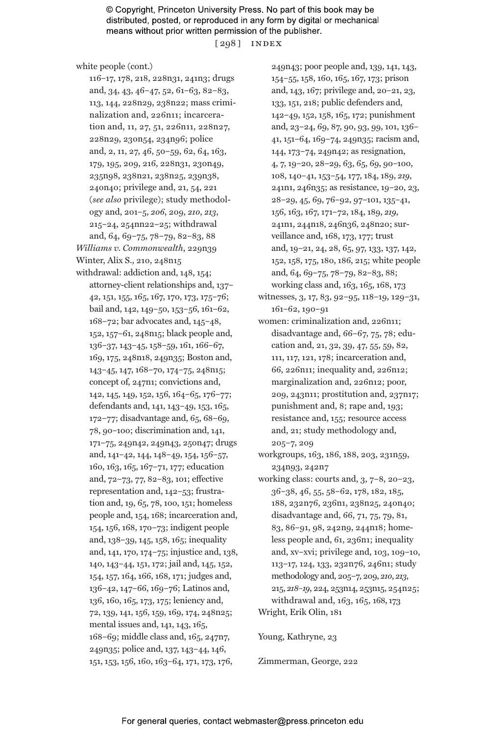white people (cont.)
116–17, 178, 218, 228n31, 241n3; drugs and, 34, 43, 46–47, 52, 61–63, 82–83, 113, 144, 228n29, 238n22; mass criminalization and, 226n11; incarceration and, 11, 27, 51, 226n11, 228n27, 228n29, 230n54, 234n96; police and, 2, 11, 27, 46, 50–59, 62, 64, 163, 179, 195, 209, 216, 228n31, 230n49, 235n98, 238n21, 238n25, 239n38, 240n40; privilege and, 21, 54, 221 (*see also* privilege); study methodology and, 201–5, *206*, 209, *210*, *213*, 215–24, 254nn22–25; withdrawal and, 64, 69–75, 78–79, 82–83, 88

*Williams v. Commonwealth*, 229n39

Winter, Alix S., 210, 248n15

withdrawal: addiction and, 148, 154; attorney-client relationships and, 137–42, 151, 155, 165, 167, 170, 173, 175–76; bail and, 142, 149–50, 153–56, 161–62, 168–72; bar advocates and, 145–48, 152, 157–61, 248n15; black people and, 136–37, 143–45, 158–59, 161, 166–67, 169, 175, 248n18, 249n35; Boston and, 143–45, 147, 168–70, 174–75, 248n15; concept of, 247n1; convictions and, 142, 145, 149, 152, 156, 164–65, 176–77; defendants and, 141, 143–49, 153, 165, 172–77; disadvantage and, 65, 68–69, 78, 90–100; discrimination and, 141, 171–75, 249n42, 249n43, 250n47; drugs and, 141–42, 144, 148–49, 154, 156–57, 160, 163, 165, 167–71, 177; education and, 72–73, 77, 82–83, 101; effective representation and, 142–53; frustration and, 19, 65, 78, 100, 151; homeless people and, 154, 168; incarceration and, 154, 156, 168, 170–73; indigent people and, 138–39, 145, 158, 165; inequality and, 141, 170, 174–75; injustice and, 138, 140, 143–44, 151, 172; jail and, 145, 152, 154, 157, 164, 166, 168, 171; judges and, 136–42, 147–66, 169–76; Latinos and, 136, 160, 165, 173, 175; leniency and, 72, 139, 141, 156, 159, 169, 174, 248n25; mental issues and, 141, 143, 165, 168–69; middle class and, 165, 247n7, 249n35; police and, 137, 143–44, 146, 151, 153, 156, 160, 163–64, 171, 173, 176, 249n43; poor people and, 139, 141, 143, 154–55, 158, 160, 165, 167, 173; prison and, 143, 167; privilege and, 20–21, 23, 133, 151, 218; public defenders and, 142–49, 152, 158, 165, 172; punishment and, 23–24, 69, 87, 90, 93, 99, 101, 136–41, 151–64, 169–74, 249n35; racism and, 144, 173–74, 249n42; as resignation, 4, 7, 19–20, 28–29, 63, 65, 69, 90–100, 108, 140–41, 153–54, 177, 184, 189, *219*, 241n1, 246n35; as resistance, 19–20, 23, 28–29, 45, 69, 76–92, 97–101, 135–41, 156, 163, 167, 171–72, 184, 189, *219*, 241n1, 244n18, 246n36, 248n20; surveillance and, 168, 173, 177; trust and, 19–21, 24, 28, 65, 97, 133, 137, 142, 152, 158, 175, 180, 186, 215; white people and, 64, 69–75, 78–79, 82–83, 88; working class and, 163, 165, 168, 173

witnesses, 3, 17, 83, 92–95, 118–19, 129–31, 161–62, 190–91

women: criminalization and, 226n11; disadvantage and, 66–67, 75, 78; education and, 21, 32, 39, 47, 55, 59, 82, 111, 117, 121, 178; incarceration and, 66, 226n11; inequality and, 226n12; marginalization and, 226n12; poor, 209, 243n11; prostitution and, 237n17; punishment and, 8; rape and, 193; resistance and, 155; resource access and, 21; study methodology and, 205–7, 209

workgroups, 163, 186, 188, 203, 231n59, 234n93, 242n7

working class: courts and, 3, 7–8, 20–23, 36–38, 46, 55, 58–62, 178, 182, 185, 188, 232n76, 236n1, 238n25, 240n40; disadvantage and, 66, 71, 75, 79, 81, 83, 86–91, 98, 242n9, 244n18; homeless people and, 61, 236n1; inequality and, xv–xvi; privilege and, 103, 109–10, 113–17, 124, 133, 232n76, 246n1; study methodology and, 205–7, 209, *210*, *213*, 215, *218–19*, 224, 253n14, 253n15, 254n25; withdrawal and, 163, 165, 168, 173

Wright, Erik Olin, 181

Young, Kathryne, 23

Zimmerman, George, 222